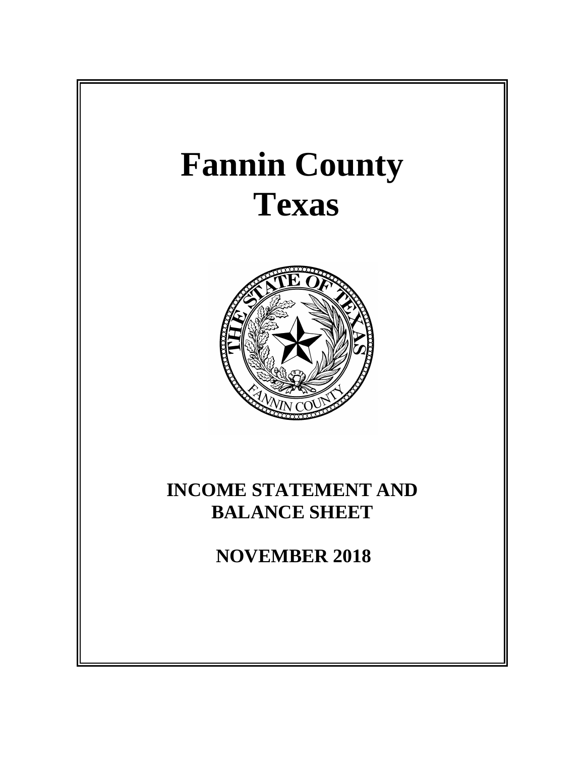# Fannin County
# Texas

## INCOME STATEMENT AND BALANCE SHEET

## NOVEMBER 2018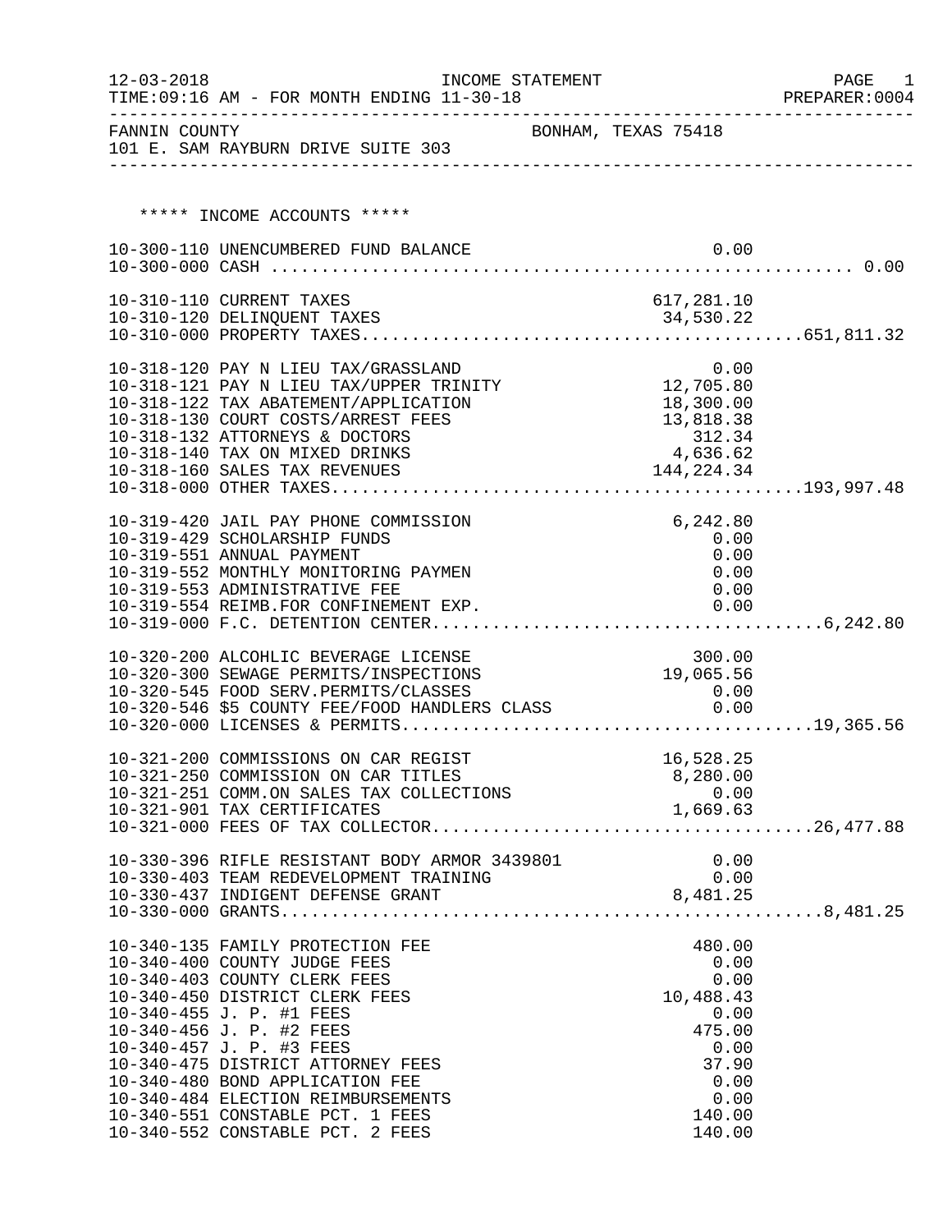INCOME STATEMENT

12-03-2018 TIME:09:16 AM - FOR MONTH ENDING 11-30-18 — PREPARER:0004

FANNIN COUNTY — BONHAM, TEXAS 75418
101 E. SAM RAYBURN DRIVE SUITE 303

## ***** INCOME ACCOUNTS *****

| Account | Description | Amount | Total |
|---|---|---|---|
| 10-300-110 | UNENCUMBERED FUND BALANCE | 0.00 | |
| 10-300-000 | CASH | | 0.00 |
| 10-310-110 | CURRENT TAXES | 617,281.10 | |
| 10-310-120 | DELINQUENT TAXES | 34,530.22 | |
| 10-310-000 | PROPERTY TAXES | | 651,811.32 |
| 10-318-120 | PAY N LIEU TAX/GRASSLAND | 0.00 | |
| 10-318-121 | PAY N LIEU TAX/UPPER TRINITY | 12,705.80 | |
| 10-318-122 | TAX ABATEMENT/APPLICATION | 18,300.00 | |
| 10-318-130 | COURT COSTS/ARREST FEES | 13,818.38 | |
| 10-318-132 | ATTORNEYS & DOCTORS | 312.34 | |
| 10-318-140 | TAX ON MIXED DRINKS | 4,636.62 | |
| 10-318-160 | SALES TAX REVENUES | 144,224.34 | |
| 10-318-000 | OTHER TAXES | | 193,997.48 |
| 10-319-420 | JAIL PAY PHONE COMMISSION | 6,242.80 | |
| 10-319-429 | SCHOLARSHIP FUNDS | 0.00 | |
| 10-319-551 | ANNUAL PAYMENT | 0.00 | |
| 10-319-552 | MONTHLY MONITORING PAYMEN | 0.00 | |
| 10-319-553 | ADMINISTRATIVE FEE | 0.00 | |
| 10-319-554 | REIMB.FOR CONFINEMENT EXP. | 0.00 | |
| 10-319-000 | F.C. DETENTION CENTER | | 6,242.80 |
| 10-320-200 | ALCOHLIC BEVERAGE LICENSE | 300.00 | |
| 10-320-300 | SEWAGE PERMITS/INSPECTIONS | 19,065.56 | |
| 10-320-545 | FOOD SERV.PERMITS/CLASSES | 0.00 | |
| 10-320-546 | $5 COUNTY FEE/FOOD HANDLERS CLASS | 0.00 | |
| 10-320-000 | LICENSES & PERMITS | | 19,365.56 |
| 10-321-200 | COMMISSIONS ON CAR REGIST | 16,528.25 | |
| 10-321-250 | COMMISSION ON CAR TITLES | 8,280.00 | |
| 10-321-251 | COMM.ON SALES TAX COLLECTIONS | 0.00 | |
| 10-321-901 | TAX CERTIFICATES | 1,669.63 | |
| 10-321-000 | FEES OF TAX COLLECTOR | | 26,477.88 |
| 10-330-396 | RIFLE RESISTANT BODY ARMOR 3439801 | 0.00 | |
| 10-330-403 | TEAM REDEVELOPMENT TRAINING | 0.00 | |
| 10-330-437 | INDIGENT DEFENSE GRANT | 8,481.25 | |
| 10-330-000 | GRANTS | | 8,481.25 |
| 10-340-135 | FAMILY PROTECTION FEE | 480.00 | |
| 10-340-400 | COUNTY JUDGE FEES | 0.00 | |
| 10-340-403 | COUNTY CLERK FEES | 0.00 | |
| 10-340-450 | DISTRICT CLERK FEES | 10,488.43 | |
| 10-340-455 | J. P. #1 FEES | 0.00 | |
| 10-340-456 | J. P. #2 FEES | 475.00 | |
| 10-340-457 | J. P. #3 FEES | 0.00 | |
| 10-340-475 | DISTRICT ATTORNEY FEES | 37.90 | |
| 10-340-480 | BOND APPLICATION FEE | 0.00 | |
| 10-340-484 | ELECTION REIMBURSEMENTS | 0.00 | |
| 10-340-551 | CONSTABLE PCT. 1 FEES | 140.00 | |
| 10-340-552 | CONSTABLE PCT. 2 FEES | 140.00 | |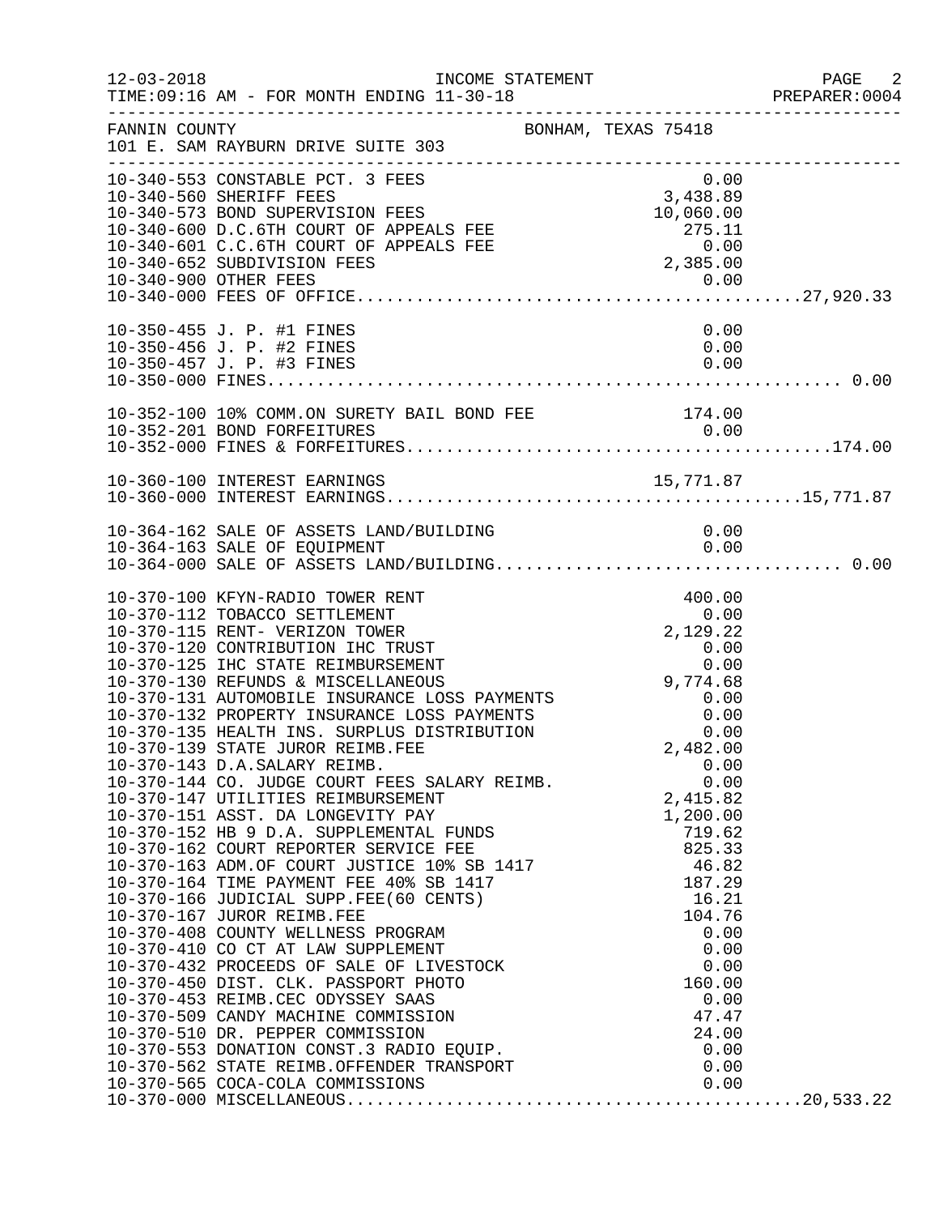FANNIN COUNTY — BONHAM, TEXAS 75418
101 E. SAM RAYBURN DRIVE SUITE 303

INCOME STATEMENT — FOR MONTH ENDING 11-30-18

| Account | Description | Amount | Total |
|---|---|---|---|
| 10-340-553 | CONSTABLE PCT. 3 FEES | 0.00 | |
| 10-340-560 | SHERIFF FEES | 3,438.89 | |
| 10-340-573 | BOND SUPERVISION FEES | 10,060.00 | |
| 10-340-600 | D.C.6TH COURT OF APPEALS FEE | 275.11 | |
| 10-340-601 | C.C.6TH COURT OF APPEALS FEE | 0.00 | |
| 10-340-652 | SUBDIVISION FEES | 2,385.00 | |
| 10-340-900 | OTHER FEES | 0.00 | |
| 10-340-000 | FEES OF OFFICE | | 27,920.33 |
| 10-350-455 | J. P. #1 FINES | 0.00 | |
| 10-350-456 | J. P. #2 FINES | 0.00 | |
| 10-350-457 | J. P. #3 FINES | 0.00 | |
| 10-350-000 | FINES | | 0.00 |
| 10-352-100 | 10% COMM.ON SURETY BAIL BOND FEE | 174.00 | |
| 10-352-201 | BOND FORFEITURES | 0.00 | |
| 10-352-000 | FINES & FORFEITURES | | 174.00 |
| 10-360-100 | INTEREST EARNINGS | 15,771.87 | |
| 10-360-000 | INTEREST EARNINGS | | 15,771.87 |
| 10-364-162 | SALE OF ASSETS LAND/BUILDING | 0.00 | |
| 10-364-163 | SALE OF EQUIPMENT | 0.00 | |
| 10-364-000 | SALE OF ASSETS LAND/BUILDING | | 0.00 |
| 10-370-100 | KFYN-RADIO TOWER RENT | 400.00 | |
| 10-370-112 | TOBACCO SETTLEMENT | 0.00 | |
| 10-370-115 | RENT- VERIZON TOWER | 2,129.22 | |
| 10-370-120 | CONTRIBUTION IHC TRUST | 0.00 | |
| 10-370-125 | IHC STATE REIMBURSEMENT | 0.00 | |
| 10-370-130 | REFUNDS & MISCELLANEOUS | 9,774.68 | |
| 10-370-131 | AUTOMOBILE INSURANCE LOSS PAYMENTS | 0.00 | |
| 10-370-132 | PROPERTY INSURANCE LOSS PAYMENTS | 0.00 | |
| 10-370-135 | HEALTH INS. SURPLUS DISTRIBUTION | 0.00 | |
| 10-370-139 | STATE JUROR REIMB.FEE | 2,482.00 | |
| 10-370-143 | D.A.SALARY REIMB. | 0.00 | |
| 10-370-144 | CO. JUDGE COURT FEES SALARY REIMB. | 0.00 | |
| 10-370-147 | UTILITIES REIMBURSEMENT | 2,415.82 | |
| 10-370-151 | ASST. DA LONGEVITY PAY | 1,200.00 | |
| 10-370-152 | HB 9 D.A. SUPPLEMENTAL FUNDS | 719.62 | |
| 10-370-162 | COURT REPORTER SERVICE FEE | 825.33 | |
| 10-370-163 | ADM.OF COURT JUSTICE 10% SB 1417 | 46.82 | |
| 10-370-164 | TIME PAYMENT FEE 40% SB 1417 | 187.29 | |
| 10-370-166 | JUDICIAL SUPP.FEE(60 CENTS) | 16.21 | |
| 10-370-167 | JUROR REIMB.FEE | 104.76 | |
| 10-370-408 | COUNTY WELLNESS PROGRAM | 0.00 | |
| 10-370-410 | CO CT AT LAW SUPPLEMENT | 0.00 | |
| 10-370-432 | PROCEEDS OF SALE OF LIVESTOCK | 0.00 | |
| 10-370-450 | DIST. CLK. PASSPORT PHOTO | 160.00 | |
| 10-370-453 | REIMB.CEC ODYSSEY SAAS | 0.00 | |
| 10-370-509 | CANDY MACHINE COMMISSION | 47.47 | |
| 10-370-510 | DR. PEPPER COMMISSION | 24.00 | |
| 10-370-553 | DONATION CONST.3 RADIO EQUIP. | 0.00 | |
| 10-370-562 | STATE REIMB.OFFENDER TRANSPORT | 0.00 | |
| 10-370-565 | COCA-COLA COMMISSIONS | 0.00 | |
| 10-370-000 | MISCELLANEOUS | | 20,533.22 |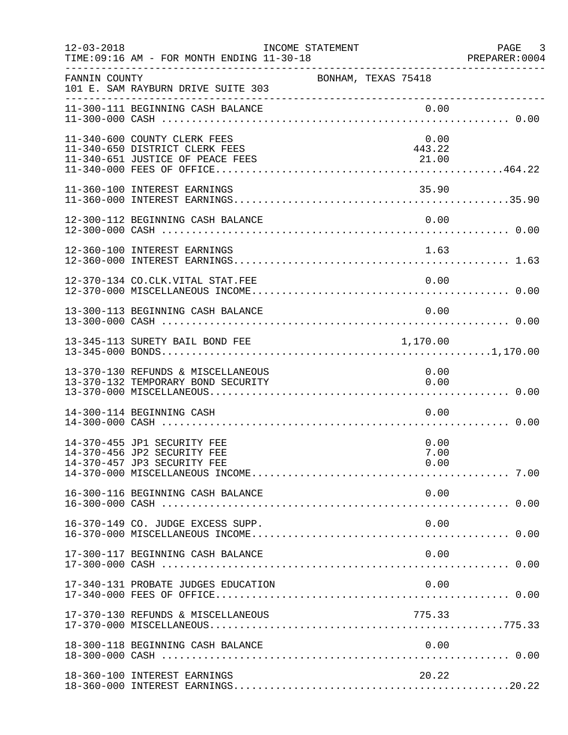INCOME STATEMENT

TIME:09:16 AM - FOR MONTH ENDING 11-30-18

FANNIN COUNTY — BONHAM, TEXAS 75418
101 E. SAM RAYBURN DRIVE SUITE 303

| Account | Description | Amount | Total |
|---|---|---|---|
| 11-300-111 | BEGINNING CASH BALANCE | 0.00 | |
| 11-300-000 | CASH | | 0.00 |
| 11-340-600 | COUNTY CLERK FEES | 0.00 | |
| 11-340-650 | DISTRICT CLERK FEES | 443.22 | |
| 11-340-651 | JUSTICE OF PEACE FEES | 21.00 | |
| 11-340-000 | FEES OF OFFICE | | 464.22 |
| 11-360-100 | INTEREST EARNINGS | 35.90 | |
| 11-360-000 | INTEREST EARNINGS | | 35.90 |
| 12-300-112 | BEGINNING CASH BALANCE | 0.00 | |
| 12-300-000 | CASH | | 0.00 |
| 12-360-100 | INTEREST EARNINGS | 1.63 | |
| 12-360-000 | INTEREST EARNINGS | | 1.63 |
| 12-370-134 | CO.CLK.VITAL STAT.FEE | 0.00 | |
| 12-370-000 | MISCELLANEOUS INCOME | | 0.00 |
| 13-300-113 | BEGINNING CASH BALANCE | 0.00 | |
| 13-300-000 | CASH | | 0.00 |
| 13-345-113 | SURETY BAIL BOND FEE | 1,170.00 | |
| 13-345-000 | BONDS | | 1,170.00 |
| 13-370-130 | REFUNDS & MISCELLANEOUS | 0.00 | |
| 13-370-132 | TEMPORARY BOND SECURITY | 0.00 | |
| 13-370-000 | MISCELLANEOUS | | 0.00 |
| 14-300-114 | BEGINNING CASH | 0.00 | |
| 14-300-000 | CASH | | 0.00 |
| 14-370-455 | JP1 SECURITY FEE | 0.00 | |
| 14-370-456 | JP2 SECURITY FEE | 7.00 | |
| 14-370-457 | JP3 SECURITY FEE | 0.00 | |
| 14-370-000 | MISCELLANEOUS INCOME | | 7.00 |
| 16-300-116 | BEGINNING CASH BALANCE | 0.00 | |
| 16-300-000 | CASH | | 0.00 |
| 16-370-149 | CO. JUDGE EXCESS SUPP. | 0.00 | |
| 16-370-000 | MISCELLANEOUS INCOME | | 0.00 |
| 17-300-117 | BEGINNING CASH BALANCE | 0.00 | |
| 17-300-000 | CASH | | 0.00 |
| 17-340-131 | PROBATE JUDGES EDUCATION | 0.00 | |
| 17-340-000 | FEES OF OFFICE | | 0.00 |
| 17-370-130 | REFUNDS & MISCELLANEOUS | 775.33 | |
| 17-370-000 | MISCELLANEOUS | | 775.33 |
| 18-300-118 | BEGINNING CASH BALANCE | 0.00 | |
| 18-300-000 | CASH | | 0.00 |
| 18-360-100 | INTEREST EARNINGS | 20.22 | |
| 18-360-000 | INTEREST EARNINGS | | 20.22 |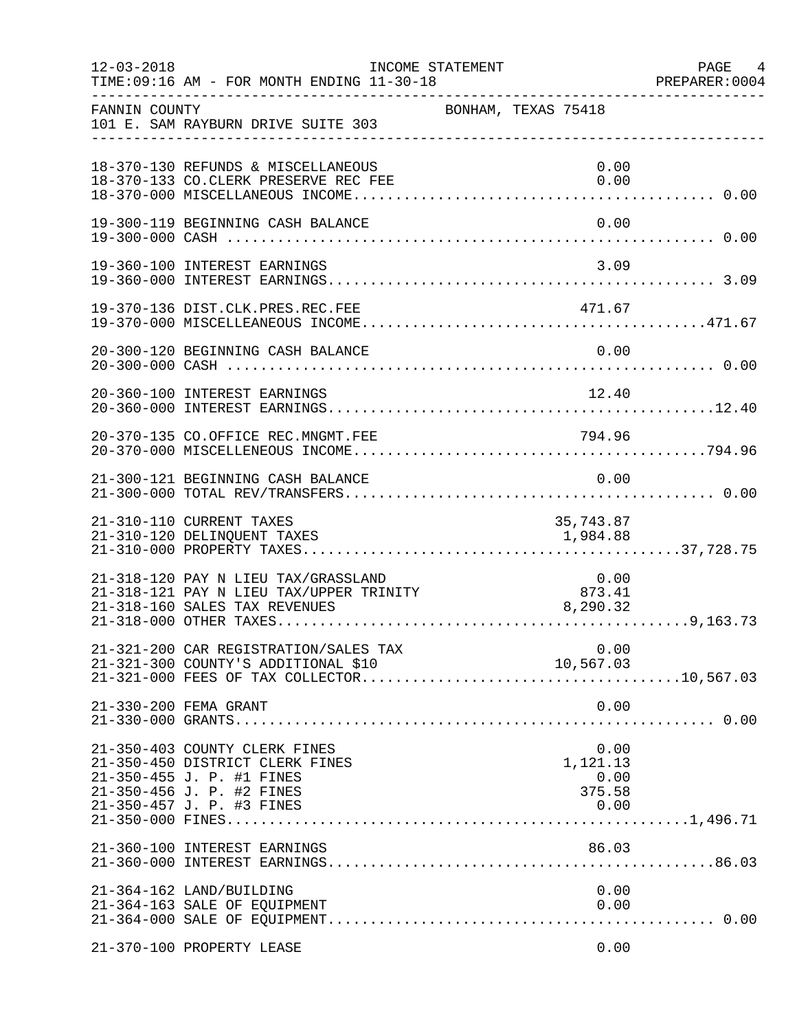FANNIN COUNTY — BONHAM, TEXAS 75418
101 E. SAM RAYBURN DRIVE SUITE 303

INCOME STATEMENT — FOR MONTH ENDING 11-30-18

| Account | Description | Detail | Total |
|---|---|---|---|
| 18-370-130 | REFUNDS & MISCELLANEOUS | 0.00 | |
| 18-370-133 | CO.CLERK PRESERVE REC FEE | 0.00 | |
| 18-370-000 | MISCELLANEOUS INCOME | | 0.00 |
| 19-300-119 | BEGINNING CASH BALANCE | 0.00 | |
| 19-300-000 | CASH | | 0.00 |
| 19-360-100 | INTEREST EARNINGS | 3.09 | |
| 19-360-000 | INTEREST EARNINGS | | 3.09 |
| 19-370-136 | DIST.CLK.PRES.REC.FEE | 471.67 | |
| 19-370-000 | MISCELLEANEOUS INCOME | | 471.67 |
| 20-300-120 | BEGINNING CASH BALANCE | 0.00 | |
| 20-300-000 | CASH | | 0.00 |
| 20-360-100 | INTEREST EARNINGS | 12.40 | |
| 20-360-000 | INTEREST EARNINGS | | 12.40 |
| 20-370-135 | CO.OFFICE REC.MNGMT.FEE | 794.96 | |
| 20-370-000 | MISCELLENEOUS INCOME | | 794.96 |
| 21-300-121 | BEGINNING CASH BALANCE | 0.00 | |
| 21-300-000 | TOTAL REV/TRANSFERS | | 0.00 |
| 21-310-110 | CURRENT TAXES | 35,743.87 | |
| 21-310-120 | DELINQUENT TAXES | 1,984.88 | |
| 21-310-000 | PROPERTY TAXES | | 37,728.75 |
| 21-318-120 | PAY N LIEU TAX/GRASSLAND | 0.00 | |
| 21-318-121 | PAY N LIEU TAX/UPPER TRINITY | 873.41 | |
| 21-318-160 | SALES TAX REVENUES | 8,290.32 | |
| 21-318-000 | OTHER TAXES | | 9,163.73 |
| 21-321-200 | CAR REGISTRATION/SALES TAX | 0.00 | |
| 21-321-300 | COUNTY'S ADDITIONAL $10 | 10,567.03 | |
| 21-321-000 | FEES OF TAX COLLECTOR | | 10,567.03 |
| 21-330-200 | FEMA GRANT | 0.00 | |
| 21-330-000 | GRANTS | | 0.00 |
| 21-350-403 | COUNTY CLERK FINES | 0.00 | |
| 21-350-450 | DISTRICT CLERK FINES | 1,121.13 | |
| 21-350-455 | J. P. #1 FINES | 0.00 | |
| 21-350-456 | J. P. #2 FINES | 375.58 | |
| 21-350-457 | J. P. #3 FINES | 0.00 | |
| 21-350-000 | FINES | | 1,496.71 |
| 21-360-100 | INTEREST EARNINGS | 86.03 | |
| 21-360-000 | INTEREST EARNINGS | | 86.03 |
| 21-364-162 | LAND/BUILDING | 0.00 | |
| 21-364-163 | SALE OF EQUIPMENT | 0.00 | |
| 21-364-000 | SALE OF EQUIPMENT | | 0.00 |
| 21-370-100 | PROPERTY LEASE | 0.00 | |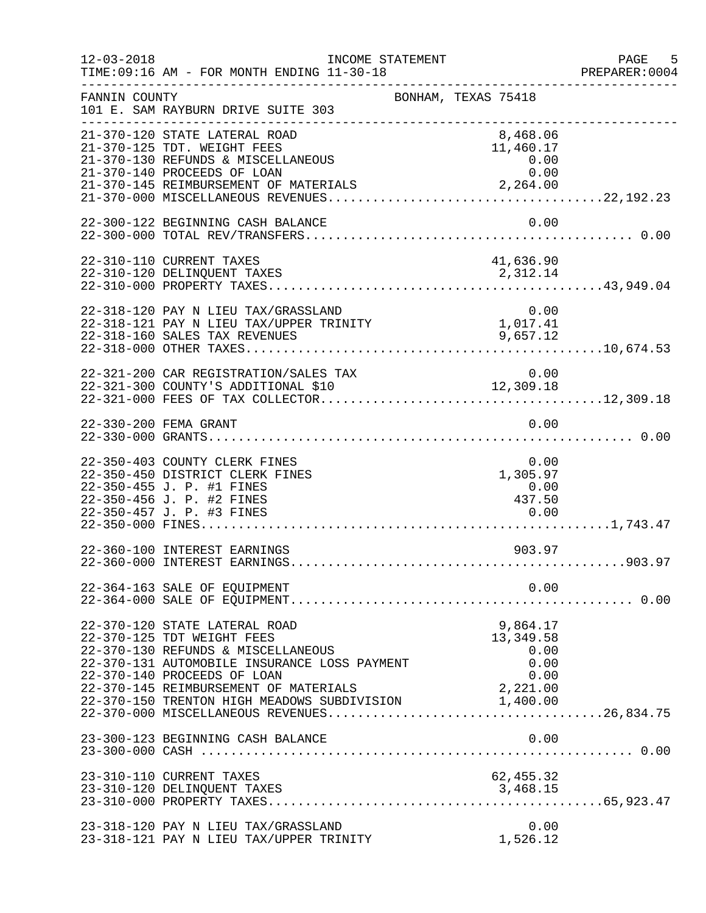FANNIN COUNTY — BONHAM, TEXAS 75418
101 E. SAM RAYBURN DRIVE SUITE 303

INCOME STATEMENT — FOR MONTH ENDING 11-30-18

| Account | Description | Amount | Total |
|---|---|---|---|
| 21-370-120 | STATE LATERAL ROAD | 8,468.06 | |
| 21-370-125 | TDT. WEIGHT FEES | 11,460.17 | |
| 21-370-130 | REFUNDS & MISCELLANEOUS | 0.00 | |
| 21-370-140 | PROCEEDS OF LOAN | 0.00 | |
| 21-370-145 | REIMBURSEMENT OF MATERIALS | 2,264.00 | |
| 21-370-000 | MISCELLANEOUS REVENUES | | 22,192.23 |
| 22-300-122 | BEGINNING CASH BALANCE | 0.00 | |
| 22-300-000 | TOTAL REV/TRANSFERS | | 0.00 |
| 22-310-110 | CURRENT TAXES | 41,636.90 | |
| 22-310-120 | DELINQUENT TAXES | 2,312.14 | |
| 22-310-000 | PROPERTY TAXES | | 43,949.04 |
| 22-318-120 | PAY N LIEU TAX/GRASSLAND | 0.00 | |
| 22-318-121 | PAY N LIEU TAX/UPPER TRINITY | 1,017.41 | |
| 22-318-160 | SALES TAX REVENUES | 9,657.12 | |
| 22-318-000 | OTHER TAXES | | 10,674.53 |
| 22-321-200 | CAR REGISTRATION/SALES TAX | 0.00 | |
| 22-321-300 | COUNTY'S ADDITIONAL $10 | 12,309.18 | |
| 22-321-000 | FEES OF TAX COLLECTOR | | 12,309.18 |
| 22-330-200 | FEMA GRANT | 0.00 | |
| 22-330-000 | GRANTS | | 0.00 |
| 22-350-403 | COUNTY CLERK FINES | 0.00 | |
| 22-350-450 | DISTRICT CLERK FINES | 1,305.97 | |
| 22-350-455 | J. P. #1 FINES | 0.00 | |
| 22-350-456 | J. P. #2 FINES | 437.50 | |
| 22-350-457 | J. P. #3 FINES | 0.00 | |
| 22-350-000 | FINES | | 1,743.47 |
| 22-360-100 | INTEREST EARNINGS | 903.97 | |
| 22-360-000 | INTEREST EARNINGS | | 903.97 |
| 22-364-163 | SALE OF EQUIPMENT | 0.00 | |
| 22-364-000 | SALE OF EQUIPMENT | | 0.00 |
| 22-370-120 | STATE LATERAL ROAD | 9,864.17 | |
| 22-370-125 | TDT WEIGHT FEES | 13,349.58 | |
| 22-370-130 | REFUNDS & MISCELLANEOUS | 0.00 | |
| 22-370-131 | AUTOMOBILE INSURANCE LOSS PAYMENT | 0.00 | |
| 22-370-140 | PROCEEDS OF LOAN | 0.00 | |
| 22-370-145 | REIMBURSEMENT OF MATERIALS | 2,221.00 | |
| 22-370-150 | TRENTON HIGH MEADOWS SUBDIVISION | 1,400.00 | |
| 22-370-000 | MISCELLANEOUS REVENUES | | 26,834.75 |
| 23-300-123 | BEGINNING CASH BALANCE | 0.00 | |
| 23-300-000 | CASH | | 0.00 |
| 23-310-110 | CURRENT TAXES | 62,455.32 | |
| 23-310-120 | DELINQUENT TAXES | 3,468.15 | |
| 23-310-000 | PROPERTY TAXES | | 65,923.47 |
| 23-318-120 | PAY N LIEU TAX/GRASSLAND | 0.00 | |
| 23-318-121 | PAY N LIEU TAX/UPPER TRINITY | 1,526.12 | |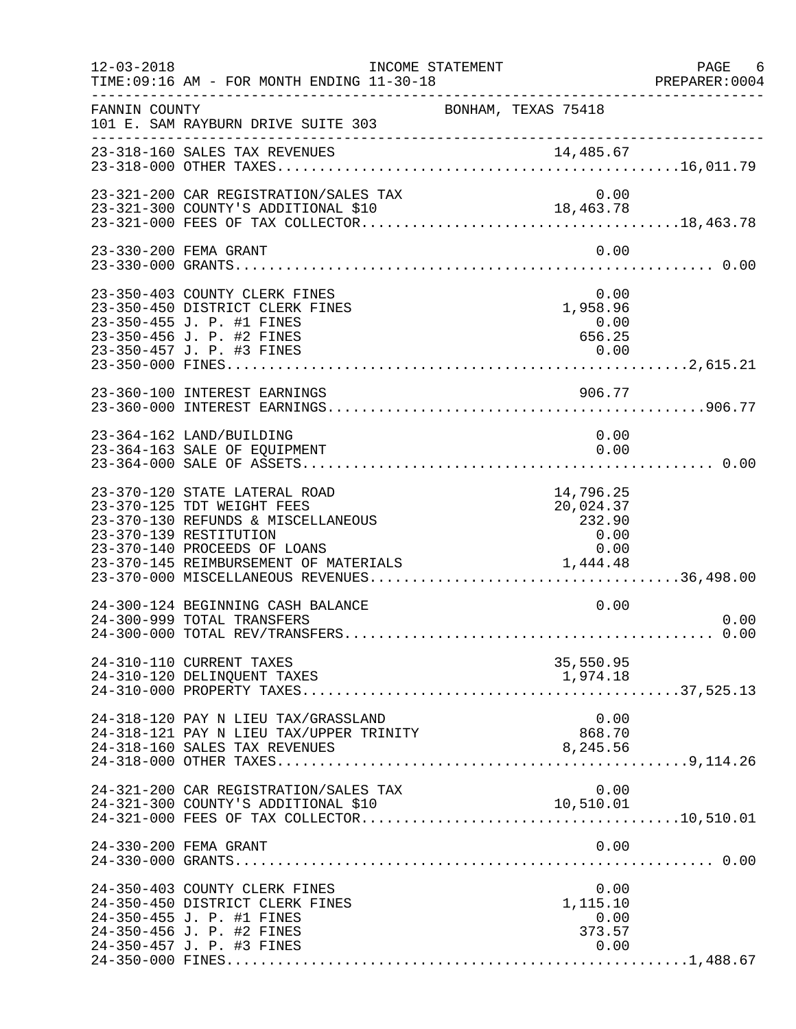INCOME STATEMENT

TIME:09:16 AM - FOR MONTH ENDING 11-30-18

12-03-2018 PREPARER:0004

FANNIN COUNTY BONHAM, TEXAS 75418
101 E. SAM RAYBURN DRIVE SUITE 303

| Account | Description | Amount | Total |
|---|---|---|---|
| 23-318-160 | SALES TAX REVENUES | 14,485.67 | |
| 23-318-000 | OTHER TAXES | | 16,011.79 |
| 23-321-200 | CAR REGISTRATION/SALES TAX | 0.00 | |
| 23-321-300 | COUNTY'S ADDITIONAL $10 | 18,463.78 | |
| 23-321-000 | FEES OF TAX COLLECTOR | | 18,463.78 |
| 23-330-200 | FEMA GRANT | 0.00 | |
| 23-330-000 | GRANTS | | 0.00 |
| 23-350-403 | COUNTY CLERK FINES | 0.00 | |
| 23-350-450 | DISTRICT CLERK FINES | 1,958.96 | |
| 23-350-455 | J. P. #1 FINES | 0.00 | |
| 23-350-456 | J. P. #2 FINES | 656.25 | |
| 23-350-457 | J. P. #3 FINES | 0.00 | |
| 23-350-000 | FINES | | 2,615.21 |
| 23-360-100 | INTEREST EARNINGS | 906.77 | |
| 23-360-000 | INTEREST EARNINGS | | 906.77 |
| 23-364-162 | LAND/BUILDING | 0.00 | |
| 23-364-163 | SALE OF EQUIPMENT | 0.00 | |
| 23-364-000 | SALE OF ASSETS | | 0.00 |
| 23-370-120 | STATE LATERAL ROAD | 14,796.25 | |
| 23-370-125 | TDT WEIGHT FEES | 20,024.37 | |
| 23-370-130 | REFUNDS & MISCELLANEOUS | 232.90 | |
| 23-370-139 | RESTITUTION | 0.00 | |
| 23-370-140 | PROCEEDS OF LOANS | 0.00 | |
| 23-370-145 | REIMBURSEMENT OF MATERIALS | 1,444.48 | |
| 23-370-000 | MISCELLANEOUS REVENUES | | 36,498.00 |
| 24-300-124 | BEGINNING CASH BALANCE | 0.00 | |
| 24-300-999 | TOTAL TRANSFERS | | 0.00 |
| 24-300-000 | TOTAL REV/TRANSFERS | | 0.00 |
| 24-310-110 | CURRENT TAXES | 35,550.95 | |
| 24-310-120 | DELINQUENT TAXES | 1,974.18 | |
| 24-310-000 | PROPERTY TAXES | | 37,525.13 |
| 24-318-120 | PAY N LIEU TAX/GRASSLAND | 0.00 | |
| 24-318-121 | PAY N LIEU TAX/UPPER TRINITY | 868.70 | |
| 24-318-160 | SALES TAX REVENUES | 8,245.56 | |
| 24-318-000 | OTHER TAXES | | 9,114.26 |
| 24-321-200 | CAR REGISTRATION/SALES TAX | 0.00 | |
| 24-321-300 | COUNTY'S ADDITIONAL $10 | 10,510.01 | |
| 24-321-000 | FEES OF TAX COLLECTOR | | 10,510.01 |
| 24-330-200 | FEMA GRANT | 0.00 | |
| 24-330-000 | GRANTS | | 0.00 |
| 24-350-403 | COUNTY CLERK FINES | 0.00 | |
| 24-350-450 | DISTRICT CLERK FINES | 1,115.10 | |
| 24-350-455 | J. P. #1 FINES | 0.00 | |
| 24-350-456 | J. P. #2 FINES | 373.57 | |
| 24-350-457 | J. P. #3 FINES | 0.00 | |
| 24-350-000 | FINES | | 1,488.67 |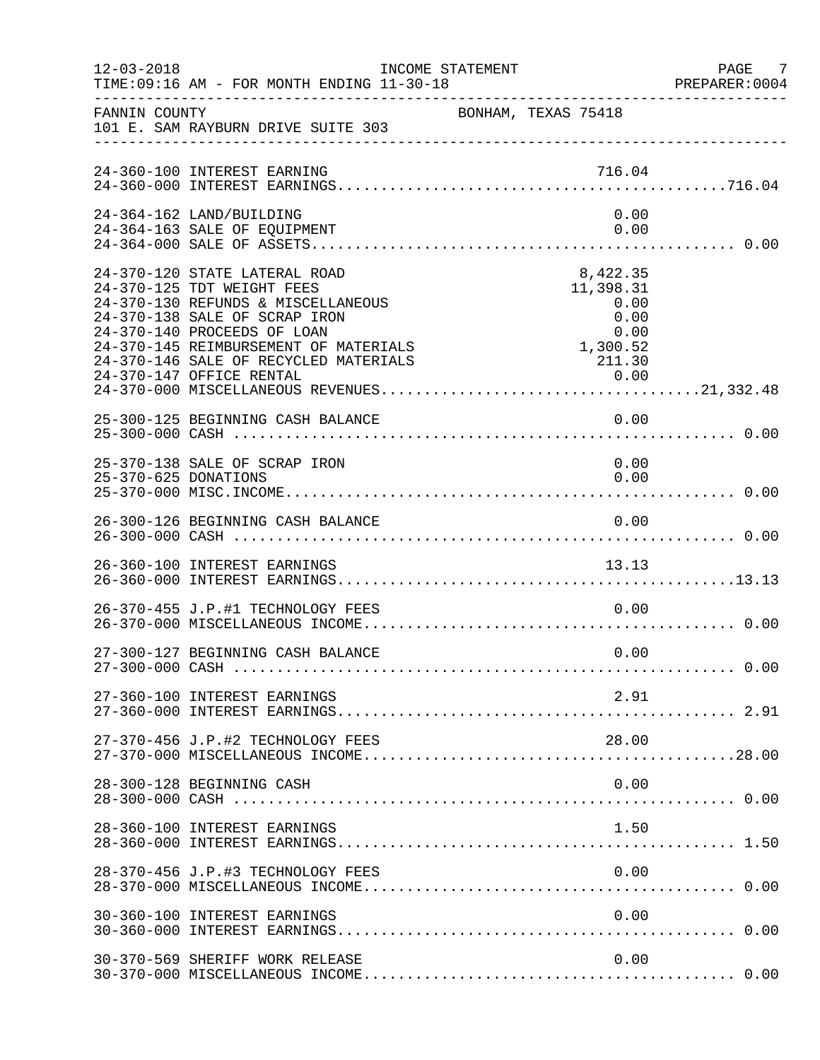FANNIN COUNTY — BONHAM, TEXAS 75418
101 E. SAM RAYBURN DRIVE SUITE 303

INCOME STATEMENT — FOR MONTH ENDING 11-30-18

| Account | Description | Amount | Total |
|---|---|---|---|
| 24-360-100 | INTEREST EARNING | 716.04 | |
| 24-360-000 | INTEREST EARNINGS | | 716.04 |
| 24-364-162 | LAND/BUILDING | 0.00 | |
| 24-364-163 | SALE OF EQUIPMENT | 0.00 | |
| 24-364-000 | SALE OF ASSETS | | 0.00 |
| 24-370-120 | STATE LATERAL ROAD | 8,422.35 | |
| 24-370-125 | TDT WEIGHT FEES | 11,398.31 | |
| 24-370-130 | REFUNDS & MISCELLANEOUS | 0.00 | |
| 24-370-138 | SALE OF SCRAP IRON | 0.00 | |
| 24-370-140 | PROCEEDS OF LOAN | 0.00 | |
| 24-370-145 | REIMBURSEMENT OF MATERIALS | 1,300.52 | |
| 24-370-146 | SALE OF RECYCLED MATERIALS | 211.30 | |
| 24-370-147 | OFFICE RENTAL | 0.00 | |
| 24-370-000 | MISCELLANEOUS REVENUES | | 21,332.48 |
| 25-300-125 | BEGINNING CASH BALANCE | 0.00 | |
| 25-300-000 | CASH | | 0.00 |
| 25-370-138 | SALE OF SCRAP IRON | 0.00 | |
| 25-370-625 | DONATIONS | 0.00 | |
| 25-370-000 | MISC.INCOME | | 0.00 |
| 26-300-126 | BEGINNING CASH BALANCE | 0.00 | |
| 26-300-000 | CASH | | 0.00 |
| 26-360-100 | INTEREST EARNINGS | 13.13 | |
| 26-360-000 | INTEREST EARNINGS | | 13.13 |
| 26-370-455 | J.P.#1 TECHNOLOGY FEES | 0.00 | |
| 26-370-000 | MISCELLANEOUS INCOME | | 0.00 |
| 27-300-127 | BEGINNING CASH BALANCE | 0.00 | |
| 27-300-000 | CASH | | 0.00 |
| 27-360-100 | INTEREST EARNINGS | 2.91 | |
| 27-360-000 | INTEREST EARNINGS | | 2.91 |
| 27-370-456 | J.P.#2 TECHNOLOGY FEES | 28.00 | |
| 27-370-000 | MISCELLANEOUS INCOME | | 28.00 |
| 28-300-128 | BEGINNING CASH | 0.00 | |
| 28-300-000 | CASH | | 0.00 |
| 28-360-100 | INTEREST EARNINGS | 1.50 | |
| 28-360-000 | INTEREST EARNINGS | | 1.50 |
| 28-370-456 | J.P.#3 TECHNOLOGY FEES | 0.00 | |
| 28-370-000 | MISCELLANEOUS INCOME | | 0.00 |
| 30-360-100 | INTEREST EARNINGS | 0.00 | |
| 30-360-000 | INTEREST EARNINGS | | 0.00 |
| 30-370-569 | SHERIFF WORK RELEASE | 0.00 | |
| 30-370-000 | MISCELLANEOUS INCOME | | 0.00 |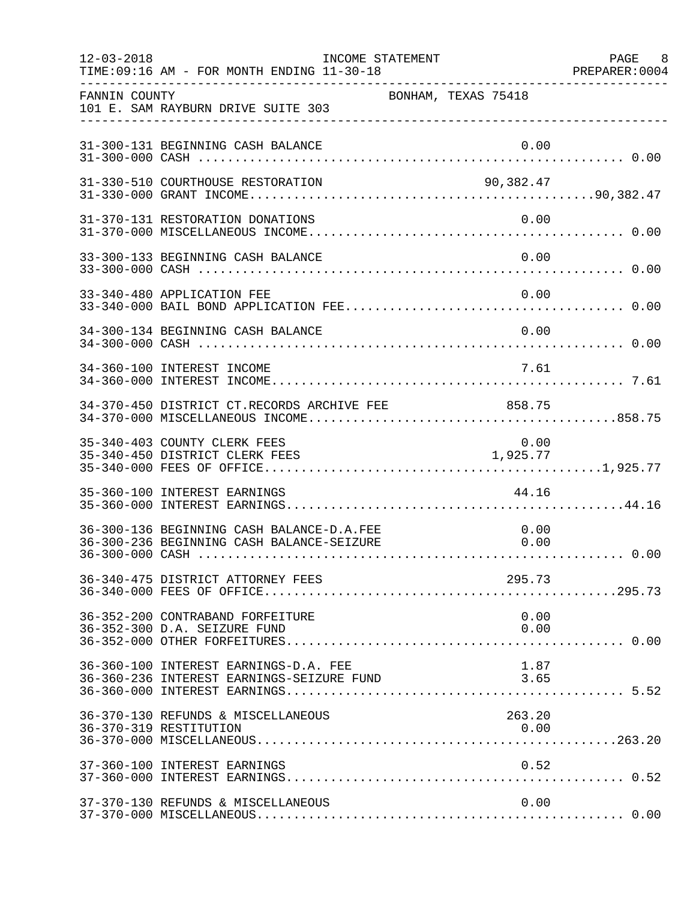FANNIN COUNTY BONHAM, TEXAS 75418
101 E. SAM RAYBURN DRIVE SUITE 303

INCOME STATEMENT
TIME:09:16 AM - FOR MONTH ENDING 11-30-18

| Account | Description | Detail | Total |
|---|---|---|---|
| 31-300-131 | BEGINNING CASH BALANCE | 0.00 | |
| 31-300-000 | CASH | | 0.00 |
| 31-330-510 | COURTHOUSE RESTORATION | 90,382.47 | |
| 31-330-000 | GRANT INCOME | | 90,382.47 |
| 31-370-131 | RESTORATION DONATIONS | 0.00 | |
| 31-370-000 | MISCELLANEOUS INCOME | | 0.00 |
| 33-300-133 | BEGINNING CASH BALANCE | 0.00 | |
| 33-300-000 | CASH | | 0.00 |
| 33-340-480 | APPLICATION FEE | 0.00 | |
| 33-340-000 | BAIL BOND APPLICATION FEE | | 0.00 |
| 34-300-134 | BEGINNING CASH BALANCE | 0.00 | |
| 34-300-000 | CASH | | 0.00 |
| 34-360-100 | INTEREST INCOME | 7.61 | |
| 34-360-000 | INTEREST INCOME | | 7.61 |
| 34-370-450 | DISTRICT CT.RECORDS ARCHIVE FEE | 858.75 | |
| 34-370-000 | MISCELLANEOUS INCOME | | 858.75 |
| 35-340-403 | COUNTY CLERK FEES | 0.00 | |
| 35-340-450 | DISTRICT CLERK FEES | 1,925.77 | |
| 35-340-000 | FEES OF OFFICE | | 1,925.77 |
| 35-360-100 | INTEREST EARNINGS | 44.16 | |
| 35-360-000 | INTEREST EARNINGS | | 44.16 |
| 36-300-136 | BEGINNING CASH BALANCE-D.A.FEE | 0.00 | |
| 36-300-236 | BEGINNING CASH BALANCE-SEIZURE | 0.00 | |
| 36-300-000 | CASH | | 0.00 |
| 36-340-475 | DISTRICT ATTORNEY FEES | 295.73 | |
| 36-340-000 | FEES OF OFFICE | | 295.73 |
| 36-352-200 | CONTRABAND FORFEITURE | 0.00 | |
| 36-352-300 | D.A. SEIZURE FUND | 0.00 | |
| 36-352-000 | OTHER FORFEITURES | | 0.00 |
| 36-360-100 | INTEREST EARNINGS-D.A. FEE | 1.87 | |
| 36-360-236 | INTEREST EARNINGS-SEIZURE FUND | 3.65 | |
| 36-360-000 | INTEREST EARNINGS | | 5.52 |
| 36-370-130 | REFUNDS & MISCELLANEOUS | 263.20 | |
| 36-370-319 | RESTITUTION | 0.00 | |
| 36-370-000 | MISCELLANEOUS | | 263.20 |
| 37-360-100 | INTEREST EARNINGS | 0.52 | |
| 37-360-000 | INTEREST EARNINGS | | 0.52 |
| 37-370-130 | REFUNDS & MISCELLANEOUS | 0.00 | |
| 37-370-000 | MISCELLANEOUS | | 0.00 |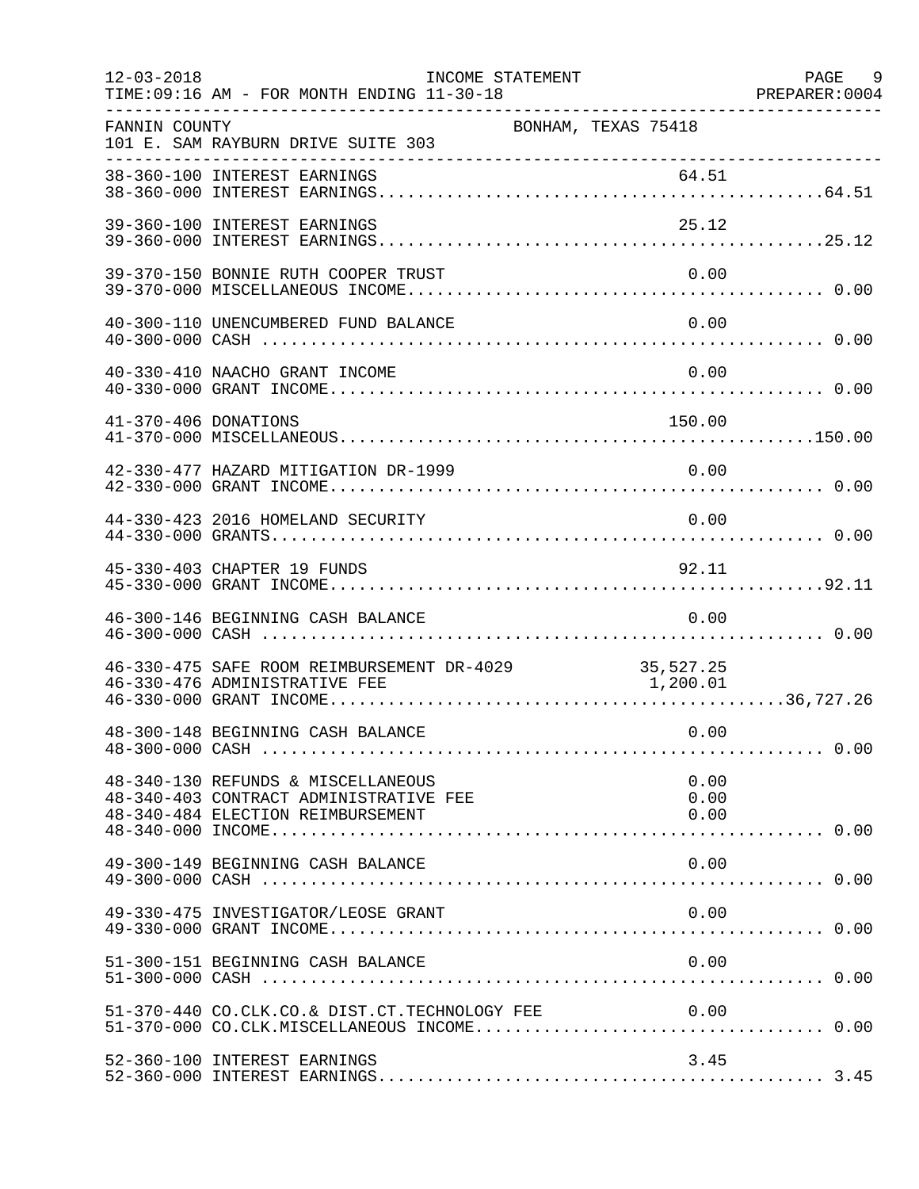FANNIN COUNTY — BONHAM, TEXAS 75418
101 E. SAM RAYBURN DRIVE SUITE 303

INCOME STATEMENT — FOR MONTH ENDING 11-30-18

| Account | Description | Amount | Total |
|---|---|---|---|
| 38-360-100 | INTEREST EARNINGS | 64.51 | |
| 38-360-000 | INTEREST EARNINGS | | 64.51 |
| 39-360-100 | INTEREST EARNINGS | 25.12 | |
| 39-360-000 | INTEREST EARNINGS | | 25.12 |
| 39-370-150 | BONNIE RUTH COOPER TRUST | 0.00 | |
| 39-370-000 | MISCELLANEOUS INCOME | | 0.00 |
| 40-300-110 | UNENCUMBERED FUND BALANCE | 0.00 | |
| 40-300-000 | CASH | | 0.00 |
| 40-330-410 | NAACHO GRANT INCOME | 0.00 | |
| 40-330-000 | GRANT INCOME | | 0.00 |
| 41-370-406 | DONATIONS | 150.00 | |
| 41-370-000 | MISCELLANEOUS | | 150.00 |
| 42-330-477 | HAZARD MITIGATION DR-1999 | 0.00 | |
| 42-330-000 | GRANT INCOME | | 0.00 |
| 44-330-423 | 2016 HOMELAND SECURITY | 0.00 | |
| 44-330-000 | GRANTS | | 0.00 |
| 45-330-403 | CHAPTER 19 FUNDS | 92.11 | |
| 45-330-000 | GRANT INCOME | | 92.11 |
| 46-300-146 | BEGINNING CASH BALANCE | 0.00 | |
| 46-300-000 | CASH | | 0.00 |
| 46-330-475 | SAFE ROOM REIMBURSEMENT DR-4029 | 35,527.25 | |
| 46-330-476 | ADMINISTRATIVE FEE | 1,200.01 | |
| 46-330-000 | GRANT INCOME | | 36,727.26 |
| 48-300-148 | BEGINNING CASH BALANCE | 0.00 | |
| 48-300-000 | CASH | | 0.00 |
| 48-340-130 | REFUNDS & MISCELLANEOUS | 0.00 | |
| 48-340-403 | CONTRACT ADMINISTRATIVE FEE | 0.00 | |
| 48-340-484 | ELECTION REIMBURSEMENT | 0.00 | |
| 48-340-000 | INCOME | | 0.00 |
| 49-300-149 | BEGINNING CASH BALANCE | 0.00 | |
| 49-300-000 | CASH | | 0.00 |
| 49-330-475 | INVESTIGATOR/LEOSE GRANT | 0.00 | |
| 49-330-000 | GRANT INCOME | | 0.00 |
| 51-300-151 | BEGINNING CASH BALANCE | 0.00 | |
| 51-300-000 | CASH | | 0.00 |
| 51-370-440 | CO.CLK.CO.& DIST.CT.TECHNOLOGY FEE | 0.00 | |
| 51-370-000 | CO.CLK.MISCELLANEOUS INCOME | | 0.00 |
| 52-360-100 | INTEREST EARNINGS | 3.45 | |
| 52-360-000 | INTEREST EARNINGS | | 3.45 |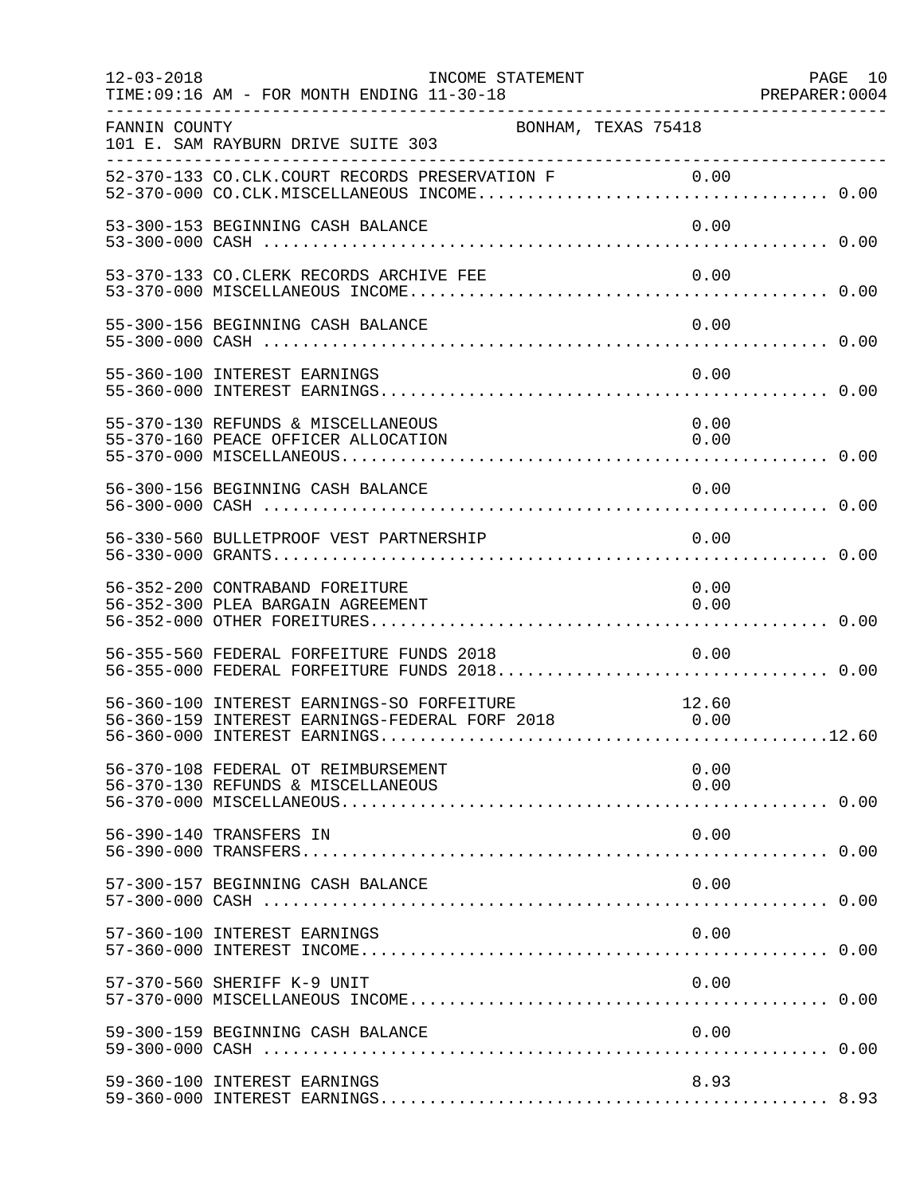FANNIN COUNTY BONHAM, TEXAS 75418
101 E. SAM RAYBURN DRIVE SUITE 303

INCOME STATEMENT — FOR MONTH ENDING 11-30-18

| Account | Description | Detail | Total |
|---|---|---|---|
| 52-370-133 | CO.CLK.COURT RECORDS PRESERVATION F | 0.00 | |
| 52-370-000 | CO.CLK.MISCELLANEOUS INCOME | | 0.00 |
| 53-300-153 | BEGINNING CASH BALANCE | 0.00 | |
| 53-300-000 | CASH | | 0.00 |
| 53-370-133 | CO.CLERK RECORDS ARCHIVE FEE | 0.00 | |
| 53-370-000 | MISCELLANEOUS INCOME | | 0.00 |
| 55-300-156 | BEGINNING CASH BALANCE | 0.00 | |
| 55-300-000 | CASH | | 0.00 |
| 55-360-100 | INTEREST EARNINGS | 0.00 | |
| 55-360-000 | INTEREST EARNINGS | | 0.00 |
| 55-370-130 | REFUNDS & MISCELLANEOUS | 0.00 | |
| 55-370-160 | PEACE OFFICER ALLOCATION | 0.00 | |
| 55-370-000 | MISCELLANEOUS | | 0.00 |
| 56-300-156 | BEGINNING CASH BALANCE | 0.00 | |
| 56-300-000 | CASH | | 0.00 |
| 56-330-560 | BULLETPROOF VEST PARTNERSHIP | 0.00 | |
| 56-330-000 | GRANTS | | 0.00 |
| 56-352-200 | CONTRABAND FOREITURE | 0.00 | |
| 56-352-300 | PLEA BARGAIN AGREEMENT | 0.00 | |
| 56-352-000 | OTHER FOREITURES | | 0.00 |
| 56-355-560 | FEDERAL FORFEITURE FUNDS 2018 | 0.00 | |
| 56-355-000 | FEDERAL FORFEITURE FUNDS 2018 | | 0.00 |
| 56-360-100 | INTEREST EARNINGS-SO FORFEITURE | 12.60 | |
| 56-360-159 | INTEREST EARNINGS-FEDERAL FORF 2018 | 0.00 | |
| 56-360-000 | INTEREST EARNINGS | | 12.60 |
| 56-370-108 | FEDERAL OT REIMBURSEMENT | 0.00 | |
| 56-370-130 | REFUNDS & MISCELLANEOUS | 0.00 | |
| 56-370-000 | MISCELLANEOUS | | 0.00 |
| 56-390-140 | TRANSFERS IN | 0.00 | |
| 56-390-000 | TRANSFERS | | 0.00 |
| 57-300-157 | BEGINNING CASH BALANCE | 0.00 | |
| 57-300-000 | CASH | | 0.00 |
| 57-360-100 | INTEREST EARNINGS | 0.00 | |
| 57-360-000 | INTEREST INCOME | | 0.00 |
| 57-370-560 | SHERIFF K-9 UNIT | 0.00 | |
| 57-370-000 | MISCELLANEOUS INCOME | | 0.00 |
| 59-300-159 | BEGINNING CASH BALANCE | 0.00 | |
| 59-300-000 | CASH | | 0.00 |
| 59-360-100 | INTEREST EARNINGS | 8.93 | |
| 59-360-000 | INTEREST EARNINGS | | 8.93 |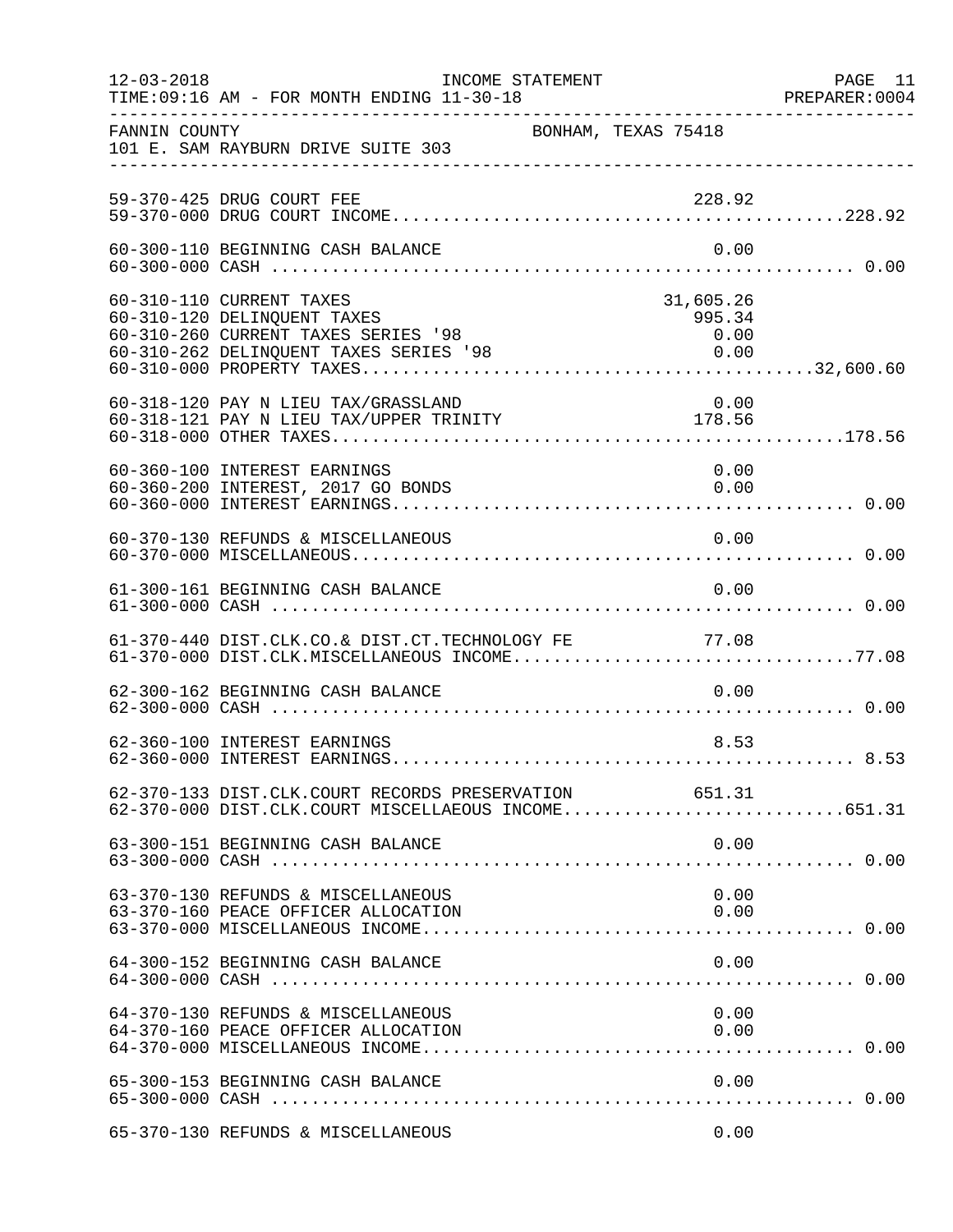FANNIN COUNTY — BONHAM, TEXAS 75418
101 E. SAM RAYBURN DRIVE SUITE 303

INCOME STATEMENT — TIME:09:16 AM - FOR MONTH ENDING 11-30-18

| Account | Description | Amount | Total |
|---|---|---|---|
| 59-370-425 | DRUG COURT FEE | 228.92 | |
| 59-370-000 | DRUG COURT INCOME | | 228.92 |
| 60-300-110 | BEGINNING CASH BALANCE | 0.00 | |
| 60-300-000 | CASH | | 0.00 |
| 60-310-110 | CURRENT TAXES | 31,605.26 | |
| 60-310-120 | DELINQUENT TAXES | 995.34 | |
| 60-310-260 | CURRENT TAXES SERIES '98 | 0.00 | |
| 60-310-262 | DELINQUENT TAXES SERIES '98 | 0.00 | |
| 60-310-000 | PROPERTY TAXES | | 32,600.60 |
| 60-318-120 | PAY N LIEU TAX/GRASSLAND | 0.00 | |
| 60-318-121 | PAY N LIEU TAX/UPPER TRINITY | 178.56 | |
| 60-318-000 | OTHER TAXES | | 178.56 |
| 60-360-100 | INTEREST EARNINGS | 0.00 | |
| 60-360-200 | INTEREST, 2017 GO BONDS | 0.00 | |
| 60-360-000 | INTEREST EARNINGS | | 0.00 |
| 60-370-130 | REFUNDS & MISCELLANEOUS | 0.00 | |
| 60-370-000 | MISCELLANEOUS | | 0.00 |
| 61-300-161 | BEGINNING CASH BALANCE | 0.00 | |
| 61-300-000 | CASH | | 0.00 |
| 61-370-440 | DIST.CLK.CO.& DIST.CT.TECHNOLOGY FE | 77.08 | |
| 61-370-000 | DIST.CLK.MISCELLANEOUS INCOME | | 77.08 |
| 62-300-162 | BEGINNING CASH BALANCE | 0.00 | |
| 62-300-000 | CASH | | 0.00 |
| 62-360-100 | INTEREST EARNINGS | 8.53 | |
| 62-360-000 | INTEREST EARNINGS | | 8.53 |
| 62-370-133 | DIST.CLK.COURT RECORDS PRESERVATION | 651.31 | |
| 62-370-000 | DIST.CLK.COURT MISCELLAEOUS INCOME | | 651.31 |
| 63-300-151 | BEGINNING CASH BALANCE | 0.00 | |
| 63-300-000 | CASH | | 0.00 |
| 63-370-130 | REFUNDS & MISCELLANEOUS | 0.00 | |
| 63-370-160 | PEACE OFFICER ALLOCATION | 0.00 | |
| 63-370-000 | MISCELLANEOUS INCOME | | 0.00 |
| 64-300-152 | BEGINNING CASH BALANCE | 0.00 | |
| 64-300-000 | CASH | | 0.00 |
| 64-370-130 | REFUNDS & MISCELLANEOUS | 0.00 | |
| 64-370-160 | PEACE OFFICER ALLOCATION | 0.00 | |
| 64-370-000 | MISCELLANEOUS INCOME | | 0.00 |
| 65-300-153 | BEGINNING CASH BALANCE | 0.00 | |
| 65-300-000 | CASH | | 0.00 |
| 65-370-130 | REFUNDS & MISCELLANEOUS | 0.00 | |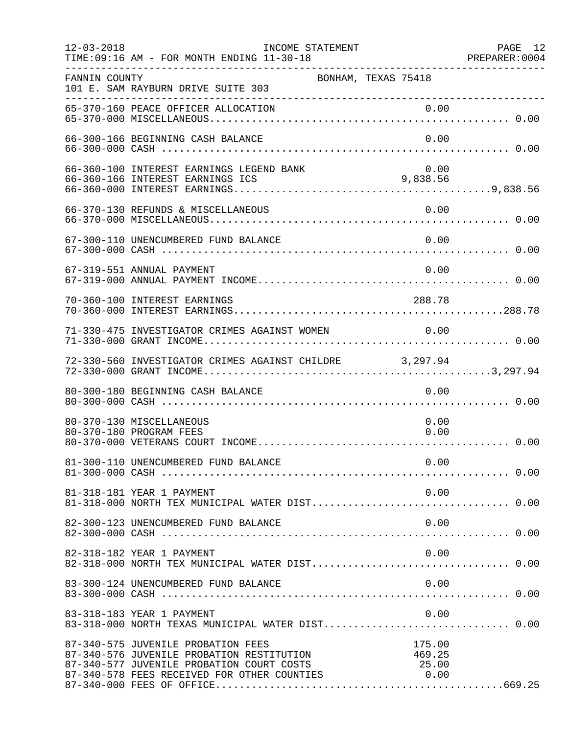FANNIN COUNTY BONHAM, TEXAS 75418
101 E. SAM RAYBURN DRIVE SUITE 303

INCOME STATEMENT — FOR MONTH ENDING 11-30-18

| Account | Description | Detail | Total |
|---|---|---|---|
| 65-370-160 | PEACE OFFICER ALLOCATION | 0.00 | |
| 65-370-000 | MISCELLANEOUS | | 0.00 |
| 66-300-166 | BEGINNING CASH BALANCE | 0.00 | |
| 66-300-000 | CASH | | 0.00 |
| 66-360-100 | INTEREST EARNINGS LEGEND BANK | 0.00 | |
| 66-360-166 | INTEREST EARNINGS ICS | 9,838.56 | |
| 66-360-000 | INTEREST EARNINGS | | 9,838.56 |
| 66-370-130 | REFUNDS & MISCELLANEOUS | 0.00 | |
| 66-370-000 | MISCELLANEOUS | | 0.00 |
| 67-300-110 | UNENCUMBERED FUND BALANCE | 0.00 | |
| 67-300-000 | CASH | | 0.00 |
| 67-319-551 | ANNUAL PAYMENT | 0.00 | |
| 67-319-000 | ANNUAL PAYMENT INCOME | | 0.00 |
| 70-360-100 | INTEREST EARNINGS | 288.78 | |
| 70-360-000 | INTEREST EARNINGS | | 288.78 |
| 71-330-475 | INVESTIGATOR CRIMES AGAINST WOMEN | 0.00 | |
| 71-330-000 | GRANT INCOME | | 0.00 |
| 72-330-560 | INVESTIGATOR CRIMES AGAINST CHILDRE | 3,297.94 | |
| 72-330-000 | GRANT INCOME | | 3,297.94 |
| 80-300-180 | BEGINNING CASH BALANCE | 0.00 | |
| 80-300-000 | CASH | | 0.00 |
| 80-370-130 | MISCELLANEOUS | 0.00 | |
| 80-370-180 | PROGRAM FEES | 0.00 | |
| 80-370-000 | VETERANS COURT INCOME | | 0.00 |
| 81-300-110 | UNENCUMBERED FUND BALANCE | 0.00 | |
| 81-300-000 | CASH | | 0.00 |
| 81-318-181 | YEAR 1 PAYMENT | 0.00 | |
| 81-318-000 | NORTH TEX MUNICIPAL WATER DIST | | 0.00 |
| 82-300-123 | UNENCUMBERED FUND BALANCE | 0.00 | |
| 82-300-000 | CASH | | 0.00 |
| 82-318-182 | YEAR 1 PAYMENT | 0.00 | |
| 82-318-000 | NORTH TEX MUNICIPAL WATER DIST | | 0.00 |
| 83-300-124 | UNENCUMBERED FUND BALANCE | 0.00 | |
| 83-300-000 | CASH | | 0.00 |
| 83-318-183 | YEAR 1 PAYMENT | 0.00 | |
| 83-318-000 | NORTH TEXAS MUNICIPAL WATER DIST | | 0.00 |
| 87-340-575 | JUVENILE PROBATION FEES | 175.00 | |
| 87-340-576 | JUVENILE PROBATION RESTITUTION | 469.25 | |
| 87-340-577 | JUVENILE PROBATION COURT COSTS | 25.00 | |
| 87-340-578 | FEES RECEIVED FOR OTHER COUNTIES | 0.00 | |
| 87-340-000 | FEES OF OFFICE | | 669.25 |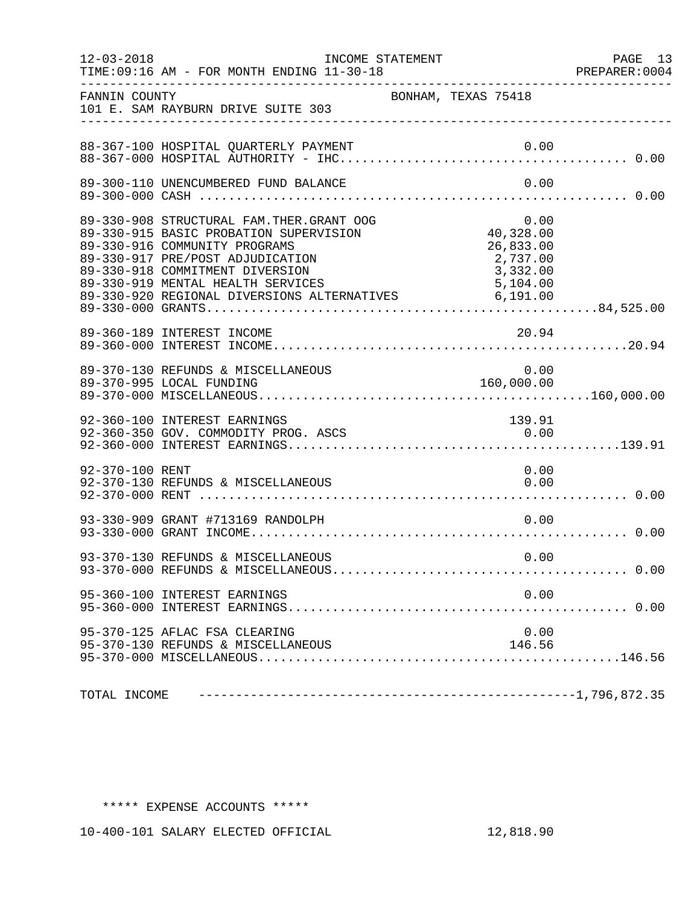FANNIN COUNTY BONHAM, TEXAS 75418
101 E. SAM RAYBURN DRIVE SUITE 303

INCOME STATEMENT — FOR MONTH ENDING 11-30-18

| Account | Description | Amount | Total |
|---|---|---|---|
| 88-367-100 | HOSPITAL QUARTERLY PAYMENT | 0.00 | |
| 88-367-000 | HOSPITAL AUTHORITY - IHC | | 0.00 |
| 89-300-110 | UNENCUMBERED FUND BALANCE | 0.00 | |
| 89-300-000 | CASH | | 0.00 |
| 89-330-908 | STRUCTURAL FAM.THER.GRANT OOG | 0.00 | |
| 89-330-915 | BASIC PROBATION SUPERVISION | 40,328.00 | |
| 89-330-916 | COMMUNITY PROGRAMS | 26,833.00 | |
| 89-330-917 | PRE/POST ADJUDICATION | 2,737.00 | |
| 89-330-918 | COMMITMENT DIVERSION | 3,332.00 | |
| 89-330-919 | MENTAL HEALTH SERVICES | 5,104.00 | |
| 89-330-920 | REGIONAL DIVERSIONS ALTERNATIVES | 6,191.00 | |
| 89-330-000 | GRANTS | | 84,525.00 |
| 89-360-189 | INTEREST INCOME | 20.94 | |
| 89-360-000 | INTEREST INCOME | | 20.94 |
| 89-370-130 | REFUNDS & MISCELLANEOUS | 0.00 | |
| 89-370-995 | LOCAL FUNDING | 160,000.00 | |
| 89-370-000 | MISCELLANEOUS | | 160,000.00 |
| 92-360-100 | INTEREST EARNINGS | 139.91 | |
| 92-360-350 | GOV. COMMODITY PROG. ASCS | 0.00 | |
| 92-360-000 | INTEREST EARNINGS | | 139.91 |
| 92-370-100 | RENT | 0.00 | |
| 92-370-130 | REFUNDS & MISCELLANEOUS | 0.00 | |
| 92-370-000 | RENT | | 0.00 |
| 93-330-909 | GRANT #713169 RANDOLPH | 0.00 | |
| 93-330-000 | GRANT INCOME | | 0.00 |
| 93-370-130 | REFUNDS & MISCELLANEOUS | 0.00 | |
| 93-370-000 | REFUNDS & MISCELLANEOUS | | 0.00 |
| 95-360-100 | INTEREST EARNINGS | 0.00 | |
| 95-360-000 | INTEREST EARNINGS | | 0.00 |
| 95-370-125 | AFLAC FSA CLEARING | 0.00 | |
| 95-370-130 | REFUNDS & MISCELLANEOUS | 146.56 | |
| 95-370-000 | MISCELLANEOUS | | 146.56 |
| TOTAL INCOME | | | 1,796,872.35 |

***** EXPENSE ACCOUNTS *****

| Account | Description | Amount | Total |
|---|---|---|---|
| 10-400-101 | SALARY ELECTED OFFICIAL | 12,818.90 | |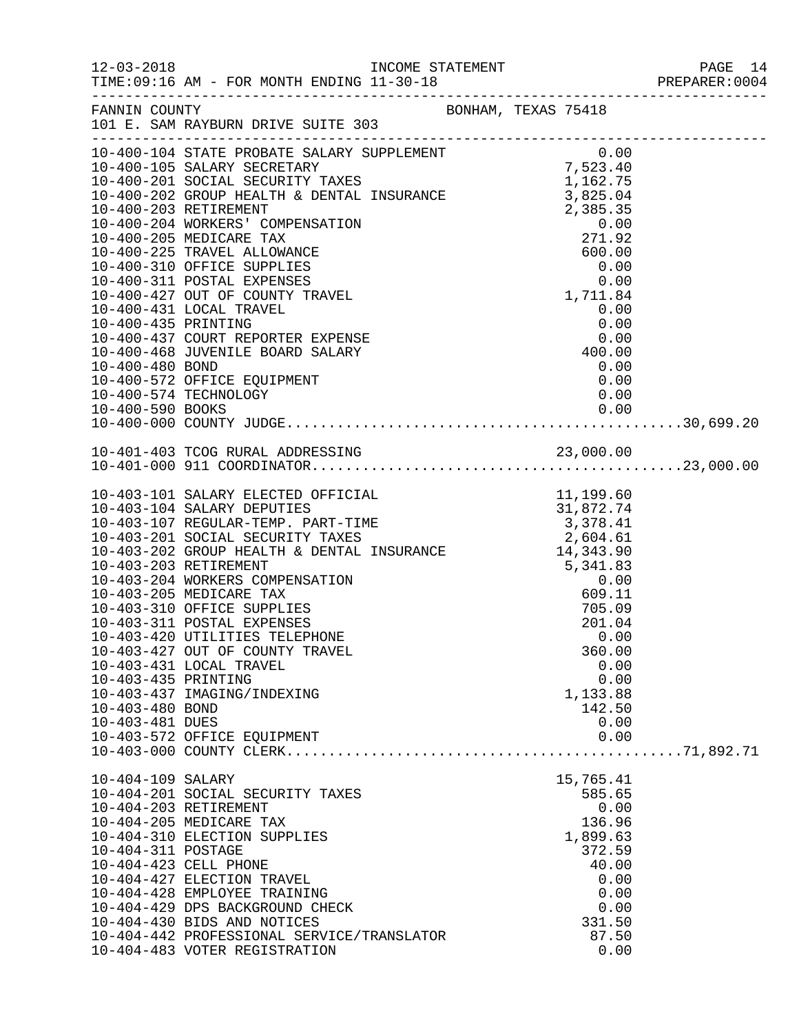INCOME STATEMENT

12-03-2018
TIME:09:16 AM - FOR MONTH ENDING 11-30-18

PREPARER:0004

FANNIN COUNTY — BONHAM, TEXAS 75418
101 E. SAM RAYBURN DRIVE SUITE 303

| Account | Description | Amount | Total |
|---|---|---|---|
| 10-400-104 | STATE PROBATE SALARY SUPPLEMENT | 0.00 | |
| 10-400-105 | SALARY SECRETARY | 7,523.40 | |
| 10-400-201 | SOCIAL SECURITY TAXES | 1,162.75 | |
| 10-400-202 | GROUP HEALTH & DENTAL INSURANCE | 3,825.04 | |
| 10-400-203 | RETIREMENT | 2,385.35 | |
| 10-400-204 | WORKERS' COMPENSATION | 0.00 | |
| 10-400-205 | MEDICARE TAX | 271.92 | |
| 10-400-225 | TRAVEL ALLOWANCE | 600.00 | |
| 10-400-310 | OFFICE SUPPLIES | 0.00 | |
| 10-400-311 | POSTAL EXPENSES | 0.00 | |
| 10-400-427 | OUT OF COUNTY TRAVEL | 1,711.84 | |
| 10-400-431 | LOCAL TRAVEL | 0.00 | |
| 10-400-435 | PRINTING | 0.00 | |
| 10-400-437 | COURT REPORTER EXPENSE | 0.00 | |
| 10-400-468 | JUVENILE BOARD SALARY | 400.00 | |
| 10-400-480 | BOND | 0.00 | |
| 10-400-572 | OFFICE EQUIPMENT | 0.00 | |
| 10-400-574 | TECHNOLOGY | 0.00 | |
| 10-400-590 | BOOKS | 0.00 | |
| 10-400-000 | COUNTY JUDGE | | 30,699.20 |
| 10-401-403 | TCOG RURAL ADDRESSING | 23,000.00 | |
| 10-401-000 | 911 COORDINATOR | | 23,000.00 |
| 10-403-101 | SALARY ELECTED OFFICIAL | 11,199.60 | |
| 10-403-104 | SALARY DEPUTIES | 31,872.74 | |
| 10-403-107 | REGULAR-TEMP. PART-TIME | 3,378.41 | |
| 10-403-201 | SOCIAL SECURITY TAXES | 2,604.61 | |
| 10-403-202 | GROUP HEALTH & DENTAL INSURANCE | 14,343.90 | |
| 10-403-203 | RETIREMENT | 5,341.83 | |
| 10-403-204 | WORKERS COMPENSATION | 0.00 | |
| 10-403-205 | MEDICARE TAX | 609.11 | |
| 10-403-310 | OFFICE SUPPLIES | 705.09 | |
| 10-403-311 | POSTAL EXPENSES | 201.04 | |
| 10-403-420 | UTILITIES TELEPHONE | 0.00 | |
| 10-403-427 | OUT OF COUNTY TRAVEL | 360.00 | |
| 10-403-431 | LOCAL TRAVEL | 0.00 | |
| 10-403-435 | PRINTING | 0.00 | |
| 10-403-437 | IMAGING/INDEXING | 1,133.88 | |
| 10-403-480 | BOND | 142.50 | |
| 10-403-481 | DUES | 0.00 | |
| 10-403-572 | OFFICE EQUIPMENT | 0.00 | |
| 10-403-000 | COUNTY CLERK | | 71,892.71 |
| 10-404-109 | SALARY | 15,765.41 | |
| 10-404-201 | SOCIAL SECURITY TAXES | 585.65 | |
| 10-404-203 | RETIREMENT | 0.00 | |
| 10-404-205 | MEDICARE TAX | 136.96 | |
| 10-404-310 | ELECTION SUPPLIES | 1,899.63 | |
| 10-404-311 | POSTAGE | 372.59 | |
| 10-404-423 | CELL PHONE | 40.00 | |
| 10-404-427 | ELECTION TRAVEL | 0.00 | |
| 10-404-428 | EMPLOYEE TRAINING | 0.00 | |
| 10-404-429 | DPS BACKGROUND CHECK | 0.00 | |
| 10-404-430 | BIDS AND NOTICES | 331.50 | |
| 10-404-442 | PROFESSIONAL SERVICE/TRANSLATOR | 87.50 | |
| 10-404-483 | VOTER REGISTRATION | 0.00 | |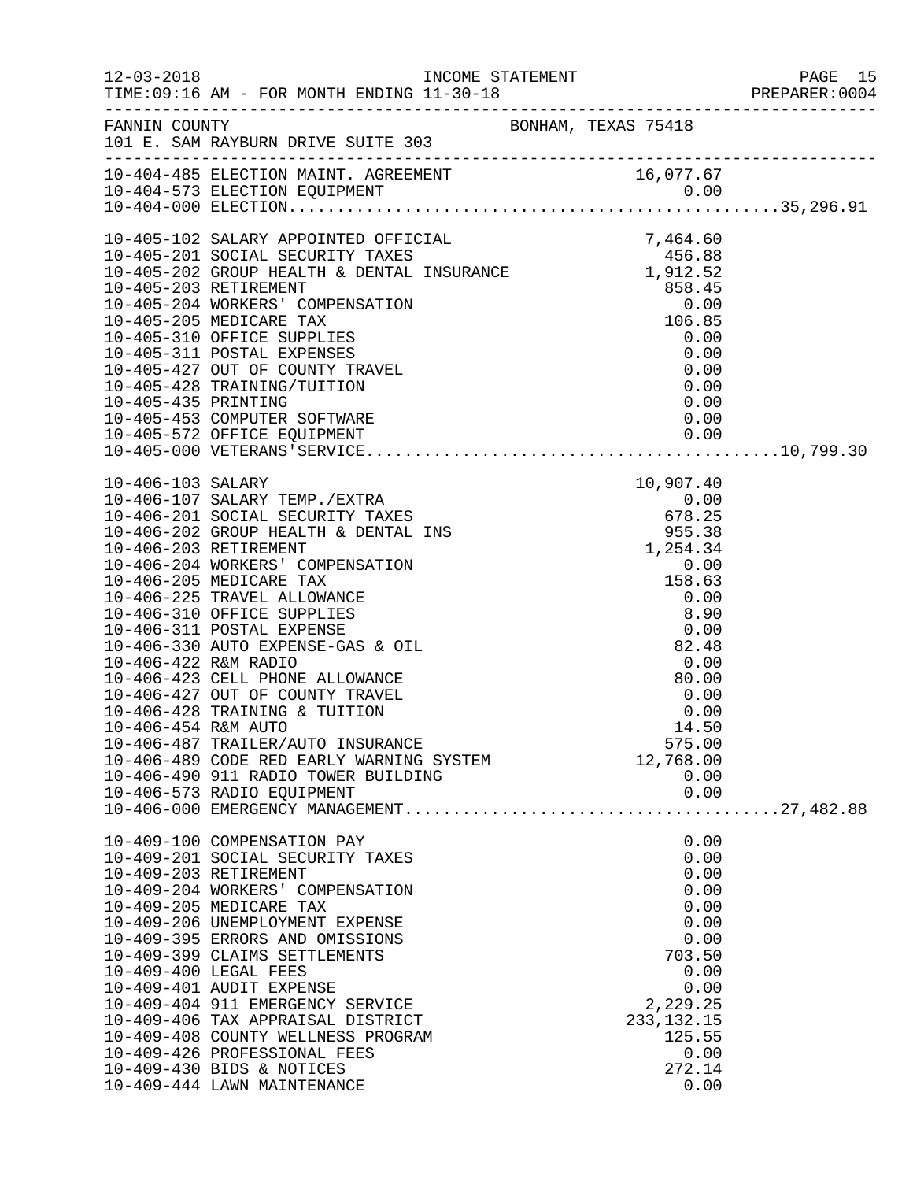FANNIN COUNTY  BONHAM, TEXAS 75418
101 E. SAM RAYBURN DRIVE SUITE 303

INCOME STATEMENT
TIME:09:16 AM - FOR MONTH ENDING 11-30-18

| Account | Description | Amount | Total |
|---|---|---|---|
| 10-404-485 | ELECTION MAINT. AGREEMENT | 16,077.67 | |
| 10-404-573 | ELECTION EQUIPMENT | 0.00 | |
| 10-404-000 | ELECTION | | 35,296.91 |
| 10-405-102 | SALARY APPOINTED OFFICIAL | 7,464.60 | |
| 10-405-201 | SOCIAL SECURITY TAXES | 456.88 | |
| 10-405-202 | GROUP HEALTH & DENTAL INSURANCE | 1,912.52 | |
| 10-405-203 | RETIREMENT | 858.45 | |
| 10-405-204 | WORKERS' COMPENSATION | 0.00 | |
| 10-405-205 | MEDICARE TAX | 106.85 | |
| 10-405-310 | OFFICE SUPPLIES | 0.00 | |
| 10-405-311 | POSTAL EXPENSES | 0.00 | |
| 10-405-427 | OUT OF COUNTY TRAVEL | 0.00 | |
| 10-405-428 | TRAINING/TUITION | 0.00 | |
| 10-405-435 | PRINTING | 0.00 | |
| 10-405-453 | COMPUTER SOFTWARE | 0.00 | |
| 10-405-572 | OFFICE EQUIPMENT | 0.00 | |
| 10-405-000 | VETERANS'SERVICE | | 10,799.30 |
| 10-406-103 | SALARY | 10,907.40 | |
| 10-406-107 | SALARY TEMP./EXTRA | 0.00 | |
| 10-406-201 | SOCIAL SECURITY TAXES | 678.25 | |
| 10-406-202 | GROUP HEALTH & DENTAL INS | 955.38 | |
| 10-406-203 | RETIREMENT | 1,254.34 | |
| 10-406-204 | WORKERS' COMPENSATION | 0.00 | |
| 10-406-205 | MEDICARE TAX | 158.63 | |
| 10-406-225 | TRAVEL ALLOWANCE | 0.00 | |
| 10-406-310 | OFFICE SUPPLIES | 8.90 | |
| 10-406-311 | POSTAL EXPENSE | 0.00 | |
| 10-406-330 | AUTO EXPENSE-GAS & OIL | 82.48 | |
| 10-406-422 | R&M RADIO | 0.00 | |
| 10-406-423 | CELL PHONE ALLOWANCE | 80.00 | |
| 10-406-427 | OUT OF COUNTY TRAVEL | 0.00 | |
| 10-406-428 | TRAINING & TUITION | 0.00 | |
| 10-406-454 | R&M AUTO | 14.50 | |
| 10-406-487 | TRAILER/AUTO INSURANCE | 575.00 | |
| 10-406-489 | CODE RED EARLY WARNING SYSTEM | 12,768.00 | |
| 10-406-490 | 911 RADIO TOWER BUILDING | 0.00 | |
| 10-406-573 | RADIO EQUIPMENT | 0.00 | |
| 10-406-000 | EMERGENCY MANAGEMENT | | 27,482.88 |
| 10-409-100 | COMPENSATION PAY | 0.00 | |
| 10-409-201 | SOCIAL SECURITY TAXES | 0.00 | |
| 10-409-203 | RETIREMENT | 0.00 | |
| 10-409-204 | WORKERS' COMPENSATION | 0.00 | |
| 10-409-205 | MEDICARE TAX | 0.00 | |
| 10-409-206 | UNEMPLOYMENT EXPENSE | 0.00 | |
| 10-409-395 | ERRORS AND OMISSIONS | 0.00 | |
| 10-409-399 | CLAIMS SETTLEMENTS | 703.50 | |
| 10-409-400 | LEGAL FEES | 0.00 | |
| 10-409-401 | AUDIT EXPENSE | 0.00 | |
| 10-409-404 | 911 EMERGENCY SERVICE | 2,229.25 | |
| 10-409-406 | TAX APPRAISAL DISTRICT | 233,132.15 | |
| 10-409-408 | COUNTY WELLNESS PROGRAM | 125.55 | |
| 10-409-426 | PROFESSIONAL FEES | 0.00 | |
| 10-409-430 | BIDS & NOTICES | 272.14 | |
| 10-409-444 | LAWN MAINTENANCE | 0.00 | |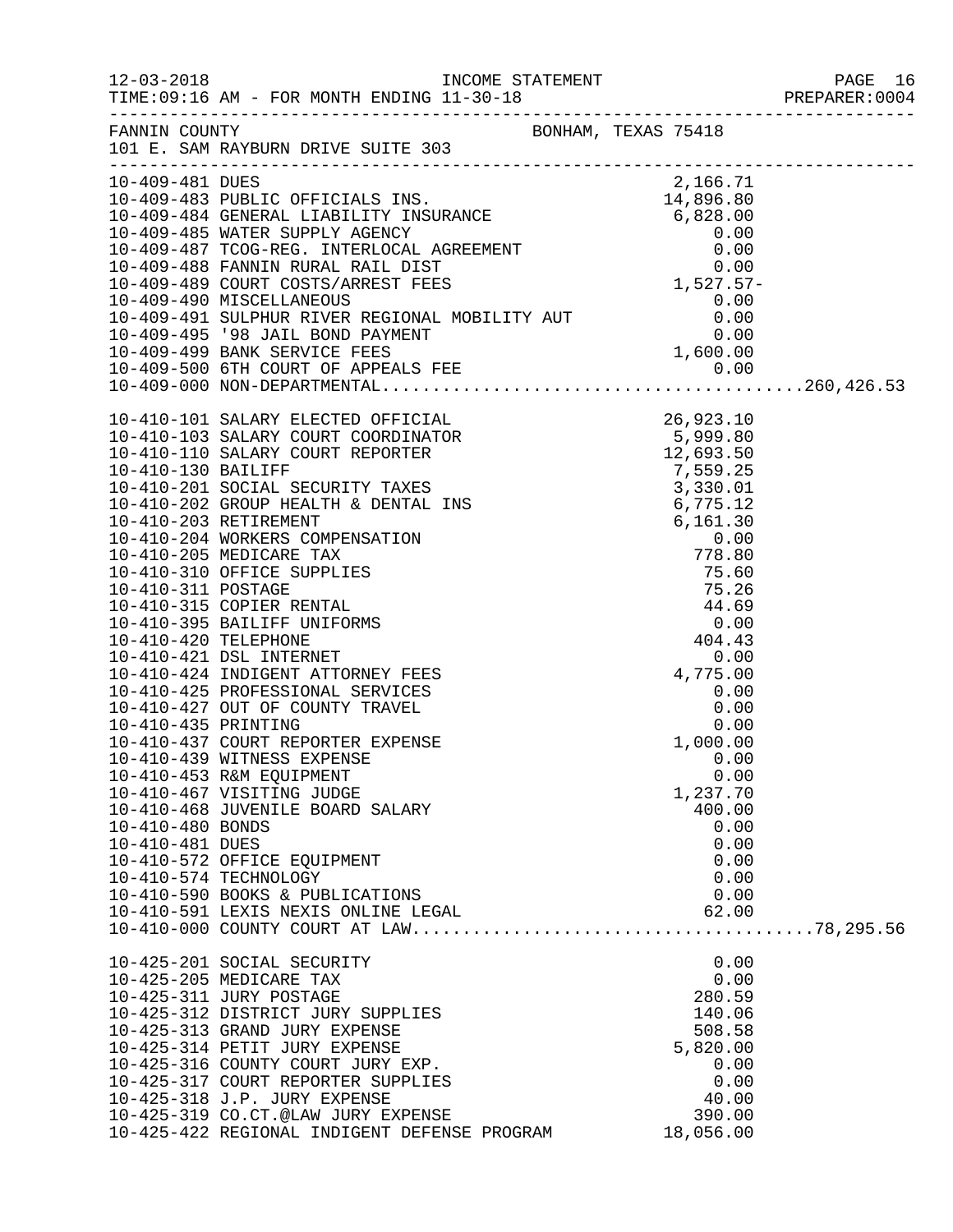INCOME STATEMENT

12-03-2018
TIME:09:16 AM - FOR MONTH ENDING 11-30-18
PREPARER:0004

FANNIN COUNTY BONHAM, TEXAS 75418
101 E. SAM RAYBURN DRIVE SUITE 303

| Account | Description | Amount | Total |
|---|---|---|---|
| 10-409-481 | DUES | 2,166.71 | |
| 10-409-483 | PUBLIC OFFICIALS INS. | 14,896.80 | |
| 10-409-484 | GENERAL LIABILITY INSURANCE | 6,828.00 | |
| 10-409-485 | WATER SUPPLY AGENCY | 0.00 | |
| 10-409-487 | TCOG-REG. INTERLOCAL AGREEMENT | 0.00 | |
| 10-409-488 | FANNIN RURAL RAIL DIST | 0.00 | |
| 10-409-489 | COURT COSTS/ARREST FEES | 1,527.57- | |
| 10-409-490 | MISCELLANEOUS | 0.00 | |
| 10-409-491 | SULPHUR RIVER REGIONAL MOBILITY AUT | 0.00 | |
| 10-409-495 | '98 JAIL BOND PAYMENT | 0.00 | |
| 10-409-499 | BANK SERVICE FEES | 1,600.00 | |
| 10-409-500 | 6TH COURT OF APPEALS FEE | 0.00 | |
| 10-409-000 | NON-DEPARTMENTAL | | 260,426.53 |
| 10-410-101 | SALARY ELECTED OFFICIAL | 26,923.10 | |
| 10-410-103 | SALARY COURT COORDINATOR | 5,999.80 | |
| 10-410-110 | SALARY COURT REPORTER | 12,693.50 | |
| 10-410-130 | BAILIFF | 7,559.25 | |
| 10-410-201 | SOCIAL SECURITY TAXES | 3,330.01 | |
| 10-410-202 | GROUP HEALTH & DENTAL INS | 6,775.12 | |
| 10-410-203 | RETIREMENT | 6,161.30 | |
| 10-410-204 | WORKERS COMPENSATION | 0.00 | |
| 10-410-205 | MEDICARE TAX | 778.80 | |
| 10-410-310 | OFFICE SUPPLIES | 75.60 | |
| 10-410-311 | POSTAGE | 75.26 | |
| 10-410-315 | COPIER RENTAL | 44.69 | |
| 10-410-395 | BAILIFF UNIFORMS | 0.00 | |
| 10-410-420 | TELEPHONE | 404.43 | |
| 10-410-421 | DSL INTERNET | 0.00 | |
| 10-410-424 | INDIGENT ATTORNEY FEES | 4,775.00 | |
| 10-410-425 | PROFESSIONAL SERVICES | 0.00 | |
| 10-410-427 | OUT OF COUNTY TRAVEL | 0.00 | |
| 10-410-435 | PRINTING | 0.00 | |
| 10-410-437 | COURT REPORTER EXPENSE | 1,000.00 | |
| 10-410-439 | WITNESS EXPENSE | 0.00 | |
| 10-410-453 | R&M EQUIPMENT | 0.00 | |
| 10-410-467 | VISITING JUDGE | 1,237.70 | |
| 10-410-468 | JUVENILE BOARD SALARY | 400.00 | |
| 10-410-480 | BONDS | 0.00 | |
| 10-410-481 | DUES | 0.00 | |
| 10-410-572 | OFFICE EQUIPMENT | 0.00 | |
| 10-410-574 | TECHNOLOGY | 0.00 | |
| 10-410-590 | BOOKS & PUBLICATIONS | 0.00 | |
| 10-410-591 | LEXIS NEXIS ONLINE LEGAL | 62.00 | |
| 10-410-000 | COUNTY COURT AT LAW | | 78,295.56 |
| 10-425-201 | SOCIAL SECURITY | 0.00 | |
| 10-425-205 | MEDICARE TAX | 0.00 | |
| 10-425-311 | JURY POSTAGE | 280.59 | |
| 10-425-312 | DISTRICT JURY SUPPLIES | 140.06 | |
| 10-425-313 | GRAND JURY EXPENSE | 508.58 | |
| 10-425-314 | PETIT JURY EXPENSE | 5,820.00 | |
| 10-425-316 | COUNTY COURT JURY EXP. | 0.00 | |
| 10-425-317 | COURT REPORTER SUPPLIES | 0.00 | |
| 10-425-318 | J.P. JURY EXPENSE | 40.00 | |
| 10-425-319 | CO.CT.@LAW JURY EXPENSE | 390.00 | |
| 10-425-422 | REGIONAL INDIGENT DEFENSE PROGRAM | 18,056.00 | |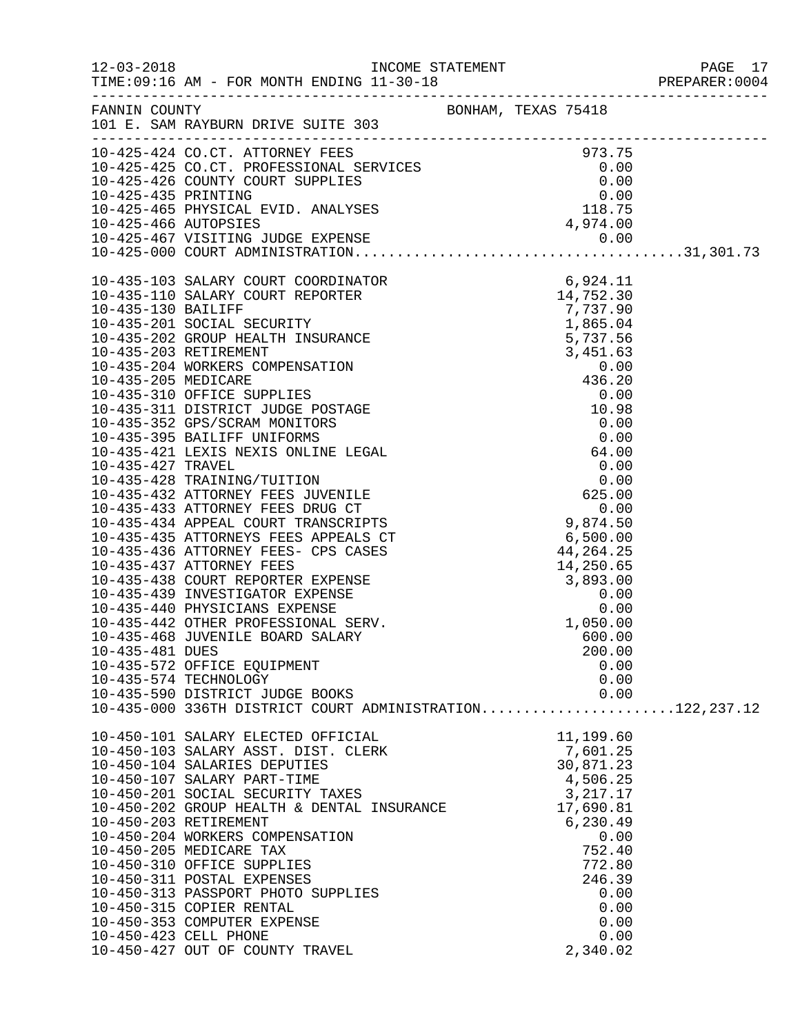INCOME STATEMENT

12-03-2018
TIME:09:16 AM - FOR MONTH ENDING 11-30-18

PREPARER:0004

FANNIN COUNTY — BONHAM, TEXAS 75418
101 E. SAM RAYBURN DRIVE SUITE 303

| Account | Description | Amount | Total |
|---|---|---|---|
| 10-425-424 | CO.CT. ATTORNEY FEES | 973.75 | |
| 10-425-425 | CO.CT. PROFESSIONAL SERVICES | 0.00 | |
| 10-425-426 | COUNTY COURT SUPPLIES | 0.00 | |
| 10-425-435 | PRINTING | 0.00 | |
| 10-425-465 | PHYSICAL EVID. ANALYSES | 118.75 | |
| 10-425-466 | AUTOPSIES | 4,974.00 | |
| 10-425-467 | VISITING JUDGE EXPENSE | 0.00 | |
| 10-425-000 | COURT ADMINISTRATION | | 31,301.73 |
| 10-435-103 | SALARY COURT COORDINATOR | 6,924.11 | |
| 10-435-110 | SALARY COURT REPORTER | 14,752.30 | |
| 10-435-130 | BAILIFF | 7,737.90 | |
| 10-435-201 | SOCIAL SECURITY | 1,865.04 | |
| 10-435-202 | GROUP HEALTH INSURANCE | 5,737.56 | |
| 10-435-203 | RETIREMENT | 3,451.63 | |
| 10-435-204 | WORKERS COMPENSATION | 0.00 | |
| 10-435-205 | MEDICARE | 436.20 | |
| 10-435-310 | OFFICE SUPPLIES | 0.00 | |
| 10-435-311 | DISTRICT JUDGE POSTAGE | 10.98 | |
| 10-435-352 | GPS/SCRAM MONITORS | 0.00 | |
| 10-435-395 | BAILIFF UNIFORMS | 0.00 | |
| 10-435-421 | LEXIS NEXIS ONLINE LEGAL | 64.00 | |
| 10-435-427 | TRAVEL | 0.00 | |
| 10-435-428 | TRAINING/TUITION | 0.00 | |
| 10-435-432 | ATTORNEY FEES JUVENILE | 625.00 | |
| 10-435-433 | ATTORNEY FEES DRUG CT | 0.00 | |
| 10-435-434 | APPEAL COURT TRANSCRIPTS | 9,874.50 | |
| 10-435-435 | ATTORNEYS FEES APPEALS CT | 6,500.00 | |
| 10-435-436 | ATTORNEY FEES- CPS CASES | 44,264.25 | |
| 10-435-437 | ATTORNEY FEES | 14,250.65 | |
| 10-435-438 | COURT REPORTER EXPENSE | 3,893.00 | |
| 10-435-439 | INVESTIGATOR EXPENSE | 0.00 | |
| 10-435-440 | PHYSICIANS EXPENSE | 0.00 | |
| 10-435-442 | OTHER PROFESSIONAL SERV. | 1,050.00 | |
| 10-435-468 | JUVENILE BOARD SALARY | 600.00 | |
| 10-435-481 | DUES | 200.00 | |
| 10-435-572 | OFFICE EQUIPMENT | 0.00 | |
| 10-435-574 | TECHNOLOGY | 0.00 | |
| 10-435-590 | DISTRICT JUDGE BOOKS | 0.00 | |
| 10-435-000 | 336TH DISTRICT COURT ADMINISTRATION | | 122,237.12 |
| 10-450-101 | SALARY ELECTED OFFICIAL | 11,199.60 | |
| 10-450-103 | SALARY ASST. DIST. CLERK | 7,601.25 | |
| 10-450-104 | SALARIES DEPUTIES | 30,871.23 | |
| 10-450-107 | SALARY PART-TIME | 4,506.25 | |
| 10-450-201 | SOCIAL SECURITY TAXES | 3,217.17 | |
| 10-450-202 | GROUP HEALTH & DENTAL INSURANCE | 17,690.81 | |
| 10-450-203 | RETIREMENT | 6,230.49 | |
| 10-450-204 | WORKERS COMPENSATION | 0.00 | |
| 10-450-205 | MEDICARE TAX | 752.40 | |
| 10-450-310 | OFFICE SUPPLIES | 772.80 | |
| 10-450-311 | POSTAL EXPENSES | 246.39 | |
| 10-450-313 | PASSPORT PHOTO SUPPLIES | 0.00 | |
| 10-450-315 | COPIER RENTAL | 0.00 | |
| 10-450-353 | COMPUTER EXPENSE | 0.00 | |
| 10-450-423 | CELL PHONE | 0.00 | |
| 10-450-427 | OUT OF COUNTY TRAVEL | 2,340.02 | |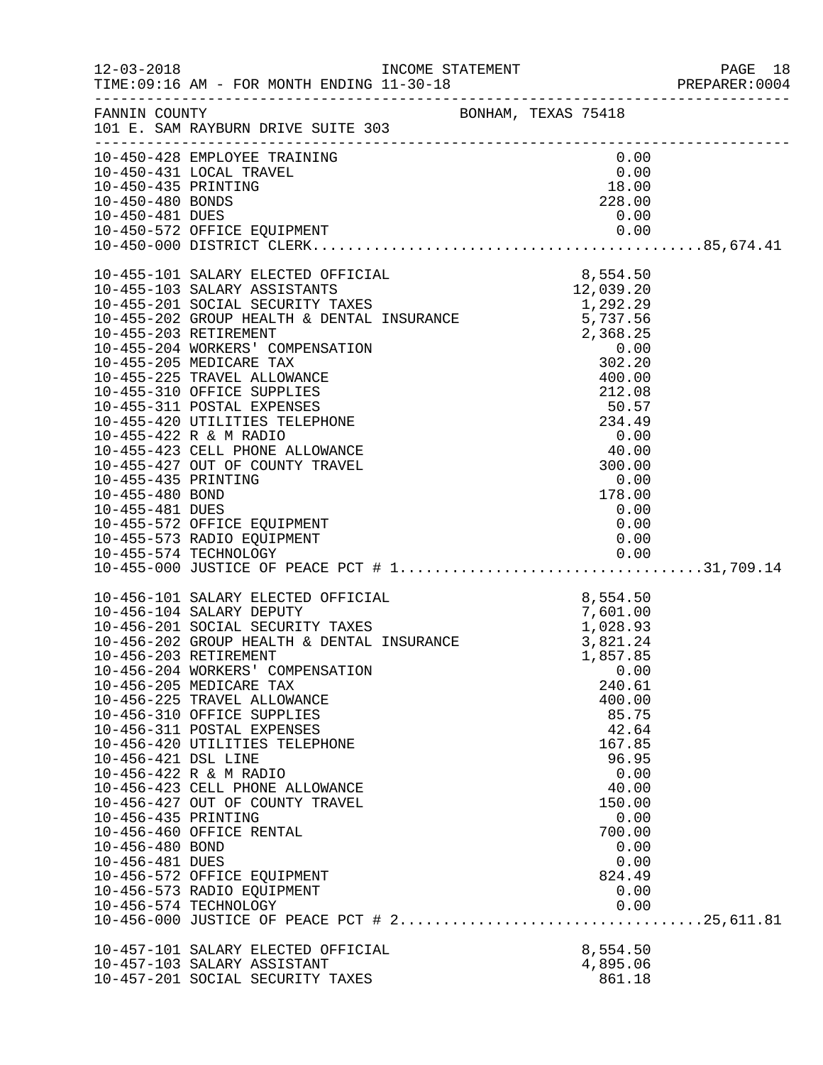FANNIN COUNTY — BONHAM, TEXAS 75418
101 E. SAM RAYBURN DRIVE SUITE 303

INCOME STATEMENT — FOR MONTH ENDING 11-30-18

| Account | Description | Amount | Total |
|---|---|---|---|
| 10-450-428 | EMPLOYEE TRAINING | 0.00 | |
| 10-450-431 | LOCAL TRAVEL | 0.00 | |
| 10-450-435 | PRINTING | 18.00 | |
| 10-450-480 | BONDS | 228.00 | |
| 10-450-481 | DUES | 0.00 | |
| 10-450-572 | OFFICE EQUIPMENT | 0.00 | |
| 10-450-000 | DISTRICT CLERK | | 85,674.41 |
| 10-455-101 | SALARY ELECTED OFFICIAL | 8,554.50 | |
| 10-455-103 | SALARY ASSISTANTS | 12,039.20 | |
| 10-455-201 | SOCIAL SECURITY TAXES | 1,292.29 | |
| 10-455-202 | GROUP HEALTH & DENTAL INSURANCE | 5,737.56 | |
| 10-455-203 | RETIREMENT | 2,368.25 | |
| 10-455-204 | WORKERS' COMPENSATION | 0.00 | |
| 10-455-205 | MEDICARE TAX | 302.20 | |
| 10-455-225 | TRAVEL ALLOWANCE | 400.00 | |
| 10-455-310 | OFFICE SUPPLIES | 212.08 | |
| 10-455-311 | POSTAL EXPENSES | 50.57 | |
| 10-455-420 | UTILITIES TELEPHONE | 234.49 | |
| 10-455-422 | R & M RADIO | 0.00 | |
| 10-455-423 | CELL PHONE ALLOWANCE | 40.00 | |
| 10-455-427 | OUT OF COUNTY TRAVEL | 300.00 | |
| 10-455-435 | PRINTING | 0.00 | |
| 10-455-480 | BOND | 178.00 | |
| 10-455-481 | DUES | 0.00 | |
| 10-455-572 | OFFICE EQUIPMENT | 0.00 | |
| 10-455-573 | RADIO EQUIPMENT | 0.00 | |
| 10-455-574 | TECHNOLOGY | 0.00 | |
| 10-455-000 | JUSTICE OF PEACE PCT # 1 | | 31,709.14 |
| 10-456-101 | SALARY ELECTED OFFICIAL | 8,554.50 | |
| 10-456-104 | SALARY DEPUTY | 7,601.00 | |
| 10-456-201 | SOCIAL SECURITY TAXES | 1,028.93 | |
| 10-456-202 | GROUP HEALTH & DENTAL INSURANCE | 3,821.24 | |
| 10-456-203 | RETIREMENT | 1,857.85 | |
| 10-456-204 | WORKERS' COMPENSATION | 0.00 | |
| 10-456-205 | MEDICARE TAX | 240.61 | |
| 10-456-225 | TRAVEL ALLOWANCE | 400.00 | |
| 10-456-310 | OFFICE SUPPLIES | 85.75 | |
| 10-456-311 | POSTAL EXPENSES | 42.64 | |
| 10-456-420 | UTILITIES TELEPHONE | 167.85 | |
| 10-456-421 | DSL LINE | 96.95 | |
| 10-456-422 | R & M RADIO | 0.00 | |
| 10-456-423 | CELL PHONE ALLOWANCE | 40.00 | |
| 10-456-427 | OUT OF COUNTY TRAVEL | 150.00 | |
| 10-456-435 | PRINTING | 0.00 | |
| 10-456-460 | OFFICE RENTAL | 700.00 | |
| 10-456-480 | BOND | 0.00 | |
| 10-456-481 | DUES | 0.00 | |
| 10-456-572 | OFFICE EQUIPMENT | 824.49 | |
| 10-456-573 | RADIO EQUIPMENT | 0.00 | |
| 10-456-574 | TECHNOLOGY | 0.00 | |
| 10-456-000 | JUSTICE OF PEACE PCT # 2 | | 25,611.81 |
| 10-457-101 | SALARY ELECTED OFFICIAL | 8,554.50 | |
| 10-457-103 | SALARY ASSISTANT | 4,895.06 | |
| 10-457-201 | SOCIAL SECURITY TAXES | 861.18 | |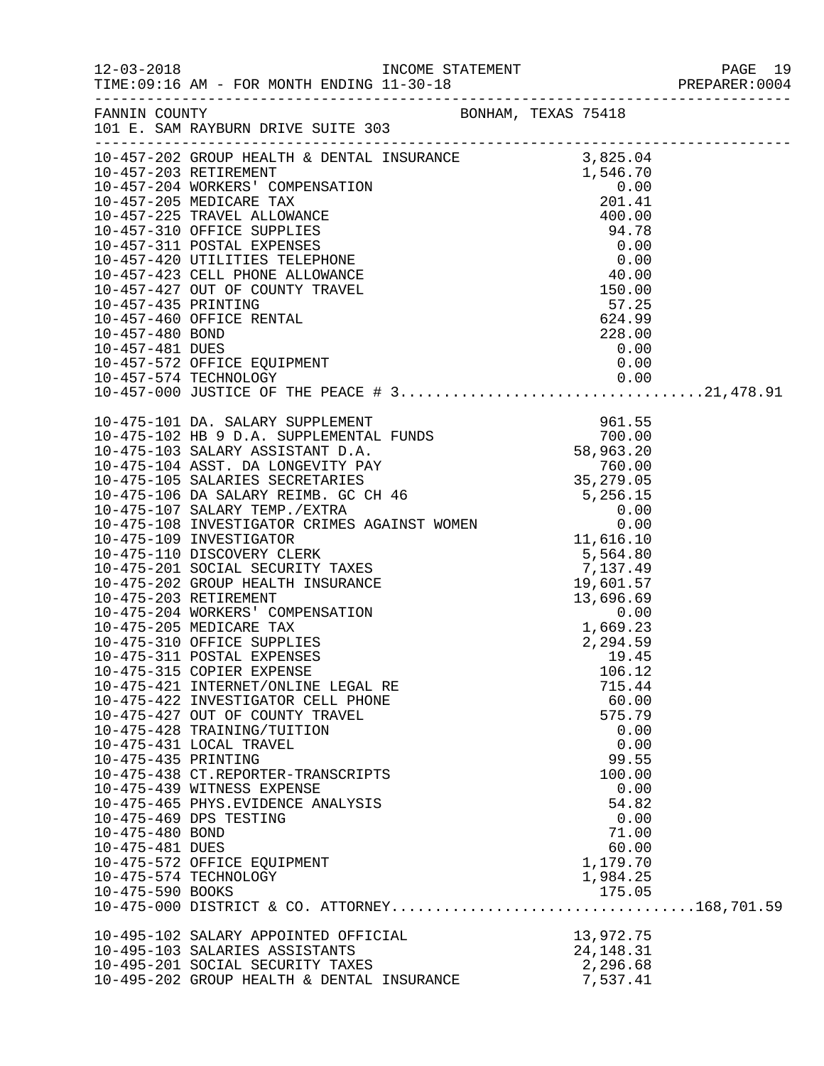FANNIN COUNTY — BONHAM, TEXAS 75418
101 E. SAM RAYBURN DRIVE SUITE 303

INCOME STATEMENT — FOR MONTH ENDING 11-30-18

| Account | Description | Amount | Total |
|---|---|---|---|
| 10-457-202 | GROUP HEALTH & DENTAL INSURANCE | 3,825.04 | |
| 10-457-203 | RETIREMENT | 1,546.70 | |
| 10-457-204 | WORKERS' COMPENSATION | 0.00 | |
| 10-457-205 | MEDICARE TAX | 201.41 | |
| 10-457-225 | TRAVEL ALLOWANCE | 400.00 | |
| 10-457-310 | OFFICE SUPPLIES | 94.78 | |
| 10-457-311 | POSTAL EXPENSES | 0.00 | |
| 10-457-420 | UTILITIES TELEPHONE | 0.00 | |
| 10-457-423 | CELL PHONE ALLOWANCE | 40.00 | |
| 10-457-427 | OUT OF COUNTY TRAVEL | 150.00 | |
| 10-457-435 | PRINTING | 57.25 | |
| 10-457-460 | OFFICE RENTAL | 624.99 | |
| 10-457-480 | BOND | 228.00 | |
| 10-457-481 | DUES | 0.00 | |
| 10-457-572 | OFFICE EQUIPMENT | 0.00 | |
| 10-457-574 | TECHNOLOGY | 0.00 | |
| 10-457-000 | JUSTICE OF THE PEACE # 3 | | 21,478.91 |
| 10-475-101 | DA. SALARY SUPPLEMENT | 961.55 | |
| 10-475-102 | HB 9 D.A. SUPPLEMENTAL FUNDS | 700.00 | |
| 10-475-103 | SALARY ASSISTANT D.A. | 58,963.20 | |
| 10-475-104 | ASST. DA LONGEVITY PAY | 760.00 | |
| 10-475-105 | SALARIES SECRETARIES | 35,279.05 | |
| 10-475-106 | DA SALARY REIMB. GC CH 46 | 5,256.15 | |
| 10-475-107 | SALARY TEMP./EXTRA | 0.00 | |
| 10-475-108 | INVESTIGATOR CRIMES AGAINST WOMEN | 0.00 | |
| 10-475-109 | INVESTIGATOR | 11,616.10 | |
| 10-475-110 | DISCOVERY CLERK | 5,564.80 | |
| 10-475-201 | SOCIAL SECURITY TAXES | 7,137.49 | |
| 10-475-202 | GROUP HEALTH INSURANCE | 19,601.57 | |
| 10-475-203 | RETIREMENT | 13,696.69 | |
| 10-475-204 | WORKERS' COMPENSATION | 0.00 | |
| 10-475-205 | MEDICARE TAX | 1,669.23 | |
| 10-475-310 | OFFICE SUPPLIES | 2,294.59 | |
| 10-475-311 | POSTAL EXPENSES | 19.45 | |
| 10-475-315 | COPIER EXPENSE | 106.12 | |
| 10-475-421 | INTERNET/ONLINE LEGAL RE | 715.44 | |
| 10-475-422 | INVESTIGATOR CELL PHONE | 60.00 | |
| 10-475-427 | OUT OF COUNTY TRAVEL | 575.79 | |
| 10-475-428 | TRAINING/TUITION | 0.00 | |
| 10-475-431 | LOCAL TRAVEL | 0.00 | |
| 10-475-435 | PRINTING | 99.55 | |
| 10-475-438 | CT.REPORTER-TRANSCRIPTS | 100.00 | |
| 10-475-439 | WITNESS EXPENSE | 0.00 | |
| 10-475-465 | PHYS.EVIDENCE ANALYSIS | 54.82 | |
| 10-475-469 | DPS TESTING | 0.00 | |
| 10-475-480 | BOND | 71.00 | |
| 10-475-481 | DUES | 60.00 | |
| 10-475-572 | OFFICE EQUIPMENT | 1,179.70 | |
| 10-475-574 | TECHNOLOGY | 1,984.25 | |
| 10-475-590 | BOOKS | 175.05 | |
| 10-475-000 | DISTRICT & CO. ATTORNEY | | 168,701.59 |
| 10-495-102 | SALARY APPOINTED OFFICIAL | 13,972.75 | |
| 10-495-103 | SALARIES ASSISTANTS | 24,148.31 | |
| 10-495-201 | SOCIAL SECURITY TAXES | 2,296.68 | |
| 10-495-202 | GROUP HEALTH & DENTAL INSURANCE | 7,537.41 | |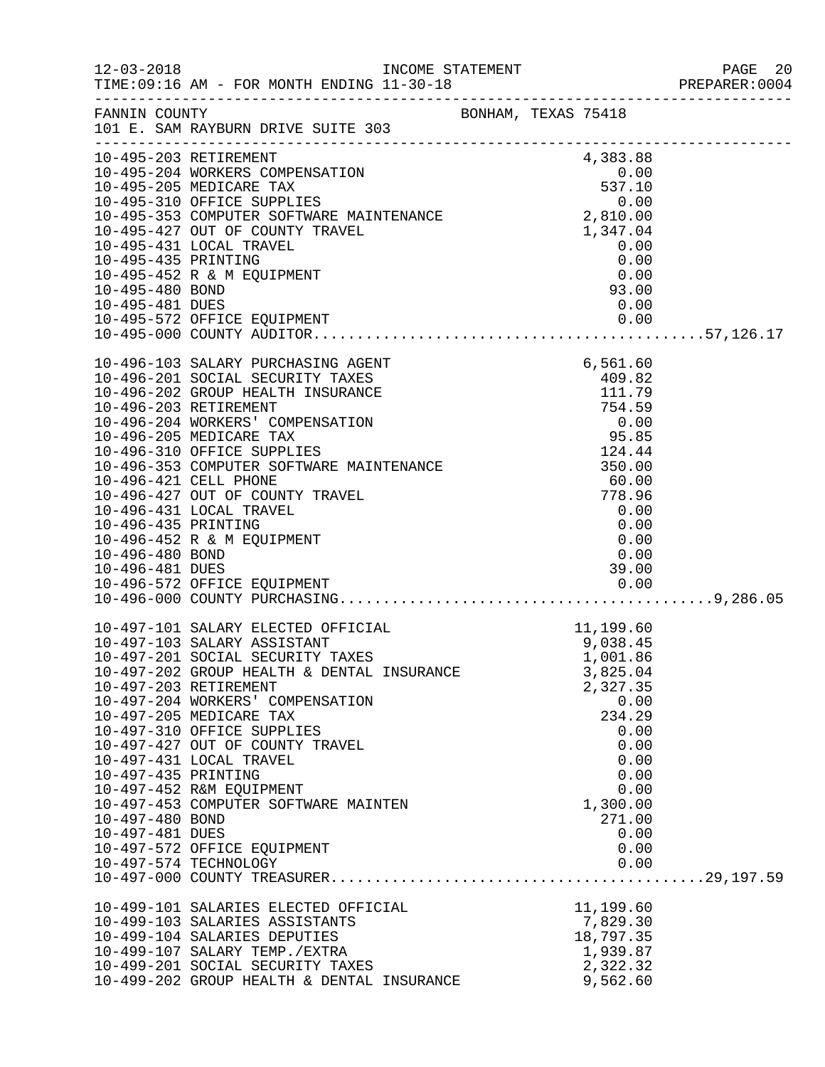12-03-2018 INCOME STATEMENT PAGE 20
TIME:09:16 AM - FOR MONTH ENDING 11-30-18 PREPARER:0004

FANNIN COUNTY BONHAM, TEXAS 75418
101 E. SAM RAYBURN DRIVE SUITE 303

| Account | Description | Amount | Total |
|---|---|---|---|
| 10-495-203 | RETIREMENT | 4,383.88 | |
| 10-495-204 | WORKERS COMPENSATION | 0.00 | |
| 10-495-205 | MEDICARE TAX | 537.10 | |
| 10-495-310 | OFFICE SUPPLIES | 0.00 | |
| 10-495-353 | COMPUTER SOFTWARE MAINTENANCE | 2,810.00 | |
| 10-495-427 | OUT OF COUNTY TRAVEL | 1,347.04 | |
| 10-495-431 | LOCAL TRAVEL | 0.00 | |
| 10-495-435 | PRINTING | 0.00 | |
| 10-495-452 | R & M EQUIPMENT | 0.00 | |
| 10-495-480 | BOND | 93.00 | |
| 10-495-481 | DUES | 0.00 | |
| 10-495-572 | OFFICE EQUIPMENT | 0.00 | |
| 10-495-000 | COUNTY AUDITOR | | 57,126.17 |
| 10-496-103 | SALARY PURCHASING AGENT | 6,561.60 | |
| 10-496-201 | SOCIAL SECURITY TAXES | 409.82 | |
| 10-496-202 | GROUP HEALTH INSURANCE | 111.79 | |
| 10-496-203 | RETIREMENT | 754.59 | |
| 10-496-204 | WORKERS' COMPENSATION | 0.00 | |
| 10-496-205 | MEDICARE TAX | 95.85 | |
| 10-496-310 | OFFICE SUPPLIES | 124.44 | |
| 10-496-353 | COMPUTER SOFTWARE MAINTENANCE | 350.00 | |
| 10-496-421 | CELL PHONE | 60.00 | |
| 10-496-427 | OUT OF COUNTY TRAVEL | 778.96 | |
| 10-496-431 | LOCAL TRAVEL | 0.00 | |
| 10-496-435 | PRINTING | 0.00 | |
| 10-496-452 | R & M EQUIPMENT | 0.00 | |
| 10-496-480 | BOND | 0.00 | |
| 10-496-481 | DUES | 39.00 | |
| 10-496-572 | OFFICE EQUIPMENT | 0.00 | |
| 10-496-000 | COUNTY PURCHASING | | 9,286.05 |
| 10-497-101 | SALARY ELECTED OFFICIAL | 11,199.60 | |
| 10-497-103 | SALARY ASSISTANT | 9,038.45 | |
| 10-497-201 | SOCIAL SECURITY TAXES | 1,001.86 | |
| 10-497-202 | GROUP HEALTH & DENTAL INSURANCE | 3,825.04 | |
| 10-497-203 | RETIREMENT | 2,327.35 | |
| 10-497-204 | WORKERS' COMPENSATION | 0.00 | |
| 10-497-205 | MEDICARE TAX | 234.29 | |
| 10-497-310 | OFFICE SUPPLIES | 0.00 | |
| 10-497-427 | OUT OF COUNTY TRAVEL | 0.00 | |
| 10-497-431 | LOCAL TRAVEL | 0.00 | |
| 10-497-435 | PRINTING | 0.00 | |
| 10-497-452 | R&M EQUIPMENT | 0.00 | |
| 10-497-453 | COMPUTER SOFTWARE MAINTEN | 1,300.00 | |
| 10-497-480 | BOND | 271.00 | |
| 10-497-481 | DUES | 0.00 | |
| 10-497-572 | OFFICE EQUIPMENT | 0.00 | |
| 10-497-574 | TECHNOLOGY | 0.00 | |
| 10-497-000 | COUNTY TREASURER | | 29,197.59 |
| 10-499-101 | SALARIES ELECTED OFFICIAL | 11,199.60 | |
| 10-499-103 | SALARIES ASSISTANTS | 7,829.30 | |
| 10-499-104 | SALARIES DEPUTIES | 18,797.35 | |
| 10-499-107 | SALARY TEMP./EXTRA | 1,939.87 | |
| 10-499-201 | SOCIAL SECURITY TAXES | 2,322.32 | |
| 10-499-202 | GROUP HEALTH & DENTAL INSURANCE | 9,562.60 | |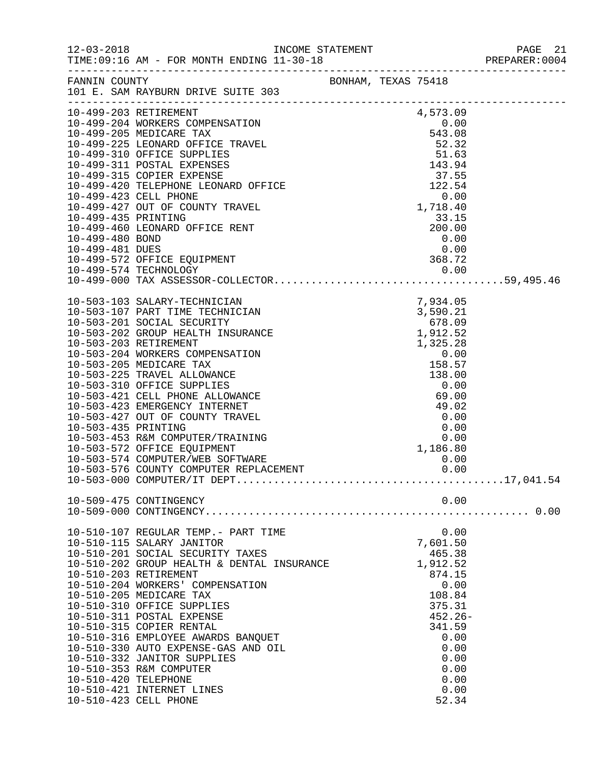FANNIN COUNTY — BONHAM, TEXAS 75418
101 E. SAM RAYBURN DRIVE SUITE 303

INCOME STATEMENT — FOR MONTH ENDING 11-30-18

| Account | Description | Amount | Total |
|---|---|---|---|
| 10-499-203 | RETIREMENT | 4,573.09 | |
| 10-499-204 | WORKERS COMPENSATION | 0.00 | |
| 10-499-205 | MEDICARE TAX | 543.08 | |
| 10-499-225 | LEONARD OFFICE TRAVEL | 52.32 | |
| 10-499-310 | OFFICE SUPPLIES | 51.63 | |
| 10-499-311 | POSTAL EXPENSES | 143.94 | |
| 10-499-315 | COPIER EXPENSE | 37.55 | |
| 10-499-420 | TELEPHONE LEONARD OFFICE | 122.54 | |
| 10-499-423 | CELL PHONE | 0.00 | |
| 10-499-427 | OUT OF COUNTY TRAVEL | 1,718.40 | |
| 10-499-435 | PRINTING | 33.15 | |
| 10-499-460 | LEONARD OFFICE RENT | 200.00 | |
| 10-499-480 | BOND | 0.00 | |
| 10-499-481 | DUES | 0.00 | |
| 10-499-572 | OFFICE EQUIPMENT | 368.72 | |
| 10-499-574 | TECHNOLOGY | 0.00 | |
| 10-499-000 | TAX ASSESSOR-COLLECTOR | | 59,495.46 |
| 10-503-103 | SALARY-TECHNICIAN | 7,934.05 | |
| 10-503-107 | PART TIME TECHNICIAN | 3,590.21 | |
| 10-503-201 | SOCIAL SECURITY | 678.09 | |
| 10-503-202 | GROUP HEALTH INSURANCE | 1,912.52 | |
| 10-503-203 | RETIREMENT | 1,325.28 | |
| 10-503-204 | WORKERS COMPENSATION | 0.00 | |
| 10-503-205 | MEDICARE TAX | 158.57 | |
| 10-503-225 | TRAVEL ALLOWANCE | 138.00 | |
| 10-503-310 | OFFICE SUPPLIES | 0.00 | |
| 10-503-421 | CELL PHONE ALLOWANCE | 69.00 | |
| 10-503-423 | EMERGENCY INTERNET | 49.02 | |
| 10-503-427 | OUT OF COUNTY TRAVEL | 0.00 | |
| 10-503-435 | PRINTING | 0.00 | |
| 10-503-453 | R&M COMPUTER/TRAINING | 0.00 | |
| 10-503-572 | OFFICE EQUIPMENT | 1,186.80 | |
| 10-503-574 | COMPUTER/WEB SOFTWARE | 0.00 | |
| 10-503-576 | COUNTY COMPUTER REPLACEMENT | 0.00 | |
| 10-503-000 | COMPUTER/IT DEPT | | 17,041.54 |
| 10-509-475 | CONTINGENCY | 0.00 | |
| 10-509-000 | CONTINGENCY | | 0.00 |
| 10-510-107 | REGULAR TEMP.- PART TIME | 0.00 | |
| 10-510-115 | SALARY JANITOR | 7,601.50 | |
| 10-510-201 | SOCIAL SECURITY TAXES | 465.38 | |
| 10-510-202 | GROUP HEALTH & DENTAL INSURANCE | 1,912.52 | |
| 10-510-203 | RETIREMENT | 874.15 | |
| 10-510-204 | WORKERS' COMPENSATION | 0.00 | |
| 10-510-205 | MEDICARE TAX | 108.84 | |
| 10-510-310 | OFFICE SUPPLIES | 375.31 | |
| 10-510-311 | POSTAL EXPENSE | 452.26- | |
| 10-510-315 | COPIER RENTAL | 341.59 | |
| 10-510-316 | EMPLOYEE AWARDS BANQUET | 0.00 | |
| 10-510-330 | AUTO EXPENSE-GAS AND OIL | 0.00 | |
| 10-510-332 | JANITOR SUPPLIES | 0.00 | |
| 10-510-353 | R&M COMPUTER | 0.00 | |
| 10-510-420 | TELEPHONE | 0.00 | |
| 10-510-421 | INTERNET LINES | 0.00 | |
| 10-510-423 | CELL PHONE | 52.34 | |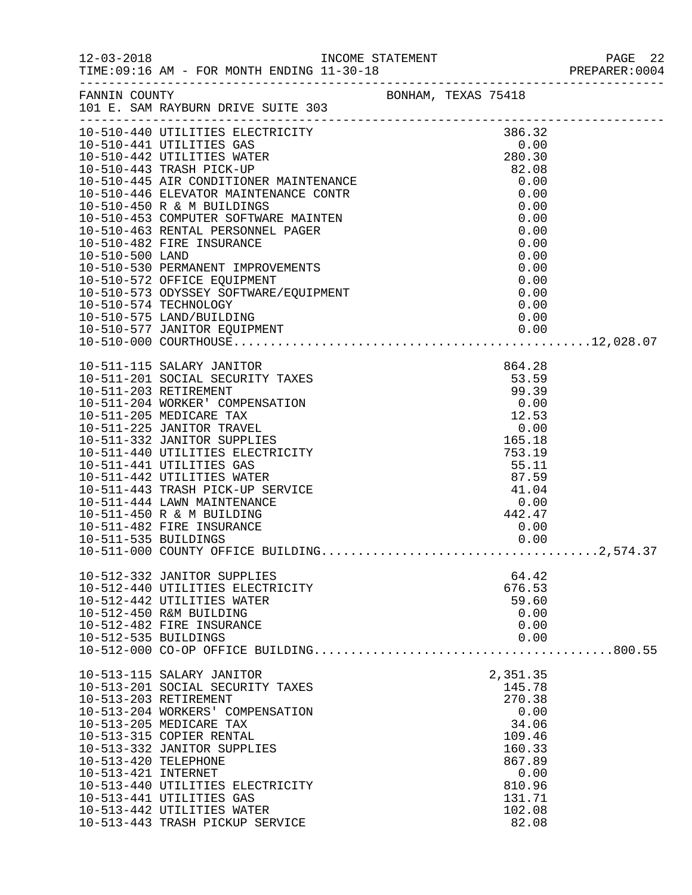12-03-2018 INCOME STATEMENT
TIME:09:16 AM - FOR MONTH ENDING 11-30-18

FANNIN COUNTY BONHAM, TEXAS 75418
101 E. SAM RAYBURN DRIVE SUITE 303

| Account | Description | Amount | Total |
|---|---|---|---|
| 10-510-440 | UTILITIES ELECTRICITY | 386.32 | |
| 10-510-441 | UTILITIES GAS | 0.00 | |
| 10-510-442 | UTILITIES WATER | 280.30 | |
| 10-510-443 | TRASH PICK-UP | 82.08 | |
| 10-510-445 | AIR CONDITIONER MAINTENANCE | 0.00 | |
| 10-510-446 | ELEVATOR MAINTENANCE CONTR | 0.00 | |
| 10-510-450 | R & M BUILDINGS | 0.00 | |
| 10-510-453 | COMPUTER SOFTWARE MAINTEN | 0.00 | |
| 10-510-463 | RENTAL PERSONNEL PAGER | 0.00 | |
| 10-510-482 | FIRE INSURANCE | 0.00 | |
| 10-510-500 | LAND | 0.00 | |
| 10-510-530 | PERMANENT IMPROVEMENTS | 0.00 | |
| 10-510-572 | OFFICE EQUIPMENT | 0.00 | |
| 10-510-573 | ODYSSEY SOFTWARE/EQUIPMENT | 0.00 | |
| 10-510-574 | TECHNOLOGY | 0.00 | |
| 10-510-575 | LAND/BUILDING | 0.00 | |
| 10-510-577 | JANITOR EQUIPMENT | 0.00 | |
| 10-510-000 | COURTHOUSE | | 12,028.07 |
| 10-511-115 | SALARY JANITOR | 864.28 | |
| 10-511-201 | SOCIAL SECURITY TAXES | 53.59 | |
| 10-511-203 | RETIREMENT | 99.39 | |
| 10-511-204 | WORKER' COMPENSATION | 0.00 | |
| 10-511-205 | MEDICARE TAX | 12.53 | |
| 10-511-225 | JANITOR TRAVEL | 0.00 | |
| 10-511-332 | JANITOR SUPPLIES | 165.18 | |
| 10-511-440 | UTILITIES ELECTRICITY | 753.19 | |
| 10-511-441 | UTILITIES GAS | 55.11 | |
| 10-511-442 | UTILITIES WATER | 87.59 | |
| 10-511-443 | TRASH PICK-UP SERVICE | 41.04 | |
| 10-511-444 | LAWN MAINTENANCE | 0.00 | |
| 10-511-450 | R & M BUILDING | 442.47 | |
| 10-511-482 | FIRE INSURANCE | 0.00 | |
| 10-511-535 | BUILDINGS | 0.00 | |
| 10-511-000 | COUNTY OFFICE BUILDING | | 2,574.37 |
| 10-512-332 | JANITOR SUPPLIES | 64.42 | |
| 10-512-440 | UTILITIES ELECTRICITY | 676.53 | |
| 10-512-442 | UTILITIES WATER | 59.60 | |
| 10-512-450 | R&M BUILDING | 0.00 | |
| 10-512-482 | FIRE INSURANCE | 0.00 | |
| 10-512-535 | BUILDINGS | 0.00 | |
| 10-512-000 | CO-OP OFFICE BUILDING | | 800.55 |
| 10-513-115 | SALARY JANITOR | 2,351.35 | |
| 10-513-201 | SOCIAL SECURITY TAXES | 145.78 | |
| 10-513-203 | RETIREMENT | 270.38 | |
| 10-513-204 | WORKERS' COMPENSATION | 0.00 | |
| 10-513-205 | MEDICARE TAX | 34.06 | |
| 10-513-315 | COPIER RENTAL | 109.46 | |
| 10-513-332 | JANITOR SUPPLIES | 160.33 | |
| 10-513-420 | TELEPHONE | 867.89 | |
| 10-513-421 | INTERNET | 0.00 | |
| 10-513-440 | UTILITIES ELECTRICITY | 810.96 | |
| 10-513-441 | UTILITIES GAS | 131.71 | |
| 10-513-442 | UTILITIES WATER | 102.08 | |
| 10-513-443 | TRASH PICKUP SERVICE | 82.08 | |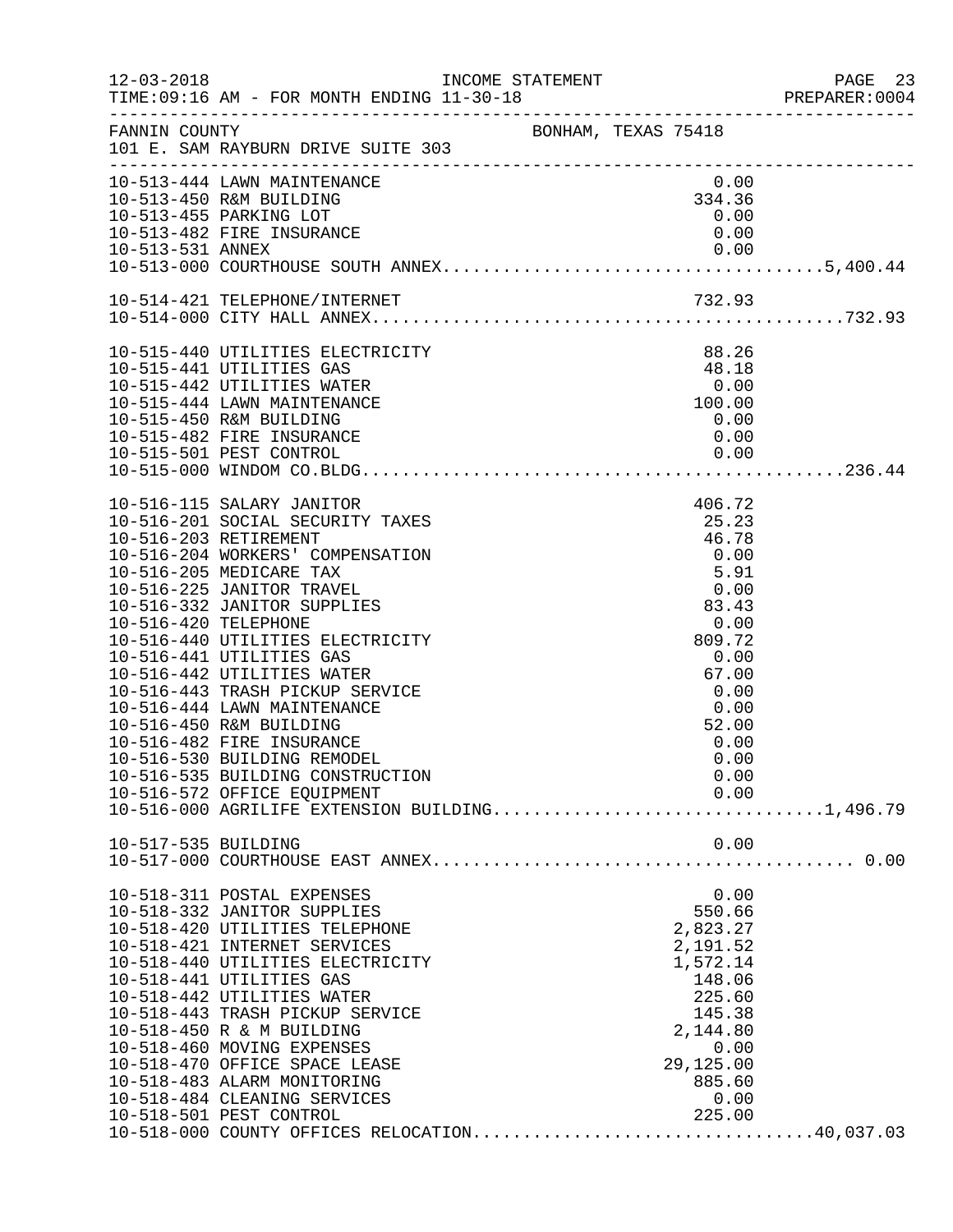FANNIN COUNTY BONHAM, TEXAS 75418
101 E. SAM RAYBURN DRIVE SUITE 303

| Account | Description | Amount | Total |
|---|---|---|---|
| 10-513-444 | LAWN MAINTENANCE | 0.00 | |
| 10-513-450 | R&M BUILDING | 334.36 | |
| 10-513-455 | PARKING LOT | 0.00 | |
| 10-513-482 | FIRE INSURANCE | 0.00 | |
| 10-513-531 | ANNEX | 0.00 | |
| 10-513-000 | COURTHOUSE SOUTH ANNEX | | 5,400.44 |
| 10-514-421 | TELEPHONE/INTERNET | 732.93 | |
| 10-514-000 | CITY HALL ANNEX | | 732.93 |
| 10-515-440 | UTILITIES ELECTRICITY | 88.26 | |
| 10-515-441 | UTILITIES GAS | 48.18 | |
| 10-515-442 | UTILITIES WATER | 0.00 | |
| 10-515-444 | LAWN MAINTENANCE | 100.00 | |
| 10-515-450 | R&M BUILDING | 0.00 | |
| 10-515-482 | FIRE INSURANCE | 0.00 | |
| 10-515-501 | PEST CONTROL | 0.00 | |
| 10-515-000 | WINDOM CO.BLDG | | 236.44 |
| 10-516-115 | SALARY JANITOR | 406.72 | |
| 10-516-201 | SOCIAL SECURITY TAXES | 25.23 | |
| 10-516-203 | RETIREMENT | 46.78 | |
| 10-516-204 | WORKERS' COMPENSATION | 0.00 | |
| 10-516-205 | MEDICARE TAX | 5.91 | |
| 10-516-225 | JANITOR TRAVEL | 0.00 | |
| 10-516-332 | JANITOR SUPPLIES | 83.43 | |
| 10-516-420 | TELEPHONE | 0.00 | |
| 10-516-440 | UTILITIES ELECTRICITY | 809.72 | |
| 10-516-441 | UTILITIES GAS | 0.00 | |
| 10-516-442 | UTILITIES WATER | 67.00 | |
| 10-516-443 | TRASH PICKUP SERVICE | 0.00 | |
| 10-516-444 | LAWN MAINTENANCE | 0.00 | |
| 10-516-450 | R&M BUILDING | 52.00 | |
| 10-516-482 | FIRE INSURANCE | 0.00 | |
| 10-516-530 | BUILDING REMODEL | 0.00 | |
| 10-516-535 | BUILDING CONSTRUCTION | 0.00 | |
| 10-516-572 | OFFICE EQUIPMENT | 0.00 | |
| 10-516-000 | AGRILIFE EXTENSION BUILDING | | 1,496.79 |
| 10-517-535 | BUILDING | 0.00 | |
| 10-517-000 | COURTHOUSE EAST ANNEX | | 0.00 |
| 10-518-311 | POSTAL EXPENSES | 0.00 | |
| 10-518-332 | JANITOR SUPPLIES | 550.66 | |
| 10-518-420 | UTILITIES TELEPHONE | 2,823.27 | |
| 10-518-421 | INTERNET SERVICES | 2,191.52 | |
| 10-518-440 | UTILITIES ELECTRICITY | 1,572.14 | |
| 10-518-441 | UTILITIES GAS | 148.06 | |
| 10-518-442 | UTILITIES WATER | 225.60 | |
| 10-518-443 | TRASH PICKUP SERVICE | 145.38 | |
| 10-518-450 | R & M BUILDING | 2,144.80 | |
| 10-518-460 | MOVING EXPENSES | 0.00 | |
| 10-518-470 | OFFICE SPACE LEASE | 29,125.00 | |
| 10-518-483 | ALARM MONITORING | 885.60 | |
| 10-518-484 | CLEANING SERVICES | 0.00 | |
| 10-518-501 | PEST CONTROL | 225.00 | |
| 10-518-000 | COUNTY OFFICES RELOCATION | | 40,037.03 |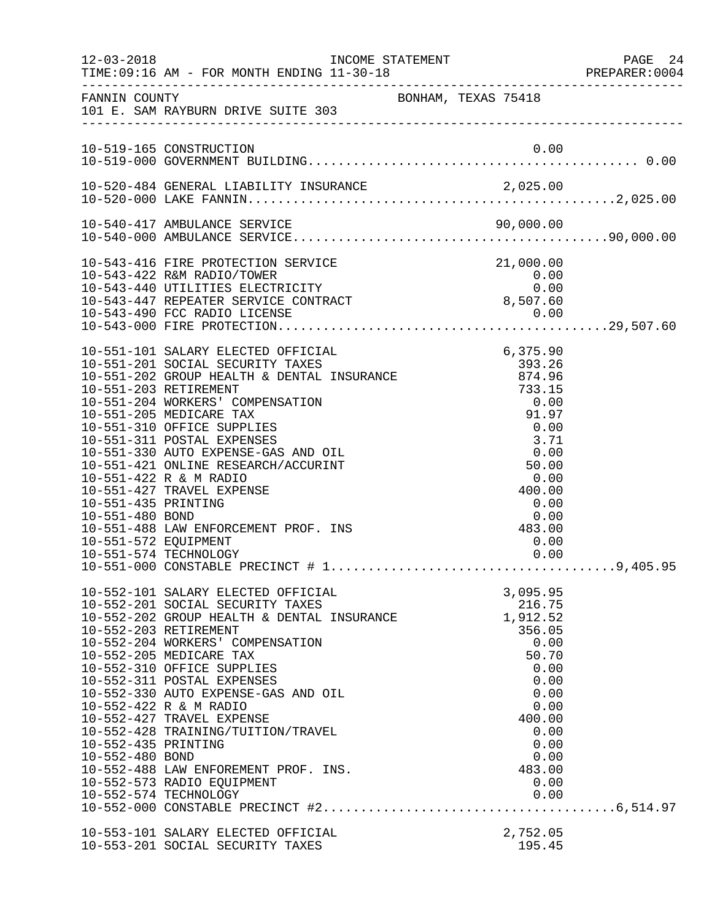FANNIN COUNTY BONHAM, TEXAS 75418
101 E. SAM RAYBURN DRIVE SUITE 303

INCOME STATEMENT — FOR MONTH ENDING 11-30-18

| Account | Description | Amount | Total |
|---|---|---|---|
| 10-519-165 | CONSTRUCTION | 0.00 | |
| 10-519-000 | GOVERNMENT BUILDING | | 0.00 |
| 10-520-484 | GENERAL LIABILITY INSURANCE | 2,025.00 | |
| 10-520-000 | LAKE FANNIN | | 2,025.00 |
| 10-540-417 | AMBULANCE SERVICE | 90,000.00 | |
| 10-540-000 | AMBULANCE SERVICE | | 90,000.00 |
| 10-543-416 | FIRE PROTECTION SERVICE | 21,000.00 | |
| 10-543-422 | R&M RADIO/TOWER | 0.00 | |
| 10-543-440 | UTILITIES ELECTRICITY | 0.00 | |
| 10-543-447 | REPEATER SERVICE CONTRACT | 8,507.60 | |
| 10-543-490 | FCC RADIO LICENSE | 0.00 | |
| 10-543-000 | FIRE PROTECTION | | 29,507.60 |
| 10-551-101 | SALARY ELECTED OFFICIAL | 6,375.90 | |
| 10-551-201 | SOCIAL SECURITY TAXES | 393.26 | |
| 10-551-202 | GROUP HEALTH & DENTAL INSURANCE | 874.96 | |
| 10-551-203 | RETIREMENT | 733.15 | |
| 10-551-204 | WORKERS' COMPENSATION | 0.00 | |
| 10-551-205 | MEDICARE TAX | 91.97 | |
| 10-551-310 | OFFICE SUPPLIES | 0.00 | |
| 10-551-311 | POSTAL EXPENSES | 3.71 | |
| 10-551-330 | AUTO EXPENSE-GAS AND OIL | 0.00 | |
| 10-551-421 | ONLINE RESEARCH/ACCURINT | 50.00 | |
| 10-551-422 | R & M RADIO | 0.00 | |
| 10-551-427 | TRAVEL EXPENSE | 400.00 | |
| 10-551-435 | PRINTING | 0.00 | |
| 10-551-480 | BOND | 0.00 | |
| 10-551-488 | LAW ENFORCEMENT PROF. INS | 483.00 | |
| 10-551-572 | EQUIPMENT | 0.00 | |
| 10-551-574 | TECHNOLOGY | 0.00 | |
| 10-551-000 | CONSTABLE PRECINCT # 1 | | 9,405.95 |
| 10-552-101 | SALARY ELECTED OFFICIAL | 3,095.95 | |
| 10-552-201 | SOCIAL SECURITY TAXES | 216.75 | |
| 10-552-202 | GROUP HEALTH & DENTAL INSURANCE | 1,912.52 | |
| 10-552-203 | RETIREMENT | 356.05 | |
| 10-552-204 | WORKERS' COMPENSATION | 0.00 | |
| 10-552-205 | MEDICARE TAX | 50.70 | |
| 10-552-310 | OFFICE SUPPLIES | 0.00 | |
| 10-552-311 | POSTAL EXPENSES | 0.00 | |
| 10-552-330 | AUTO EXPENSE-GAS AND OIL | 0.00 | |
| 10-552-422 | R & M RADIO | 0.00 | |
| 10-552-427 | TRAVEL EXPENSE | 400.00 | |
| 10-552-428 | TRAINING/TUITION/TRAVEL | 0.00 | |
| 10-552-435 | PRINTING | 0.00 | |
| 10-552-480 | BOND | 0.00 | |
| 10-552-488 | LAW ENFOREMENT PROF. INS. | 483.00 | |
| 10-552-573 | RADIO EQUIPMENT | 0.00 | |
| 10-552-574 | TECHNOLOGY | 0.00 | |
| 10-552-000 | CONSTABLE PRECINCT #2 | | 6,514.97 |
| 10-553-101 | SALARY ELECTED OFFICIAL | 2,752.05 | |
| 10-553-201 | SOCIAL SECURITY TAXES | 195.45 | |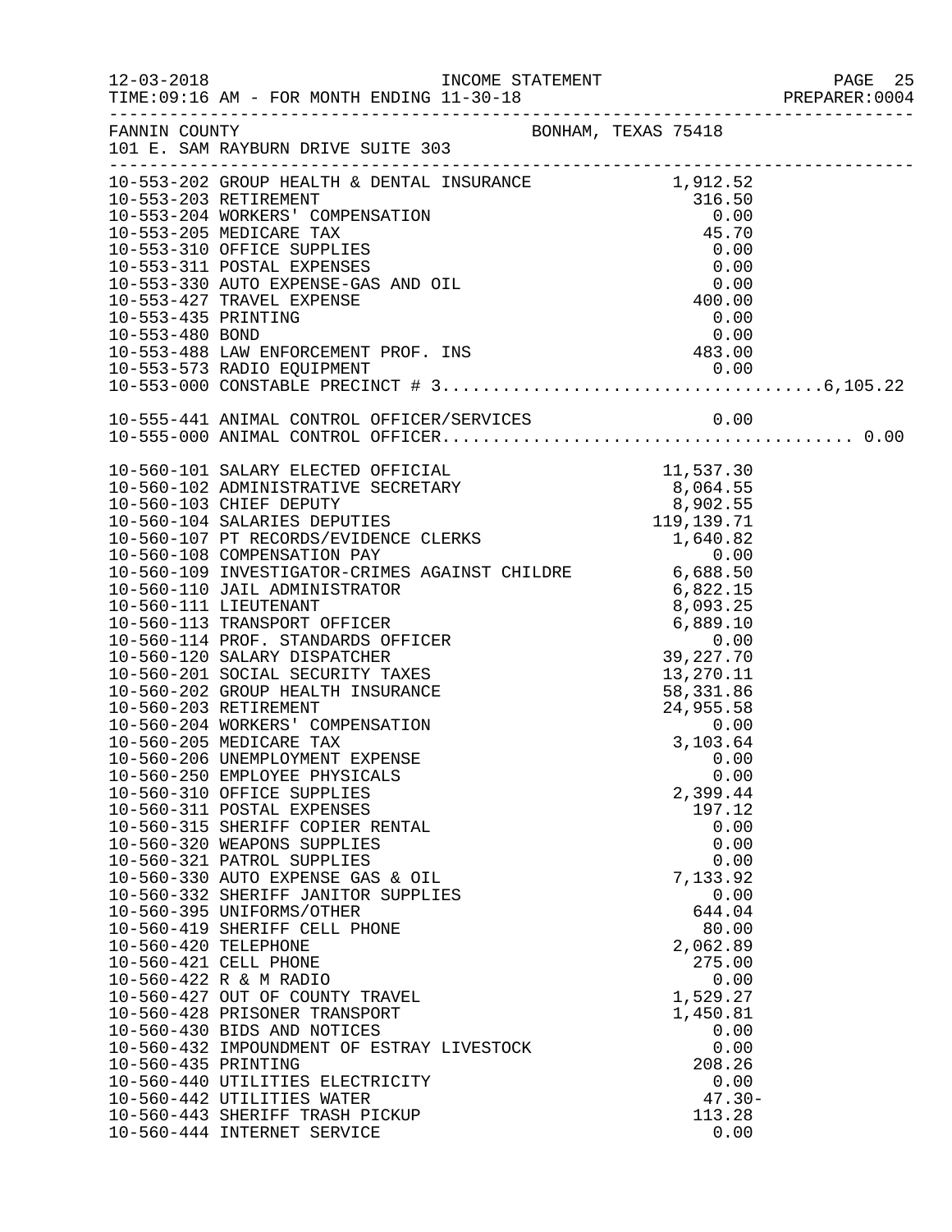FANNIN COUNTY BONHAM, TEXAS 75418
101 E. SAM RAYBURN DRIVE SUITE 303

INCOME STATEMENT — FOR MONTH ENDING 11-30-18

| Account | Description | Amount | Total |
|---|---|---|---|
| 10-553-202 | GROUP HEALTH & DENTAL INSURANCE | 1,912.52 | |
| 10-553-203 | RETIREMENT | 316.50 | |
| 10-553-204 | WORKERS' COMPENSATION | 0.00 | |
| 10-553-205 | MEDICARE TAX | 45.70 | |
| 10-553-310 | OFFICE SUPPLIES | 0.00 | |
| 10-553-311 | POSTAL EXPENSES | 0.00 | |
| 10-553-330 | AUTO EXPENSE-GAS AND OIL | 0.00 | |
| 10-553-427 | TRAVEL EXPENSE | 400.00 | |
| 10-553-435 | PRINTING | 0.00 | |
| 10-553-480 | BOND | 0.00 | |
| 10-553-488 | LAW ENFORCEMENT PROF. INS | 483.00 | |
| 10-553-573 | RADIO EQUIPMENT | 0.00 | |
| 10-553-000 | CONSTABLE PRECINCT # 3 | | 6,105.22 |
| 10-555-441 | ANIMAL CONTROL OFFICER/SERVICES | 0.00 | |
| 10-555-000 | ANIMAL CONTROL OFFICER | | 0.00 |
| 10-560-101 | SALARY ELECTED OFFICIAL | 11,537.30 | |
| 10-560-102 | ADMINISTRATIVE SECRETARY | 8,064.55 | |
| 10-560-103 | CHIEF DEPUTY | 8,902.55 | |
| 10-560-104 | SALARIES DEPUTIES | 119,139.71 | |
| 10-560-107 | PT RECORDS/EVIDENCE CLERKS | 1,640.82 | |
| 10-560-108 | COMPENSATION PAY | 0.00 | |
| 10-560-109 | INVESTIGATOR-CRIMES AGAINST CHILDRE | 6,688.50 | |
| 10-560-110 | JAIL ADMINISTRATOR | 6,822.15 | |
| 10-560-111 | LIEUTENANT | 8,093.25 | |
| 10-560-113 | TRANSPORT OFFICER | 6,889.10 | |
| 10-560-114 | PROF. STANDARDS OFFICER | 0.00 | |
| 10-560-120 | SALARY DISPATCHER | 39,227.70 | |
| 10-560-201 | SOCIAL SECURITY TAXES | 13,270.11 | |
| 10-560-202 | GROUP HEALTH INSURANCE | 58,331.86 | |
| 10-560-203 | RETIREMENT | 24,955.58 | |
| 10-560-204 | WORKERS' COMPENSATION | 0.00 | |
| 10-560-205 | MEDICARE TAX | 3,103.64 | |
| 10-560-206 | UNEMPLOYMENT EXPENSE | 0.00 | |
| 10-560-250 | EMPLOYEE PHYSICALS | 0.00 | |
| 10-560-310 | OFFICE SUPPLIES | 2,399.44 | |
| 10-560-311 | POSTAL EXPENSES | 197.12 | |
| 10-560-315 | SHERIFF COPIER RENTAL | 0.00 | |
| 10-560-320 | WEAPONS SUPPLIES | 0.00 | |
| 10-560-321 | PATROL SUPPLIES | 0.00 | |
| 10-560-330 | AUTO EXPENSE GAS & OIL | 7,133.92 | |
| 10-560-332 | SHERIFF JANITOR SUPPLIES | 0.00 | |
| 10-560-395 | UNIFORMS/OTHER | 644.04 | |
| 10-560-419 | SHERIFF CELL PHONE | 80.00 | |
| 10-560-420 | TELEPHONE | 2,062.89 | |
| 10-560-421 | CELL PHONE | 275.00 | |
| 10-560-422 | R & M RADIO | 0.00 | |
| 10-560-427 | OUT OF COUNTY TRAVEL | 1,529.27 | |
| 10-560-428 | PRISONER TRANSPORT | 1,450.81 | |
| 10-560-430 | BIDS AND NOTICES | 0.00 | |
| 10-560-432 | IMPOUNDMENT OF ESTRAY LIVESTOCK | 0.00 | |
| 10-560-435 | PRINTING | 208.26 | |
| 10-560-440 | UTILITIES ELECTRICITY | 0.00 | |
| 10-560-442 | UTILITIES WATER | 47.30- | |
| 10-560-443 | SHERIFF TRASH PICKUP | 113.28 | |
| 10-560-444 | INTERNET SERVICE | 0.00 | |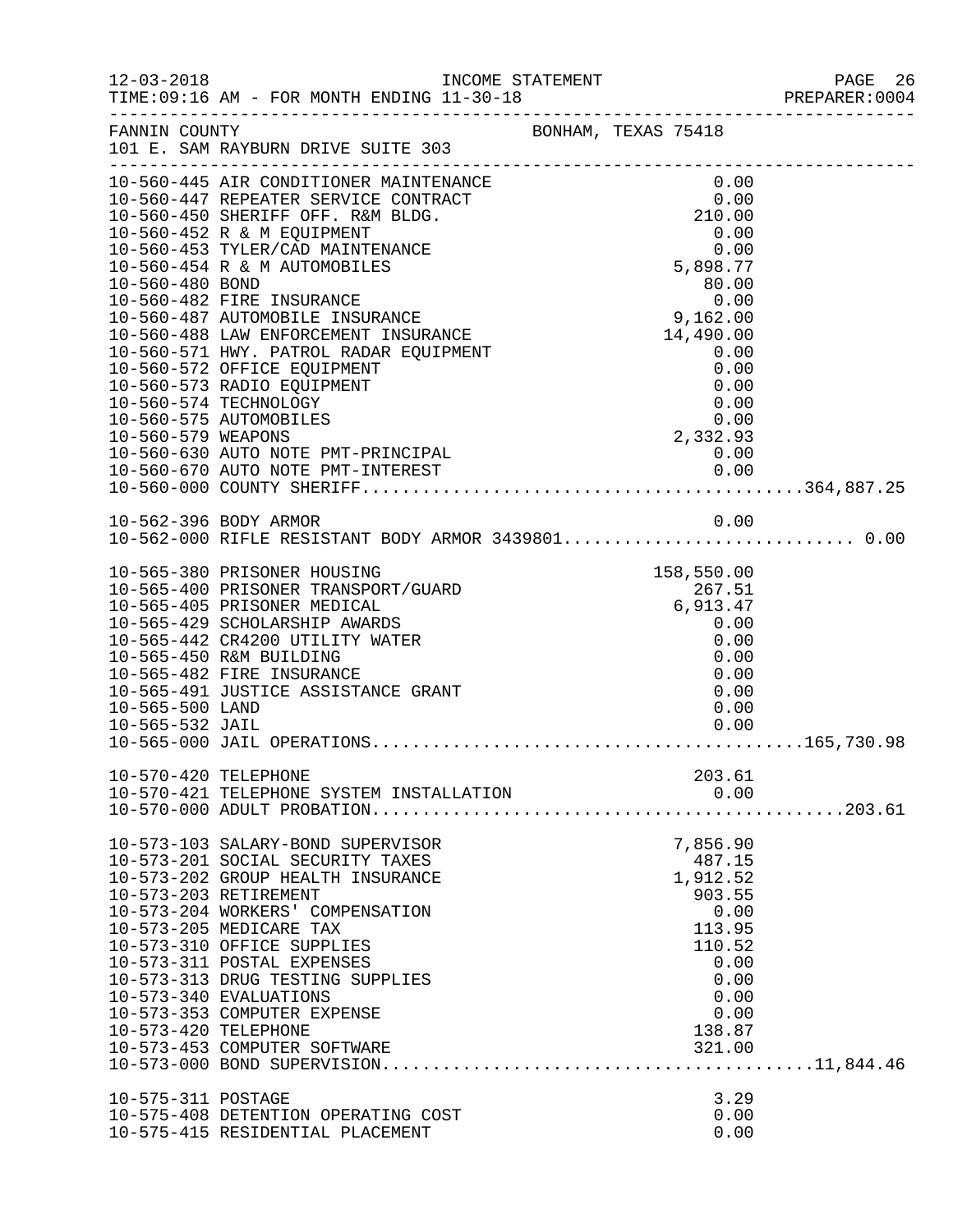FANNIN COUNTY BONHAM, TEXAS 75418
101 E. SAM RAYBURN DRIVE SUITE 303

INCOME STATEMENT — FOR MONTH ENDING 11-30-18

| Account | Description | Amount | Total |
|---|---|---|---|
| 10-560-445 | AIR CONDITIONER MAINTENANCE | 0.00 | |
| 10-560-447 | REPEATER SERVICE CONTRACT | 0.00 | |
| 10-560-450 | SHERIFF OFF. R&M BLDG. | 210.00 | |
| 10-560-452 | R & M EQUIPMENT | 0.00 | |
| 10-560-453 | TYLER/CAD MAINTENANCE | 0.00 | |
| 10-560-454 | R & M AUTOMOBILES | 5,898.77 | |
| 10-560-480 | BOND | 80.00 | |
| 10-560-482 | FIRE INSURANCE | 0.00 | |
| 10-560-487 | AUTOMOBILE INSURANCE | 9,162.00 | |
| 10-560-488 | LAW ENFORCEMENT INSURANCE | 14,490.00 | |
| 10-560-571 | HWY. PATROL RADAR EQUIPMENT | 0.00 | |
| 10-560-572 | OFFICE EQUIPMENT | 0.00 | |
| 10-560-573 | RADIO EQUIPMENT | 0.00 | |
| 10-560-574 | TECHNOLOGY | 0.00 | |
| 10-560-575 | AUTOMOBILES | 0.00 | |
| 10-560-579 | WEAPONS | 2,332.93 | |
| 10-560-630 | AUTO NOTE PMT-PRINCIPAL | 0.00 | |
| 10-560-670 | AUTO NOTE PMT-INTEREST | 0.00 | |
| 10-560-000 | COUNTY SHERIFF | | 364,887.25 |
| 10-562-396 | BODY ARMOR | 0.00 | |
| 10-562-000 | RIFLE RESISTANT BODY ARMOR 3439801 | | 0.00 |
| 10-565-380 | PRISONER HOUSING | 158,550.00 | |
| 10-565-400 | PRISONER TRANSPORT/GUARD | 267.51 | |
| 10-565-405 | PRISONER MEDICAL | 6,913.47 | |
| 10-565-429 | SCHOLARSHIP AWARDS | 0.00 | |
| 10-565-442 | CR4200 UTILITY WATER | 0.00 | |
| 10-565-450 | R&M BUILDING | 0.00 | |
| 10-565-482 | FIRE INSURANCE | 0.00 | |
| 10-565-491 | JUSTICE ASSISTANCE GRANT | 0.00 | |
| 10-565-500 | LAND | 0.00 | |
| 10-565-532 | JAIL | 0.00 | |
| 10-565-000 | JAIL OPERATIONS | | 165,730.98 |
| 10-570-420 | TELEPHONE | 203.61 | |
| 10-570-421 | TELEPHONE SYSTEM INSTALLATION | 0.00 | |
| 10-570-000 | ADULT PROBATION | | 203.61 |
| 10-573-103 | SALARY-BOND SUPERVISOR | 7,856.90 | |
| 10-573-201 | SOCIAL SECURITY TAXES | 487.15 | |
| 10-573-202 | GROUP HEALTH INSURANCE | 1,912.52 | |
| 10-573-203 | RETIREMENT | 903.55 | |
| 10-573-204 | WORKERS' COMPENSATION | 0.00 | |
| 10-573-205 | MEDICARE TAX | 113.95 | |
| 10-573-310 | OFFICE SUPPLIES | 110.52 | |
| 10-573-311 | POSTAL EXPENSES | 0.00 | |
| 10-573-313 | DRUG TESTING SUPPLIES | 0.00 | |
| 10-573-340 | EVALUATIONS | 0.00 | |
| 10-573-353 | COMPUTER EXPENSE | 0.00 | |
| 10-573-420 | TELEPHONE | 138.87 | |
| 10-573-453 | COMPUTER SOFTWARE | 321.00 | |
| 10-573-000 | BOND SUPERVISION | | 11,844.46 |
| 10-575-311 | POSTAGE | 3.29 | |
| 10-575-408 | DETENTION OPERATING COST | 0.00 | |
| 10-575-415 | RESIDENTIAL PLACEMENT | 0.00 | |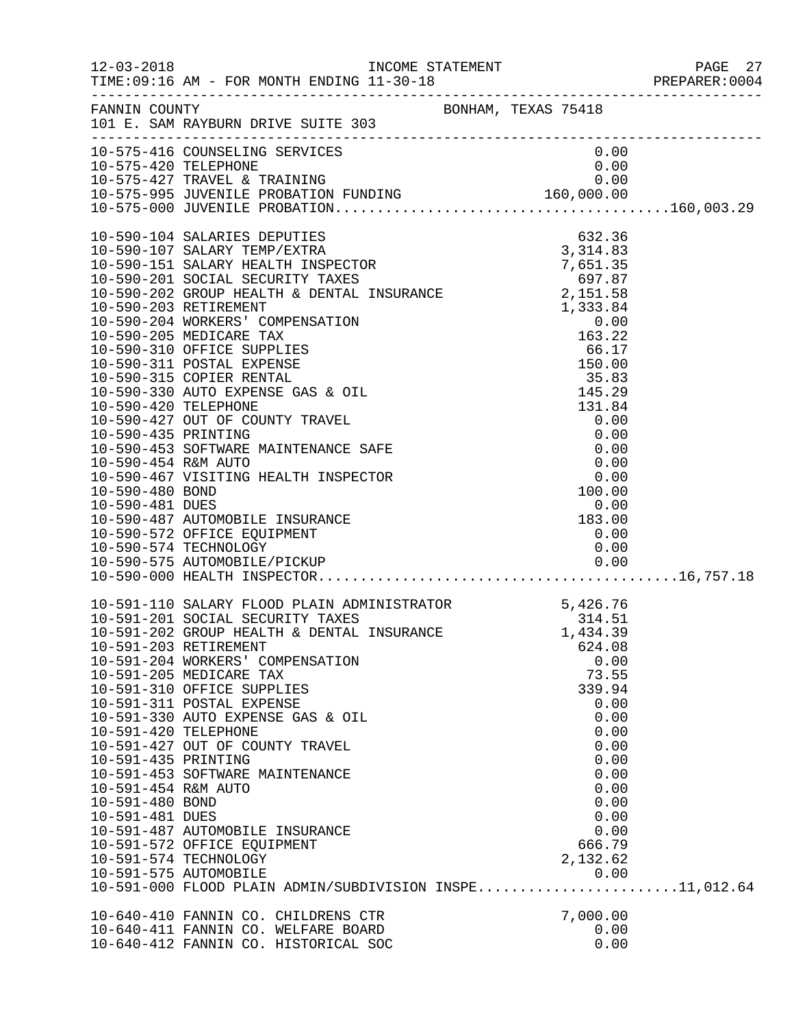FANNIN COUNTY — BONHAM, TEXAS 75418
101 E. SAM RAYBURN DRIVE SUITE 303

INCOME STATEMENT
TIME:09:16 AM - FOR MONTH ENDING 11-30-18

| Account | Description | Amount | Total |
|---|---|---|---|
| 10-575-416 | COUNSELING SERVICES | 0.00 | |
| 10-575-420 | TELEPHONE | 0.00 | |
| 10-575-427 | TRAVEL & TRAINING | 0.00 | |
| 10-575-995 | JUVENILE PROBATION FUNDING | 160,000.00 | |
| 10-575-000 | JUVENILE PROBATION | | 160,003.29 |
| 10-590-104 | SALARIES DEPUTIES | 632.36 | |
| 10-590-107 | SALARY TEMP/EXTRA | 3,314.83 | |
| 10-590-151 | SALARY HEALTH INSPECTOR | 7,651.35 | |
| 10-590-201 | SOCIAL SECURITY TAXES | 697.87 | |
| 10-590-202 | GROUP HEALTH & DENTAL INSURANCE | 2,151.58 | |
| 10-590-203 | RETIREMENT | 1,333.84 | |
| 10-590-204 | WORKERS' COMPENSATION | 0.00 | |
| 10-590-205 | MEDICARE TAX | 163.22 | |
| 10-590-310 | OFFICE SUPPLIES | 66.17 | |
| 10-590-311 | POSTAL EXPENSE | 150.00 | |
| 10-590-315 | COPIER RENTAL | 35.83 | |
| 10-590-330 | AUTO EXPENSE GAS & OIL | 145.29 | |
| 10-590-420 | TELEPHONE | 131.84 | |
| 10-590-427 | OUT OF COUNTY TRAVEL | 0.00 | |
| 10-590-435 | PRINTING | 0.00 | |
| 10-590-453 | SOFTWARE MAINTENANCE SAFE | 0.00 | |
| 10-590-454 | R&M AUTO | 0.00 | |
| 10-590-467 | VISITING HEALTH INSPECTOR | 0.00 | |
| 10-590-480 | BOND | 100.00 | |
| 10-590-481 | DUES | 0.00 | |
| 10-590-487 | AUTOMOBILE INSURANCE | 183.00 | |
| 10-590-572 | OFFICE EQUIPMENT | 0.00 | |
| 10-590-574 | TECHNOLOGY | 0.00 | |
| 10-590-575 | AUTOMOBILE/PICKUP | 0.00 | |
| 10-590-000 | HEALTH INSPECTOR | | 16,757.18 |
| 10-591-110 | SALARY FLOOD PLAIN ADMINISTRATOR | 5,426.76 | |
| 10-591-201 | SOCIAL SECURITY TAXES | 314.51 | |
| 10-591-202 | GROUP HEALTH & DENTAL INSURANCE | 1,434.39 | |
| 10-591-203 | RETIREMENT | 624.08 | |
| 10-591-204 | WORKERS' COMPENSATION | 0.00 | |
| 10-591-205 | MEDICARE TAX | 73.55 | |
| 10-591-310 | OFFICE SUPPLIES | 339.94 | |
| 10-591-311 | POSTAL EXPENSE | 0.00 | |
| 10-591-330 | AUTO EXPENSE GAS & OIL | 0.00 | |
| 10-591-420 | TELEPHONE | 0.00 | |
| 10-591-427 | OUT OF COUNTY TRAVEL | 0.00 | |
| 10-591-435 | PRINTING | 0.00 | |
| 10-591-453 | SOFTWARE MAINTENANCE | 0.00 | |
| 10-591-454 | R&M AUTO | 0.00 | |
| 10-591-480 | BOND | 0.00 | |
| 10-591-481 | DUES | 0.00 | |
| 10-591-487 | AUTOMOBILE INSURANCE | 0.00 | |
| 10-591-572 | OFFICE EQUIPMENT | 666.79 | |
| 10-591-574 | TECHNOLOGY | 2,132.62 | |
| 10-591-575 | AUTOMOBILE | 0.00 | |
| 10-591-000 | FLOOD PLAIN ADMIN/SUBDIVISION INSPE | | 11,012.64 |
| 10-640-410 | FANNIN CO. CHILDRENS CTR | 7,000.00 | |
| 10-640-411 | FANNIN CO. WELFARE BOARD | 0.00 | |
| 10-640-412 | FANNIN CO. HISTORICAL SOC | 0.00 | |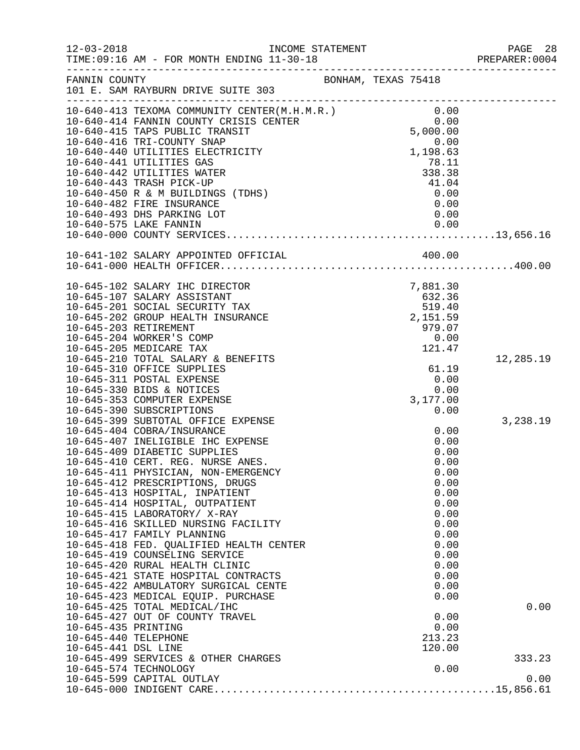INCOME STATEMENT

12-03-2018
TIME:09:16 AM - FOR MONTH ENDING 11-30-18

PREPARER:0004

FANNIN COUNTY — BONHAM, TEXAS 75418
101 E. SAM RAYBURN DRIVE SUITE 303

| Account | Description | Amount | Total |
|---|---|---|---|
| 10-640-413 | TEXOMA COMMUNITY CENTER(M.H.M.R.) | 0.00 | |
| 10-640-414 | FANNIN COUNTY CRISIS CENTER | 0.00 | |
| 10-640-415 | TAPS PUBLIC TRANSIT | 5,000.00 | |
| 10-640-416 | TRI-COUNTY SNAP | 0.00 | |
| 10-640-440 | UTILITIES ELECTRICITY | 1,198.63 | |
| 10-640-441 | UTILITIES GAS | 78.11 | |
| 10-640-442 | UTILITIES WATER | 338.38 | |
| 10-640-443 | TRASH PICK-UP | 41.04 | |
| 10-640-450 | R & M BUILDINGS (TDHS) | 0.00 | |
| 10-640-482 | FIRE INSURANCE | 0.00 | |
| 10-640-493 | DHS PARKING LOT | 0.00 | |
| 10-640-575 | LAKE FANNIN | 0.00 | |
| 10-640-000 | COUNTY SERVICES | | 13,656.16 |
| | | | |
| 10-641-102 | SALARY APPOINTED OFFICIAL | 400.00 | |
| 10-641-000 | HEALTH OFFICER | | 400.00 |
| | | | |
| 10-645-102 | SALARY IHC DIRECTOR | 7,881.30 | |
| 10-645-107 | SALARY ASSISTANT | 632.36 | |
| 10-645-201 | SOCIAL SECURITY TAX | 519.40 | |
| 10-645-202 | GROUP HEALTH INSURANCE | 2,151.59 | |
| 10-645-203 | RETIREMENT | 979.07 | |
| 10-645-204 | WORKER'S COMP | 0.00 | |
| 10-645-205 | MEDICARE TAX | 121.47 | |
| 10-645-210 | TOTAL SALARY & BENEFITS | | 12,285.19 |
| 10-645-310 | OFFICE SUPPLIES | 61.19 | |
| 10-645-311 | POSTAL EXPENSE | 0.00 | |
| 10-645-330 | BIDS & NOTICES | 0.00 | |
| 10-645-353 | COMPUTER EXPENSE | 3,177.00 | |
| 10-645-390 | SUBSCRIPTIONS | 0.00 | |
| 10-645-399 | SUBTOTAL OFFICE EXPENSE | | 3,238.19 |
| 10-645-404 | COBRA/INSURANCE | 0.00 | |
| 10-645-407 | INELIGIBLE IHC EXPENSE | 0.00 | |
| 10-645-409 | DIABETIC SUPPLIES | 0.00 | |
| 10-645-410 | CERT. REG. NURSE ANES. | 0.00 | |
| 10-645-411 | PHYSICIAN, NON-EMERGENCY | 0.00 | |
| 10-645-412 | PRESCRIPTIONS, DRUGS | 0.00 | |
| 10-645-413 | HOSPITAL, INPATIENT | 0.00 | |
| 10-645-414 | HOSPITAL, OUTPATIENT | 0.00 | |
| 10-645-415 | LABORATORY/ X-RAY | 0.00 | |
| 10-645-416 | SKILLED NURSING FACILITY | 0.00 | |
| 10-645-417 | FAMILY PLANNING | 0.00 | |
| 10-645-418 | FED. QUALIFIED HEALTH CENTER | 0.00 | |
| 10-645-419 | COUNSELING SERVICE | 0.00 | |
| 10-645-420 | RURAL HEALTH CLINIC | 0.00 | |
| 10-645-421 | STATE HOSPITAL CONTRACTS | 0.00 | |
| 10-645-422 | AMBULATORY SURGICAL CENTE | 0.00 | |
| 10-645-423 | MEDICAL EQUIP. PURCHASE | 0.00 | |
| 10-645-425 | TOTAL MEDICAL/IHC | | 0.00 |
| 10-645-427 | OUT OF COUNTY TRAVEL | 0.00 | |
| 10-645-435 | PRINTING | 0.00 | |
| 10-645-440 | TELEPHONE | 213.23 | |
| 10-645-441 | DSL LINE | 120.00 | |
| 10-645-499 | SERVICES & OTHER CHARGES | | 333.23 |
| 10-645-574 | TECHNOLOGY | 0.00 | |
| 10-645-599 | CAPITAL OUTLAY | | 0.00 |
| 10-645-000 | INDIGENT CARE | | 15,856.61 |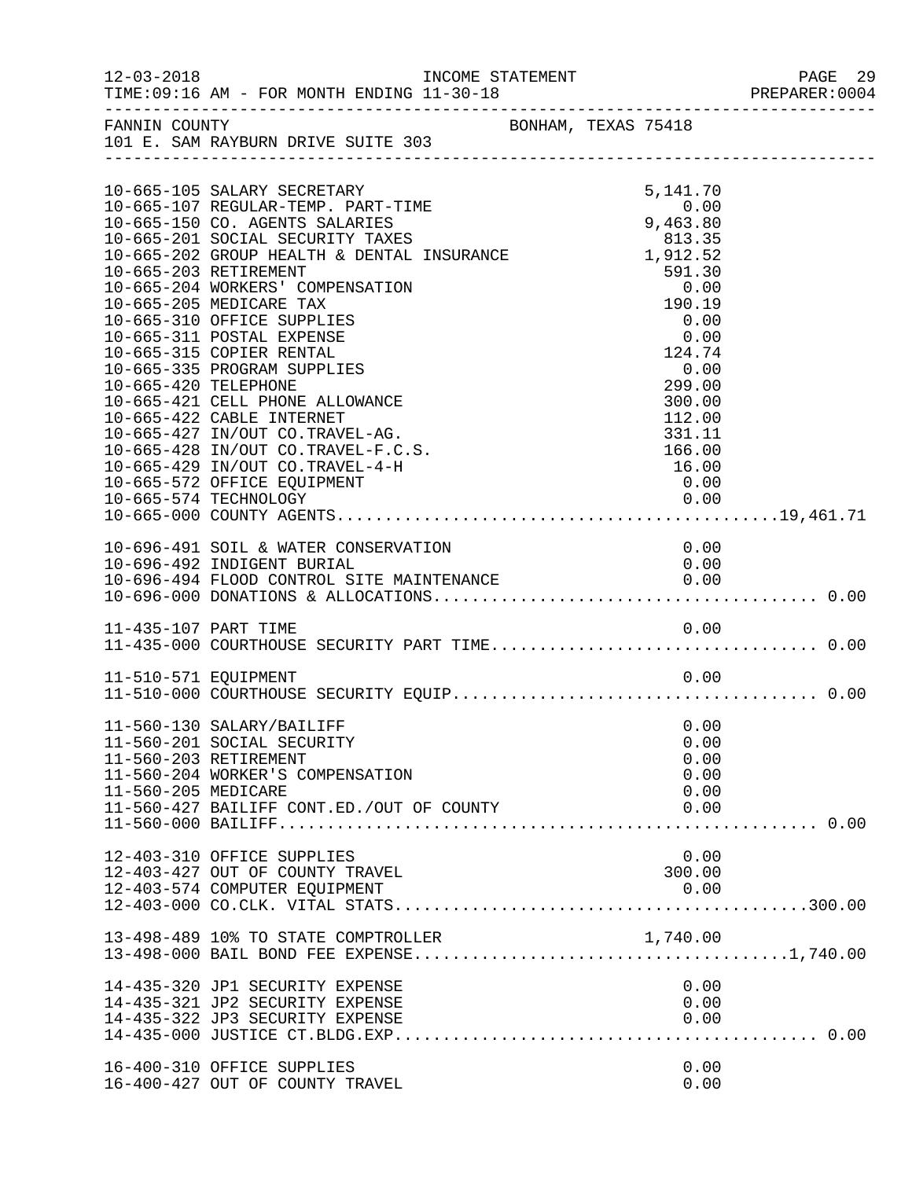FANNIN COUNTY — BONHAM, TEXAS 75418
101 E. SAM RAYBURN DRIVE SUITE 303

| Account | Description | Amount | Total |
|---|---|---|---|
| 10-665-105 | SALARY SECRETARY | 5,141.70 | |
| 10-665-107 | REGULAR-TEMP. PART-TIME | 0.00 | |
| 10-665-150 | CO. AGENTS SALARIES | 9,463.80 | |
| 10-665-201 | SOCIAL SECURITY TAXES | 813.35 | |
| 10-665-202 | GROUP HEALTH & DENTAL INSURANCE | 1,912.52 | |
| 10-665-203 | RETIREMENT | 591.30 | |
| 10-665-204 | WORKERS' COMPENSATION | 0.00 | |
| 10-665-205 | MEDICARE TAX | 190.19 | |
| 10-665-310 | OFFICE SUPPLIES | 0.00 | |
| 10-665-311 | POSTAL EXPENSE | 0.00 | |
| 10-665-315 | COPIER RENTAL | 124.74 | |
| 10-665-335 | PROGRAM SUPPLIES | 0.00 | |
| 10-665-420 | TELEPHONE | 299.00 | |
| 10-665-421 | CELL PHONE ALLOWANCE | 300.00 | |
| 10-665-422 | CABLE INTERNET | 112.00 | |
| 10-665-427 | IN/OUT CO.TRAVEL-AG. | 331.11 | |
| 10-665-428 | IN/OUT CO.TRAVEL-F.C.S. | 166.00 | |
| 10-665-429 | IN/OUT CO.TRAVEL-4-H | 16.00 | |
| 10-665-572 | OFFICE EQUIPMENT | 0.00 | |
| 10-665-574 | TECHNOLOGY | 0.00 | |
| 10-665-000 | COUNTY AGENTS | | 19,461.71 |
| 10-696-491 | SOIL & WATER CONSERVATION | 0.00 | |
| 10-696-492 | INDIGENT BURIAL | 0.00 | |
| 10-696-494 | FLOOD CONTROL SITE MAINTENANCE | 0.00 | |
| 10-696-000 | DONATIONS & ALLOCATIONS | | 0.00 |
| 11-435-107 | PART TIME | 0.00 | |
| 11-435-000 | COURTHOUSE SECURITY PART TIME | | 0.00 |
| 11-510-571 | EQUIPMENT | 0.00 | |
| 11-510-000 | COURTHOUSE SECURITY EQUIP | | 0.00 |
| 11-560-130 | SALARY/BAILIFF | 0.00 | |
| 11-560-201 | SOCIAL SECURITY | 0.00 | |
| 11-560-203 | RETIREMENT | 0.00 | |
| 11-560-204 | WORKER'S COMPENSATION | 0.00 | |
| 11-560-205 | MEDICARE | 0.00 | |
| 11-560-427 | BAILIFF CONT.ED./OUT OF COUNTY | 0.00 | |
| 11-560-000 | BAILIFF | | 0.00 |
| 12-403-310 | OFFICE SUPPLIES | 0.00 | |
| 12-403-427 | OUT OF COUNTY TRAVEL | 300.00 | |
| 12-403-574 | COMPUTER EQUIPMENT | 0.00 | |
| 12-403-000 | CO.CLK. VITAL STATS | | 300.00 |
| 13-498-489 | 10% TO STATE COMPTROLLER | 1,740.00 | |
| 13-498-000 | BAIL BOND FEE EXPENSE | | 1,740.00 |
| 14-435-320 | JP1 SECURITY EXPENSE | 0.00 | |
| 14-435-321 | JP2 SECURITY EXPENSE | 0.00 | |
| 14-435-322 | JP3 SECURITY EXPENSE | 0.00 | |
| 14-435-000 | JUSTICE CT.BLDG.EXP. | | 0.00 |
| 16-400-310 | OFFICE SUPPLIES | 0.00 | |
| 16-400-427 | OUT OF COUNTY TRAVEL | 0.00 | |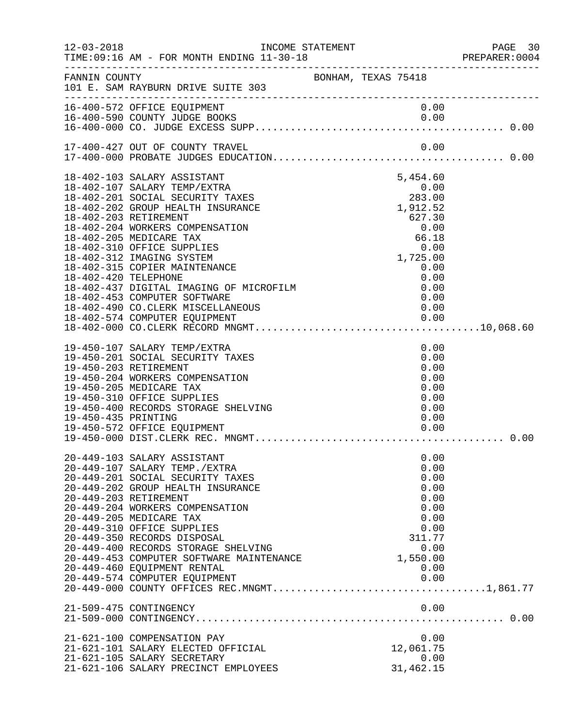FANNIN COUNTY BONHAM, TEXAS 75418
101 E. SAM RAYBURN DRIVE SUITE 303

INCOME STATEMENT
TIME:09:16 AM - FOR MONTH ENDING 11-30-18

| Account | Description | Amount | Total |
|---|---|---|---|
| 16-400-572 | OFFICE EQUIPMENT | 0.00 | |
| 16-400-590 | COUNTY JUDGE BOOKS | 0.00 | |
| 16-400-000 | CO. JUDGE EXCESS SUPP | | 0.00 |
| 17-400-427 | OUT OF COUNTY TRAVEL | 0.00 | |
| 17-400-000 | PROBATE JUDGES EDUCATION | | 0.00 |
| 18-402-103 | SALARY ASSISTANT | 5,454.60 | |
| 18-402-107 | SALARY TEMP/EXTRA | 0.00 | |
| 18-402-201 | SOCIAL SECURITY TAXES | 283.00 | |
| 18-402-202 | GROUP HEALTH INSURANCE | 1,912.52 | |
| 18-402-203 | RETIREMENT | 627.30 | |
| 18-402-204 | WORKERS COMPENSATION | 0.00 | |
| 18-402-205 | MEDICARE TAX | 66.18 | |
| 18-402-310 | OFFICE SUPPLIES | 0.00 | |
| 18-402-312 | IMAGING SYSTEM | 1,725.00 | |
| 18-402-315 | COPIER MAINTENANCE | 0.00 | |
| 18-402-420 | TELEPHONE | 0.00 | |
| 18-402-437 | DIGITAL IMAGING OF MICROFILM | 0.00 | |
| 18-402-453 | COMPUTER SOFTWARE | 0.00 | |
| 18-402-490 | CO.CLERK MISCELLANEOUS | 0.00 | |
| 18-402-574 | COMPUTER EQUIPMENT | 0.00 | |
| 18-402-000 | CO.CLERK RECORD MNGMT | | 10,068.60 |
| 19-450-107 | SALARY TEMP/EXTRA | 0.00 | |
| 19-450-201 | SOCIAL SECURITY TAXES | 0.00 | |
| 19-450-203 | RETIREMENT | 0.00 | |
| 19-450-204 | WORKERS COMPENSATION | 0.00 | |
| 19-450-205 | MEDICARE TAX | 0.00 | |
| 19-450-310 | OFFICE SUPPLIES | 0.00 | |
| 19-450-400 | RECORDS STORAGE SHELVING | 0.00 | |
| 19-450-435 | PRINTING | 0.00 | |
| 19-450-572 | OFFICE EQUIPMENT | 0.00 | |
| 19-450-000 | DIST.CLERK REC. MNGMT | | 0.00 |
| 20-449-103 | SALARY ASSISTANT | 0.00 | |
| 20-449-107 | SALARY TEMP./EXTRA | 0.00 | |
| 20-449-201 | SOCIAL SECURITY TAXES | 0.00 | |
| 20-449-202 | GROUP HEALTH INSURANCE | 0.00 | |
| 20-449-203 | RETIREMENT | 0.00 | |
| 20-449-204 | WORKERS COMPENSATION | 0.00 | |
| 20-449-205 | MEDICARE TAX | 0.00 | |
| 20-449-310 | OFFICE SUPPLIES | 0.00 | |
| 20-449-350 | RECORDS DISPOSAL | 311.77 | |
| 20-449-400 | RECORDS STORAGE SHELVING | 0.00 | |
| 20-449-453 | COMPUTER SOFTWARE MAINTENANCE | 1,550.00 | |
| 20-449-460 | EQUIPMENT RENTAL | 0.00 | |
| 20-449-574 | COMPUTER EQUIPMENT | 0.00 | |
| 20-449-000 | COUNTY OFFICES REC.MNGMT | | 1,861.77 |
| 21-509-475 | CONTINGENCY | 0.00 | |
| 21-509-000 | CONTINGENCY | | 0.00 |
| 21-621-100 | COMPENSATION PAY | 0.00 | |
| 21-621-101 | SALARY ELECTED OFFICIAL | 12,061.75 | |
| 21-621-105 | SALARY SECRETARY | 0.00 | |
| 21-621-106 | SALARY PRECINCT EMPLOYEES | 31,462.15 | |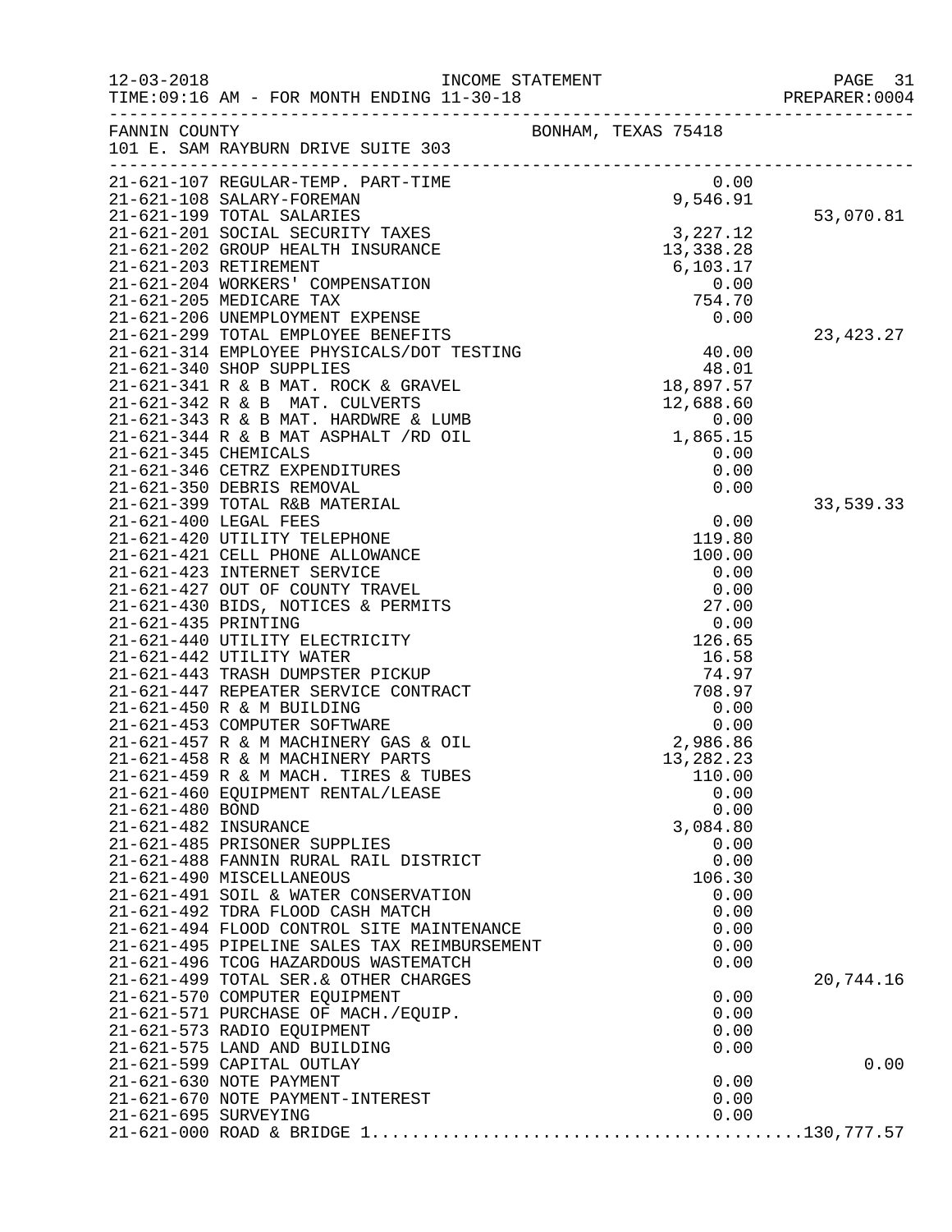FANNIN COUNTY BONHAM, TEXAS 75418
101 E. SAM RAYBURN DRIVE SUITE 303

INCOME STATEMENT
TIME:09:16 AM - FOR MONTH ENDING 11-30-18

| Account | Description | Amount | Total |
|---|---|---|---|
| 21-621-107 | REGULAR-TEMP. PART-TIME | 0.00 | |
| 21-621-108 | SALARY-FOREMAN | 9,546.91 | |
| 21-621-199 | TOTAL SALARIES | | 53,070.81 |
| 21-621-201 | SOCIAL SECURITY TAXES | 3,227.12 | |
| 21-621-202 | GROUP HEALTH INSURANCE | 13,338.28 | |
| 21-621-203 | RETIREMENT | 6,103.17 | |
| 21-621-204 | WORKERS' COMPENSATION | 0.00 | |
| 21-621-205 | MEDICARE TAX | 754.70 | |
| 21-621-206 | UNEMPLOYMENT EXPENSE | 0.00 | |
| 21-621-299 | TOTAL EMPLOYEE BENEFITS | | 23,423.27 |
| 21-621-314 | EMPLOYEE PHYSICALS/DOT TESTING | 40.00 | |
| 21-621-340 | SHOP SUPPLIES | 48.01 | |
| 21-621-341 | R & B MAT. ROCK & GRAVEL | 18,897.57 | |
| 21-621-342 | R & B MAT. CULVERTS | 12,688.60 | |
| 21-621-343 | R & B MAT. HARDWRE & LUMB | 0.00 | |
| 21-621-344 | R & B MAT ASPHALT /RD OIL | 1,865.15 | |
| 21-621-345 | CHEMICALS | 0.00 | |
| 21-621-346 | CETRZ EXPENDITURES | 0.00 | |
| 21-621-350 | DEBRIS REMOVAL | 0.00 | |
| 21-621-399 | TOTAL R&B MATERIAL | | 33,539.33 |
| 21-621-400 | LEGAL FEES | 0.00 | |
| 21-621-420 | UTILITY TELEPHONE | 119.80 | |
| 21-621-421 | CELL PHONE ALLOWANCE | 100.00 | |
| 21-621-423 | INTERNET SERVICE | 0.00 | |
| 21-621-427 | OUT OF COUNTY TRAVEL | 0.00 | |
| 21-621-430 | BIDS, NOTICES & PERMITS | 27.00 | |
| 21-621-435 | PRINTING | 0.00 | |
| 21-621-440 | UTILITY ELECTRICITY | 126.65 | |
| 21-621-442 | UTILITY WATER | 16.58 | |
| 21-621-443 | TRASH DUMPSTER PICKUP | 74.97 | |
| 21-621-447 | REPEATER SERVICE CONTRACT | 708.97 | |
| 21-621-450 | R & M BUILDING | 0.00 | |
| 21-621-453 | COMPUTER SOFTWARE | 0.00 | |
| 21-621-457 | R & M MACHINERY GAS & OIL | 2,986.86 | |
| 21-621-458 | R & M MACHINERY PARTS | 13,282.23 | |
| 21-621-459 | R & M MACH. TIRES & TUBES | 110.00 | |
| 21-621-460 | EQUIPMENT RENTAL/LEASE | 0.00 | |
| 21-621-480 | BOND | 0.00 | |
| 21-621-482 | INSURANCE | 3,084.80 | |
| 21-621-485 | PRISONER SUPPLIES | 0.00 | |
| 21-621-488 | FANNIN RURAL RAIL DISTRICT | 0.00 | |
| 21-621-490 | MISCELLANEOUS | 106.30 | |
| 21-621-491 | SOIL & WATER CONSERVATION | 0.00 | |
| 21-621-492 | TDRA FLOOD CASH MATCH | 0.00 | |
| 21-621-494 | FLOOD CONTROL SITE MAINTENANCE | 0.00 | |
| 21-621-495 | PIPELINE SALES TAX REIMBURSEMENT | 0.00 | |
| 21-621-496 | TCOG HAZARDOUS WASTEMATCH | 0.00 | |
| 21-621-499 | TOTAL SER.& OTHER CHARGES | | 20,744.16 |
| 21-621-570 | COMPUTER EQUIPMENT | 0.00 | |
| 21-621-571 | PURCHASE OF MACH./EQUIP. | 0.00 | |
| 21-621-573 | RADIO EQUIPMENT | 0.00 | |
| 21-621-575 | LAND AND BUILDING | 0.00 | |
| 21-621-599 | CAPITAL OUTLAY | | 0.00 |
| 21-621-630 | NOTE PAYMENT | 0.00 | |
| 21-621-670 | NOTE PAYMENT-INTEREST | 0.00 | |
| 21-621-695 | SURVEYING | 0.00 | |
| 21-621-000 | ROAD & BRIDGE 1 | | 130,777.57 |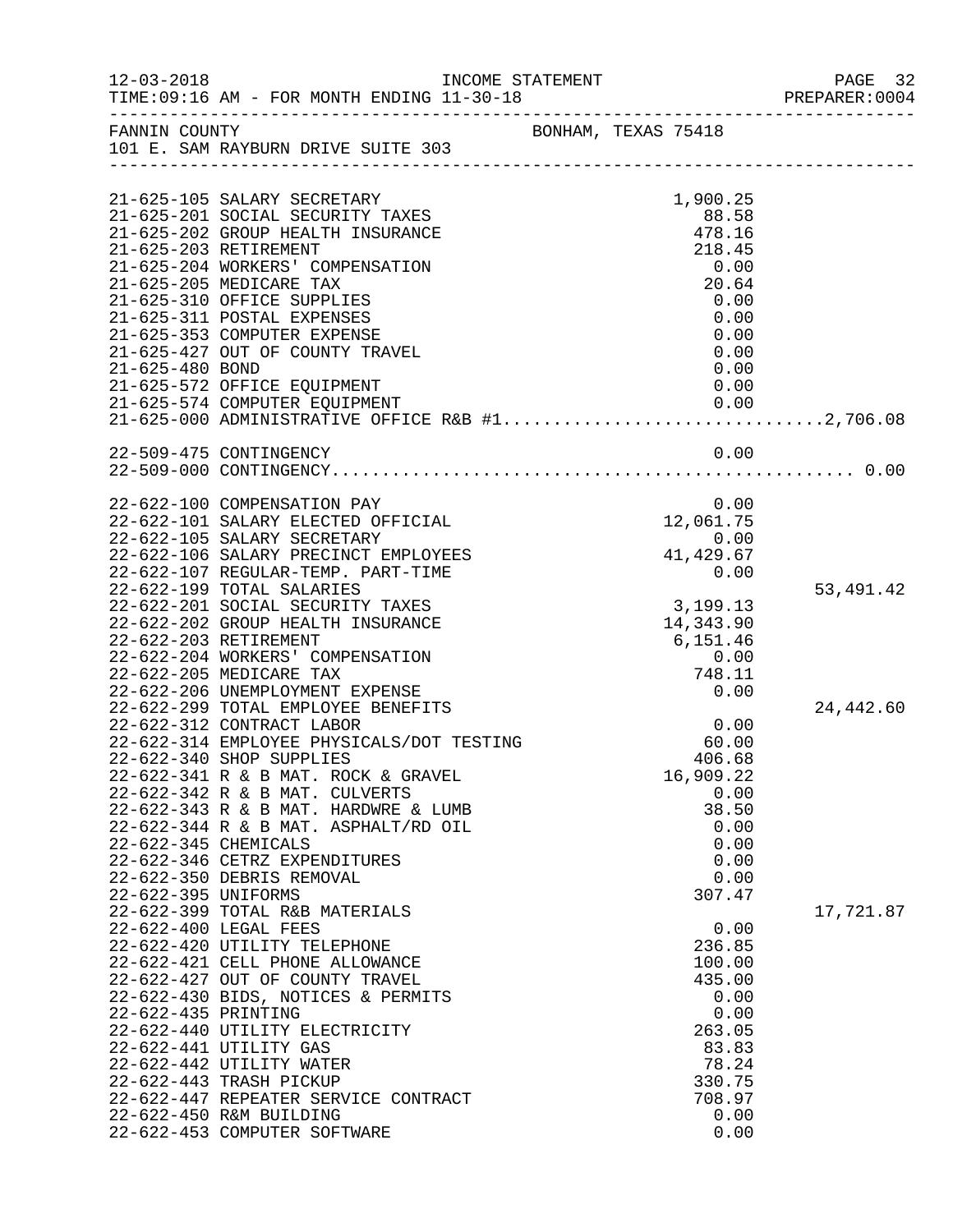FANNIN COUNTY — BONHAM, TEXAS 75418
101 E. SAM RAYBURN DRIVE SUITE 303

INCOME STATEMENT
12-03-2018 TIME:09:16 AM - FOR MONTH ENDING 11-30-18

| Account | Description | Amount | Total |
|---|---|---|---|
| 21-625-105 | SALARY SECRETARY | 1,900.25 | |
| 21-625-201 | SOCIAL SECURITY TAXES | 88.58 | |
| 21-625-202 | GROUP HEALTH INSURANCE | 478.16 | |
| 21-625-203 | RETIREMENT | 218.45 | |
| 21-625-204 | WORKERS' COMPENSATION | 0.00 | |
| 21-625-205 | MEDICARE TAX | 20.64 | |
| 21-625-310 | OFFICE SUPPLIES | 0.00 | |
| 21-625-311 | POSTAL EXPENSES | 0.00 | |
| 21-625-353 | COMPUTER EXPENSE | 0.00 | |
| 21-625-427 | OUT OF COUNTY TRAVEL | 0.00 | |
| 21-625-480 | BOND | 0.00 | |
| 21-625-572 | OFFICE EQUIPMENT | 0.00 | |
| 21-625-574 | COMPUTER EQUIPMENT | 0.00 | |
| 21-625-000 | ADMINISTRATIVE OFFICE R&B #1 | | 2,706.08 |
| 22-509-475 | CONTINGENCY | 0.00 | |
| 22-509-000 | CONTINGENCY | | 0.00 |
| 22-622-100 | COMPENSATION PAY | 0.00 | |
| 22-622-101 | SALARY ELECTED OFFICIAL | 12,061.75 | |
| 22-622-105 | SALARY SECRETARY | 0.00 | |
| 22-622-106 | SALARY PRECINCT EMPLOYEES | 41,429.67 | |
| 22-622-107 | REGULAR-TEMP. PART-TIME | 0.00 | |
| 22-622-199 | TOTAL SALARIES | | 53,491.42 |
| 22-622-201 | SOCIAL SECURITY TAXES | 3,199.13 | |
| 22-622-202 | GROUP HEALTH INSURANCE | 14,343.90 | |
| 22-622-203 | RETIREMENT | 6,151.46 | |
| 22-622-204 | WORKERS' COMPENSATION | 0.00 | |
| 22-622-205 | MEDICARE TAX | 748.11 | |
| 22-622-206 | UNEMPLOYMENT EXPENSE | 0.00 | |
| 22-622-299 | TOTAL EMPLOYEE BENEFITS | | 24,442.60 |
| 22-622-312 | CONTRACT LABOR | 0.00 | |
| 22-622-314 | EMPLOYEE PHYSICALS/DOT TESTING | 60.00 | |
| 22-622-340 | SHOP SUPPLIES | 406.68 | |
| 22-622-341 | R & B MAT. ROCK & GRAVEL | 16,909.22 | |
| 22-622-342 | R & B MAT. CULVERTS | 0.00 | |
| 22-622-343 | R & B MAT. HARDWRE & LUMB | 38.50 | |
| 22-622-344 | R & B MAT. ASPHALT/RD OIL | 0.00 | |
| 22-622-345 | CHEMICALS | 0.00 | |
| 22-622-346 | CETRZ EXPENDITURES | 0.00 | |
| 22-622-350 | DEBRIS REMOVAL | 0.00 | |
| 22-622-395 | UNIFORMS | 307.47 | |
| 22-622-399 | TOTAL R&B MATERIALS | | 17,721.87 |
| 22-622-400 | LEGAL FEES | 0.00 | |
| 22-622-420 | UTILITY TELEPHONE | 236.85 | |
| 22-622-421 | CELL PHONE ALLOWANCE | 100.00 | |
| 22-622-427 | OUT OF COUNTY TRAVEL | 435.00 | |
| 22-622-430 | BIDS, NOTICES & PERMITS | 0.00 | |
| 22-622-435 | PRINTING | 0.00 | |
| 22-622-440 | UTILITY ELECTRICITY | 263.05 | |
| 22-622-441 | UTILITY GAS | 83.83 | |
| 22-622-442 | UTILITY WATER | 78.24 | |
| 22-622-443 | TRASH PICKUP | 330.75 | |
| 22-622-447 | REPEATER SERVICE CONTRACT | 708.97 | |
| 22-622-450 | R&M BUILDING | 0.00 | |
| 22-622-453 | COMPUTER SOFTWARE | 0.00 | |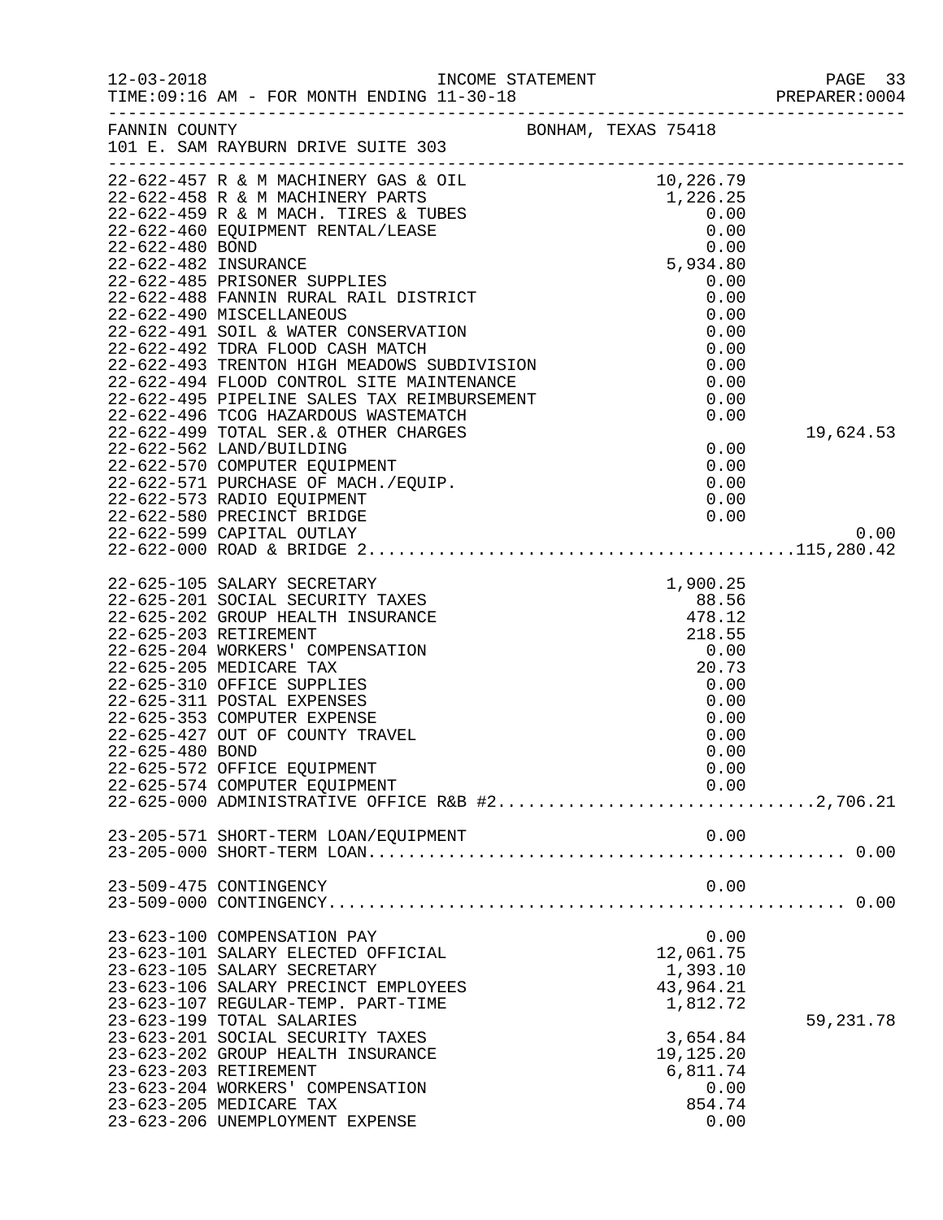FANNIN COUNTY — BONHAM, TEXAS 75418
101 E. SAM RAYBURN DRIVE SUITE 303

INCOME STATEMENT
FOR MONTH ENDING 11-30-18

| Account | Description | Amount | Total |
|---|---|---|---|
| 22-622-457 | R & M MACHINERY GAS & OIL | 10,226.79 | |
| 22-622-458 | R & M MACHINERY PARTS | 1,226.25 | |
| 22-622-459 | R & M MACH. TIRES & TUBES | 0.00 | |
| 22-622-460 | EQUIPMENT RENTAL/LEASE | 0.00 | |
| 22-622-480 | BOND | 0.00 | |
| 22-622-482 | INSURANCE | 5,934.80 | |
| 22-622-485 | PRISONER SUPPLIES | 0.00 | |
| 22-622-488 | FANNIN RURAL RAIL DISTRICT | 0.00 | |
| 22-622-490 | MISCELLANEOUS | 0.00 | |
| 22-622-491 | SOIL & WATER CONSERVATION | 0.00 | |
| 22-622-492 | TDRA FLOOD CASH MATCH | 0.00 | |
| 22-622-493 | TRENTON HIGH MEADOWS SUBDIVISION | 0.00 | |
| 22-622-494 | FLOOD CONTROL SITE MAINTENANCE | 0.00 | |
| 22-622-495 | PIPELINE SALES TAX REIMBURSEMENT | 0.00 | |
| 22-622-496 | TCOG HAZARDOUS WASTEMATCH | 0.00 | |
| 22-622-499 | TOTAL SER.& OTHER CHARGES | | 19,624.53 |
| 22-622-562 | LAND/BUILDING | 0.00 | |
| 22-622-570 | COMPUTER EQUIPMENT | 0.00 | |
| 22-622-571 | PURCHASE OF MACH./EQUIP. | 0.00 | |
| 22-622-573 | RADIO EQUIPMENT | 0.00 | |
| 22-622-580 | PRECINCT BRIDGE | 0.00 | |
| 22-622-599 | CAPITAL OUTLAY | | 0.00 |
| 22-622-000 | ROAD & BRIDGE 2 | | 115,280.42 |
| 22-625-105 | SALARY SECRETARY | 1,900.25 | |
| 22-625-201 | SOCIAL SECURITY TAXES | 88.56 | |
| 22-625-202 | GROUP HEALTH INSURANCE | 478.12 | |
| 22-625-203 | RETIREMENT | 218.55 | |
| 22-625-204 | WORKERS' COMPENSATION | 0.00 | |
| 22-625-205 | MEDICARE TAX | 20.73 | |
| 22-625-310 | OFFICE SUPPLIES | 0.00 | |
| 22-625-311 | POSTAL EXPENSES | 0.00 | |
| 22-625-353 | COMPUTER EXPENSE | 0.00 | |
| 22-625-427 | OUT OF COUNTY TRAVEL | 0.00 | |
| 22-625-480 | BOND | 0.00 | |
| 22-625-572 | OFFICE EQUIPMENT | 0.00 | |
| 22-625-574 | COMPUTER EQUIPMENT | 0.00 | |
| 22-625-000 | ADMINISTRATIVE OFFICE R&B #2 | | 2,706.21 |
| 23-205-571 | SHORT-TERM LOAN/EQUIPMENT | 0.00 | |
| 23-205-000 | SHORT-TERM LOAN | | 0.00 |
| 23-509-475 | CONTINGENCY | 0.00 | |
| 23-509-000 | CONTINGENCY | | 0.00 |
| 23-623-100 | COMPENSATION PAY | 0.00 | |
| 23-623-101 | SALARY ELECTED OFFICIAL | 12,061.75 | |
| 23-623-105 | SALARY SECRETARY | 1,393.10 | |
| 23-623-106 | SALARY PRECINCT EMPLOYEES | 43,964.21 | |
| 23-623-107 | REGULAR-TEMP. PART-TIME | 1,812.72 | |
| 23-623-199 | TOTAL SALARIES | | 59,231.78 |
| 23-623-201 | SOCIAL SECURITY TAXES | 3,654.84 | |
| 23-623-202 | GROUP HEALTH INSURANCE | 19,125.20 | |
| 23-623-203 | RETIREMENT | 6,811.74 | |
| 23-623-204 | WORKERS' COMPENSATION | 0.00 | |
| 23-623-205 | MEDICARE TAX | 854.74 | |
| 23-623-206 | UNEMPLOYMENT EXPENSE | 0.00 | |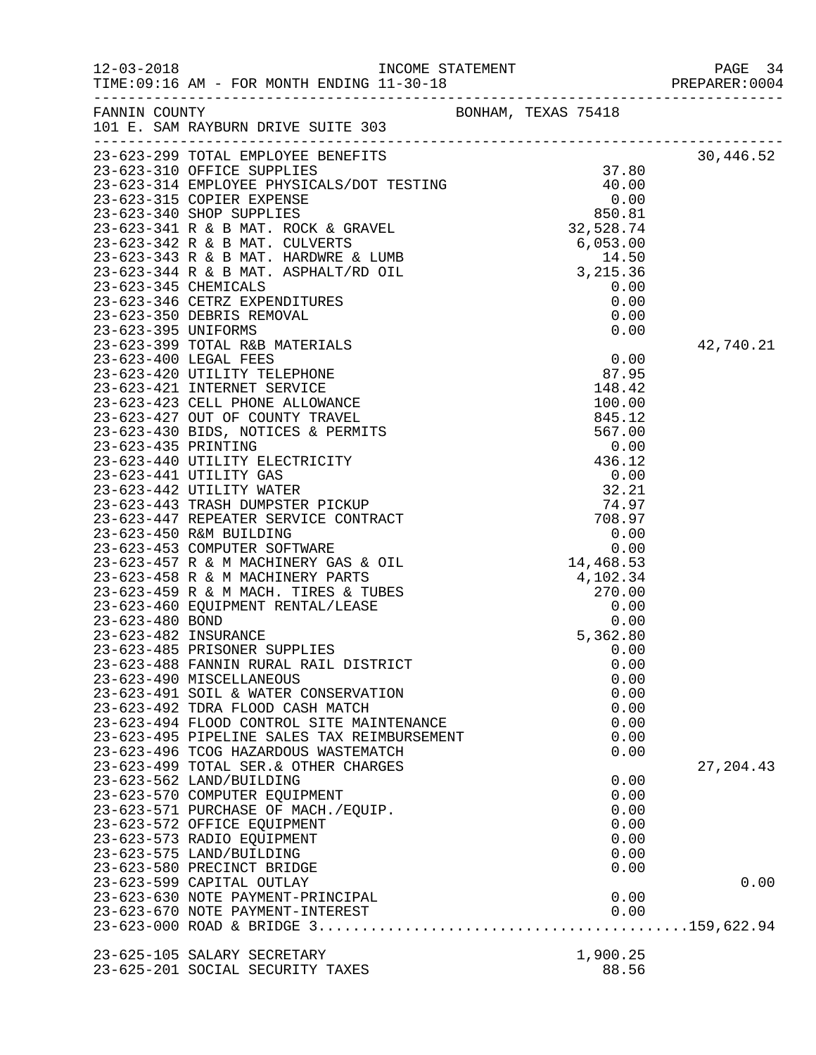FANNIN COUNTY BONHAM, TEXAS 75418
101 E. SAM RAYBURN DRIVE SUITE 303

INCOME STATEMENT
FOR MONTH ENDING 11-30-18

| Account | Description | Amount | Total |
|---|---|---|---|
| 23-623-299 | TOTAL EMPLOYEE BENEFITS | | 30,446.52 |
| 23-623-310 | OFFICE SUPPLIES | 37.80 | |
| 23-623-314 | EMPLOYEE PHYSICALS/DOT TESTING | 40.00 | |
| 23-623-315 | COPIER EXPENSE | 0.00 | |
| 23-623-340 | SHOP SUPPLIES | 850.81 | |
| 23-623-341 | R & B MAT. ROCK & GRAVEL | 32,528.74 | |
| 23-623-342 | R & B MAT. CULVERTS | 6,053.00 | |
| 23-623-343 | R & B MAT. HARDWRE & LUMB | 14.50 | |
| 23-623-344 | R & B MAT. ASPHALT/RD OIL | 3,215.36 | |
| 23-623-345 | CHEMICALS | 0.00 | |
| 23-623-346 | CETRZ EXPENDITURES | 0.00 | |
| 23-623-350 | DEBRIS REMOVAL | 0.00 | |
| 23-623-395 | UNIFORMS | 0.00 | |
| 23-623-399 | TOTAL R&B MATERIALS | | 42,740.21 |
| 23-623-400 | LEGAL FEES | 0.00 | |
| 23-623-420 | UTILITY TELEPHONE | 87.95 | |
| 23-623-421 | INTERNET SERVICE | 148.42 | |
| 23-623-423 | CELL PHONE ALLOWANCE | 100.00 | |
| 23-623-427 | OUT OF COUNTY TRAVEL | 845.12 | |
| 23-623-430 | BIDS, NOTICES & PERMITS | 567.00 | |
| 23-623-435 | PRINTING | 0.00 | |
| 23-623-440 | UTILITY ELECTRICITY | 436.12 | |
| 23-623-441 | UTILITY GAS | 0.00 | |
| 23-623-442 | UTILITY WATER | 32.21 | |
| 23-623-443 | TRASH DUMPSTER PICKUP | 74.97 | |
| 23-623-447 | REPEATER SERVICE CONTRACT | 708.97 | |
| 23-623-450 | R&M BUILDING | 0.00 | |
| 23-623-453 | COMPUTER SOFTWARE | 0.00 | |
| 23-623-457 | R & M MACHINERY GAS & OIL | 14,468.53 | |
| 23-623-458 | R & M MACHINERY PARTS | 4,102.34 | |
| 23-623-459 | R & M MACH. TIRES & TUBES | 270.00 | |
| 23-623-460 | EQUIPMENT RENTAL/LEASE | 0.00 | |
| 23-623-480 | BOND | 0.00 | |
| 23-623-482 | INSURANCE | 5,362.80 | |
| 23-623-485 | PRISONER SUPPLIES | 0.00 | |
| 23-623-488 | FANNIN RURAL RAIL DISTRICT | 0.00 | |
| 23-623-490 | MISCELLANEOUS | 0.00 | |
| 23-623-491 | SOIL & WATER CONSERVATION | 0.00 | |
| 23-623-492 | TDRA FLOOD CASH MATCH | 0.00 | |
| 23-623-494 | FLOOD CONTROL SITE MAINTENANCE | 0.00 | |
| 23-623-495 | PIPELINE SALES TAX REIMBURSEMENT | 0.00 | |
| 23-623-496 | TCOG HAZARDOUS WASTEMATCH | 0.00 | |
| 23-623-499 | TOTAL SER.& OTHER CHARGES | | 27,204.43 |
| 23-623-562 | LAND/BUILDING | 0.00 | |
| 23-623-570 | COMPUTER EQUIPMENT | 0.00 | |
| 23-623-571 | PURCHASE OF MACH./EQUIP. | 0.00 | |
| 23-623-572 | OFFICE EQUIPMENT | 0.00 | |
| 23-623-573 | RADIO EQUIPMENT | 0.00 | |
| 23-623-575 | LAND/BUILDING | 0.00 | |
| 23-623-580 | PRECINCT BRIDGE | 0.00 | |
| 23-623-599 | CAPITAL OUTLAY | | 0.00 |
| 23-623-630 | NOTE PAYMENT-PRINCIPAL | 0.00 | |
| 23-623-670 | NOTE PAYMENT-INTEREST | 0.00 | |
| 23-623-000 | ROAD & BRIDGE 3 | | 159,622.94 |
| 23-625-105 | SALARY SECRETARY | 1,900.25 | |
| 23-625-201 | SOCIAL SECURITY TAXES | 88.56 | |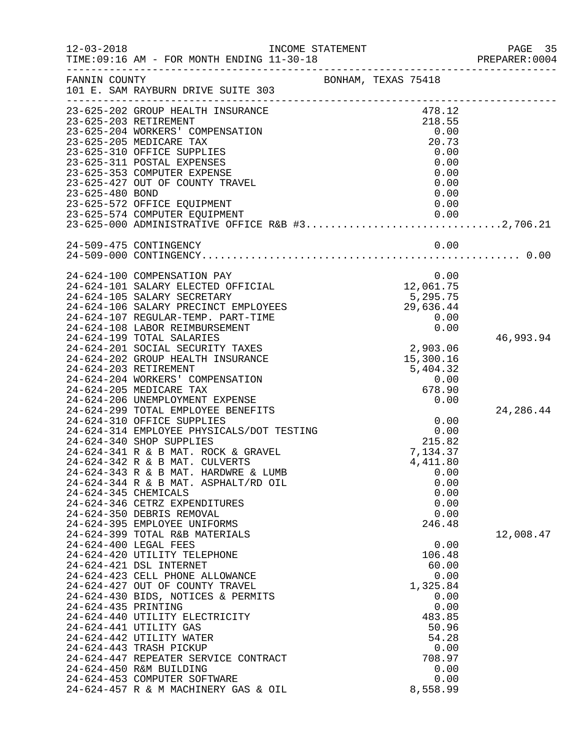12-03-2018 INCOME STATEMENT
TIME:09:16 AM - FOR MONTH ENDING 11-30-18

FANNIN COUNTY BONHAM, TEXAS 75418
101 E. SAM RAYBURN DRIVE SUITE 303

| Account | Description | Amount | Total |
|---|---|---|---|
| 23-625-202 | GROUP HEALTH INSURANCE | 478.12 | |
| 23-625-203 | RETIREMENT | 218.55 | |
| 23-625-204 | WORKERS' COMPENSATION | 0.00 | |
| 23-625-205 | MEDICARE TAX | 20.73 | |
| 23-625-310 | OFFICE SUPPLIES | 0.00 | |
| 23-625-311 | POSTAL EXPENSES | 0.00 | |
| 23-625-353 | COMPUTER EXPENSE | 0.00 | |
| 23-625-427 | OUT OF COUNTY TRAVEL | 0.00 | |
| 23-625-480 | BOND | 0.00 | |
| 23-625-572 | OFFICE EQUIPMENT | 0.00 | |
| 23-625-574 | COMPUTER EQUIPMENT | 0.00 | |
| 23-625-000 | ADMINISTRATIVE OFFICE R&B #3 | | 2,706.21 |
| | | | |
| 24-509-475 | CONTINGENCY | 0.00 | |
| 24-509-000 | CONTINGENCY | | 0.00 |
| | | | |
| 24-624-100 | COMPENSATION PAY | 0.00 | |
| 24-624-101 | SALARY ELECTED OFFICIAL | 12,061.75 | |
| 24-624-105 | SALARY SECRETARY | 5,295.75 | |
| 24-624-106 | SALARY PRECINCT EMPLOYEES | 29,636.44 | |
| 24-624-107 | REGULAR-TEMP. PART-TIME | 0.00 | |
| 24-624-108 | LABOR REIMBURSEMENT | 0.00 | |
| 24-624-199 | TOTAL SALARIES | | 46,993.94 |
| 24-624-201 | SOCIAL SECURITY TAXES | 2,903.06 | |
| 24-624-202 | GROUP HEALTH INSURANCE | 15,300.16 | |
| 24-624-203 | RETIREMENT | 5,404.32 | |
| 24-624-204 | WORKERS' COMPENSATION | 0.00 | |
| 24-624-205 | MEDICARE TAX | 678.90 | |
| 24-624-206 | UNEMPLOYMENT EXPENSE | 0.00 | |
| 24-624-299 | TOTAL EMPLOYEE BENEFITS | | 24,286.44 |
| 24-624-310 | OFFICE SUPPLIES | 0.00 | |
| 24-624-314 | EMPLOYEE PHYSICALS/DOT TESTING | 0.00 | |
| 24-624-340 | SHOP SUPPLIES | 215.82 | |
| 24-624-341 | R & B MAT. ROCK & GRAVEL | 7,134.37 | |
| 24-624-342 | R & B MAT. CULVERTS | 4,411.80 | |
| 24-624-343 | R & B MAT. HARDWRE & LUMB | 0.00 | |
| 24-624-344 | R & B MAT. ASPHALT/RD OIL | 0.00 | |
| 24-624-345 | CHEMICALS | 0.00 | |
| 24-624-346 | CETRZ EXPENDITURES | 0.00 | |
| 24-624-350 | DEBRIS REMOVAL | 0.00 | |
| 24-624-395 | EMPLOYEE UNIFORMS | 246.48 | |
| 24-624-399 | TOTAL R&B MATERIALS | | 12,008.47 |
| 24-624-400 | LEGAL FEES | 0.00 | |
| 24-624-420 | UTILITY TELEPHONE | 106.48 | |
| 24-624-421 | DSL INTERNET | 60.00 | |
| 24-624-423 | CELL PHONE ALLOWANCE | 0.00 | |
| 24-624-427 | OUT OF COUNTY TRAVEL | 1,325.84 | |
| 24-624-430 | BIDS, NOTICES & PERMITS | 0.00 | |
| 24-624-435 | PRINTING | 0.00 | |
| 24-624-440 | UTILITY ELECTRICITY | 483.85 | |
| 24-624-441 | UTILITY GAS | 50.96 | |
| 24-624-442 | UTILITY WATER | 54.28 | |
| 24-624-443 | TRASH PICKUP | 0.00 | |
| 24-624-447 | REPEATER SERVICE CONTRACT | 708.97 | |
| 24-624-450 | R&M BUILDING | 0.00 | |
| 24-624-453 | COMPUTER SOFTWARE | 0.00 | |
| 24-624-457 | R & M MACHINERY GAS & OIL | 8,558.99 | |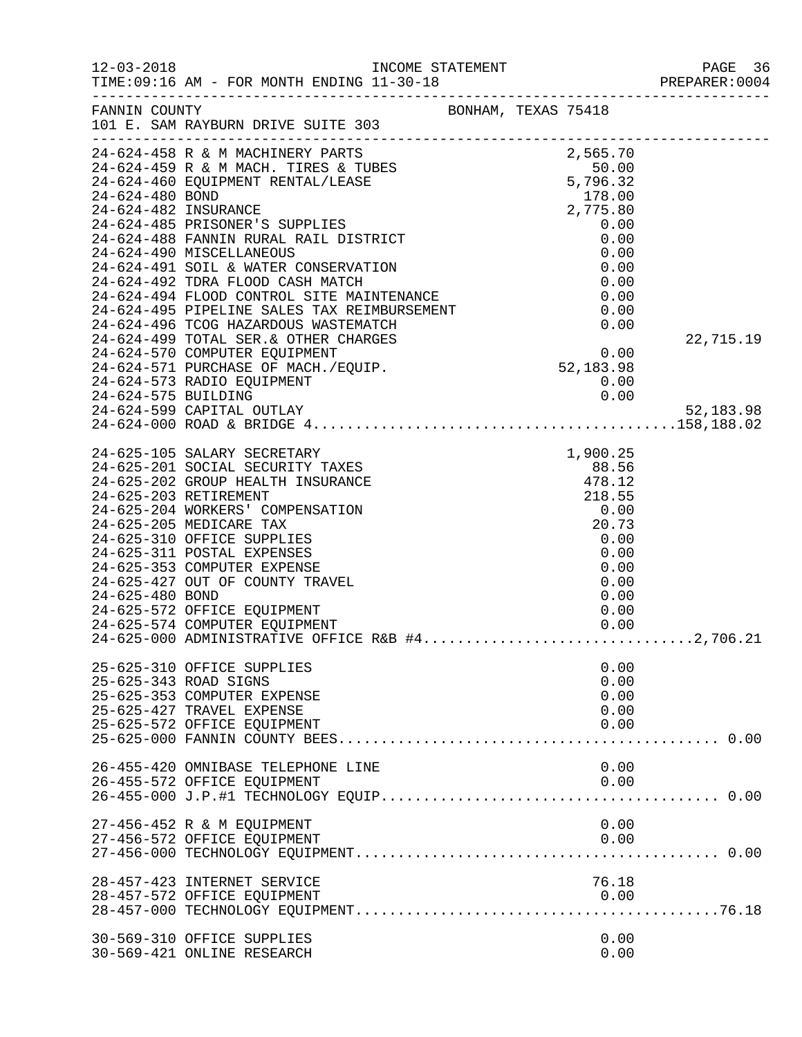FANNIN COUNTY BONHAM, TEXAS 75418
101 E. SAM RAYBURN DRIVE SUITE 303

| Account | Description | Amount | Total |
|---|---|---|---|
| 24-624-458 | R & M MACHINERY PARTS | 2,565.70 | |
| 24-624-459 | R & M MACH. TIRES & TUBES | 50.00 | |
| 24-624-460 | EQUIPMENT RENTAL/LEASE | 5,796.32 | |
| 24-624-480 | BOND | 178.00 | |
| 24-624-482 | INSURANCE | 2,775.80 | |
| 24-624-485 | PRISONER'S SUPPLIES | 0.00 | |
| 24-624-488 | FANNIN RURAL RAIL DISTRICT | 0.00 | |
| 24-624-490 | MISCELLANEOUS | 0.00 | |
| 24-624-491 | SOIL & WATER CONSERVATION | 0.00 | |
| 24-624-492 | TDRA FLOOD CASH MATCH | 0.00 | |
| 24-624-494 | FLOOD CONTROL SITE MAINTENANCE | 0.00 | |
| 24-624-495 | PIPELINE SALES TAX REIMBURSEMENT | 0.00 | |
| 24-624-496 | TCOG HAZARDOUS WASTEMATCH | 0.00 | |
| 24-624-499 | TOTAL SER.& OTHER CHARGES | | 22,715.19 |
| 24-624-570 | COMPUTER EQUIPMENT | 0.00 | |
| 24-624-571 | PURCHASE OF MACH./EQUIP. | 52,183.98 | |
| 24-624-573 | RADIO EQUIPMENT | 0.00 | |
| 24-624-575 | BUILDING | 0.00 | |
| 24-624-599 | CAPITAL OUTLAY | | 52,183.98 |
| 24-624-000 | ROAD & BRIDGE 4 | | 158,188.02 |
| 24-625-105 | SALARY SECRETARY | 1,900.25 | |
| 24-625-201 | SOCIAL SECURITY TAXES | 88.56 | |
| 24-625-202 | GROUP HEALTH INSURANCE | 478.12 | |
| 24-625-203 | RETIREMENT | 218.55 | |
| 24-625-204 | WORKERS' COMPENSATION | 0.00 | |
| 24-625-205 | MEDICARE TAX | 20.73 | |
| 24-625-310 | OFFICE SUPPLIES | 0.00 | |
| 24-625-311 | POSTAL EXPENSES | 0.00 | |
| 24-625-353 | COMPUTER EXPENSE | 0.00 | |
| 24-625-427 | OUT OF COUNTY TRAVEL | 0.00 | |
| 24-625-480 | BOND | 0.00 | |
| 24-625-572 | OFFICE EQUIPMENT | 0.00 | |
| 24-625-574 | COMPUTER EQUIPMENT | 0.00 | |
| 24-625-000 | ADMINISTRATIVE OFFICE R&B #4 | | 2,706.21 |
| 25-625-310 | OFFICE SUPPLIES | 0.00 | |
| 25-625-343 | ROAD SIGNS | 0.00 | |
| 25-625-353 | COMPUTER EXPENSE | 0.00 | |
| 25-625-427 | TRAVEL EXPENSE | 0.00 | |
| 25-625-572 | OFFICE EQUIPMENT | 0.00 | |
| 25-625-000 | FANNIN COUNTY BEES | | 0.00 |
| 26-455-420 | OMNIBASE TELEPHONE LINE | 0.00 | |
| 26-455-572 | OFFICE EQUIPMENT | 0.00 | |
| 26-455-000 | J.P.#1 TECHNOLOGY EQUIP | | 0.00 |
| 27-456-452 | R & M EQUIPMENT | 0.00 | |
| 27-456-572 | OFFICE EQUIPMENT | 0.00 | |
| 27-456-000 | TECHNOLOGY EQUIPMENT | | 0.00 |
| 28-457-423 | INTERNET SERVICE | 76.18 | |
| 28-457-572 | OFFICE EQUIPMENT | 0.00 | |
| 28-457-000 | TECHNOLOGY EQUIPMENT | | 76.18 |
| 30-569-310 | OFFICE SUPPLIES | 0.00 | |
| 30-569-421 | ONLINE RESEARCH | 0.00 | |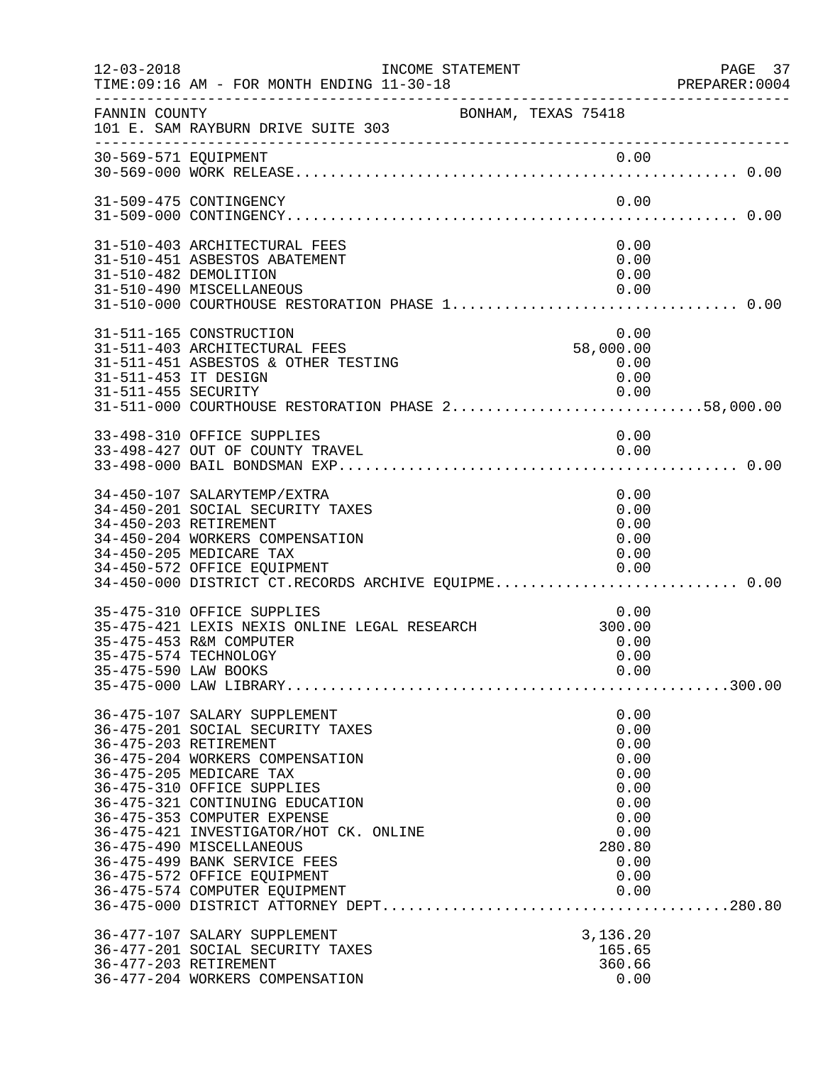FANNIN COUNTY — BONHAM, TEXAS 75418
101 E. SAM RAYBURN DRIVE SUITE 303

INCOME STATEMENT
12-03-2018 TIME:09:16 AM - FOR MONTH ENDING 11-30-18

| Account | Description | Amount | Total |
|---|---|---|---|
| 30-569-571 | EQUIPMENT | 0.00 | |
| 30-569-000 | WORK RELEASE | | 0.00 |
| 31-509-475 | CONTINGENCY | 0.00 | |
| 31-509-000 | CONTINGENCY | | 0.00 |
| 31-510-403 | ARCHITECTURAL FEES | 0.00 | |
| 31-510-451 | ASBESTOS ABATEMENT | 0.00 | |
| 31-510-482 | DEMOLITION | 0.00 | |
| 31-510-490 | MISCELLANEOUS | 0.00 | |
| 31-510-000 | COURTHOUSE RESTORATION PHASE 1 | | 0.00 |
| 31-511-165 | CONSTRUCTION | 0.00 | |
| 31-511-403 | ARCHITECTURAL FEES | 58,000.00 | |
| 31-511-451 | ASBESTOS & OTHER TESTING | 0.00 | |
| 31-511-453 | IT DESIGN | 0.00 | |
| 31-511-455 | SECURITY | 0.00 | |
| 31-511-000 | COURTHOUSE RESTORATION PHASE 2 | | 58,000.00 |
| 33-498-310 | OFFICE SUPPLIES | 0.00 | |
| 33-498-427 | OUT OF COUNTY TRAVEL | 0.00 | |
| 33-498-000 | BAIL BONDSMAN EXP | | 0.00 |
| 34-450-107 | SALARYTEMP/EXTRA | 0.00 | |
| 34-450-201 | SOCIAL SECURITY TAXES | 0.00 | |
| 34-450-203 | RETIREMENT | 0.00 | |
| 34-450-204 | WORKERS COMPENSATION | 0.00 | |
| 34-450-205 | MEDICARE TAX | 0.00 | |
| 34-450-572 | OFFICE EQUIPMENT | 0.00 | |
| 34-450-000 | DISTRICT CT.RECORDS ARCHIVE EQUIPME | | 0.00 |
| 35-475-310 | OFFICE SUPPLIES | 0.00 | |
| 35-475-421 | LEXIS NEXIS ONLINE LEGAL RESEARCH | 300.00 | |
| 35-475-453 | R&M COMPUTER | 0.00 | |
| 35-475-574 | TECHNOLOGY | 0.00 | |
| 35-475-590 | LAW BOOKS | 0.00 | |
| 35-475-000 | LAW LIBRARY | | 300.00 |
| 36-475-107 | SALARY SUPPLEMENT | 0.00 | |
| 36-475-201 | SOCIAL SECURITY TAXES | 0.00 | |
| 36-475-203 | RETIREMENT | 0.00 | |
| 36-475-204 | WORKERS COMPENSATION | 0.00 | |
| 36-475-205 | MEDICARE TAX | 0.00 | |
| 36-475-310 | OFFICE SUPPLIES | 0.00 | |
| 36-475-321 | CONTINUING EDUCATION | 0.00 | |
| 36-475-353 | COMPUTER EXPENSE | 0.00 | |
| 36-475-421 | INVESTIGATOR/HOT CK. ONLINE | 0.00 | |
| 36-475-490 | MISCELLANEOUS | 280.80 | |
| 36-475-499 | BANK SERVICE FEES | 0.00 | |
| 36-475-572 | OFFICE EQUIPMENT | 0.00 | |
| 36-475-574 | COMPUTER EQUIPMENT | 0.00 | |
| 36-475-000 | DISTRICT ATTORNEY DEPT | | 280.80 |
| 36-477-107 | SALARY SUPPLEMENT | 3,136.20 | |
| 36-477-201 | SOCIAL SECURITY TAXES | 165.65 | |
| 36-477-203 | RETIREMENT | 360.66 | |
| 36-477-204 | WORKERS COMPENSATION | 0.00 | |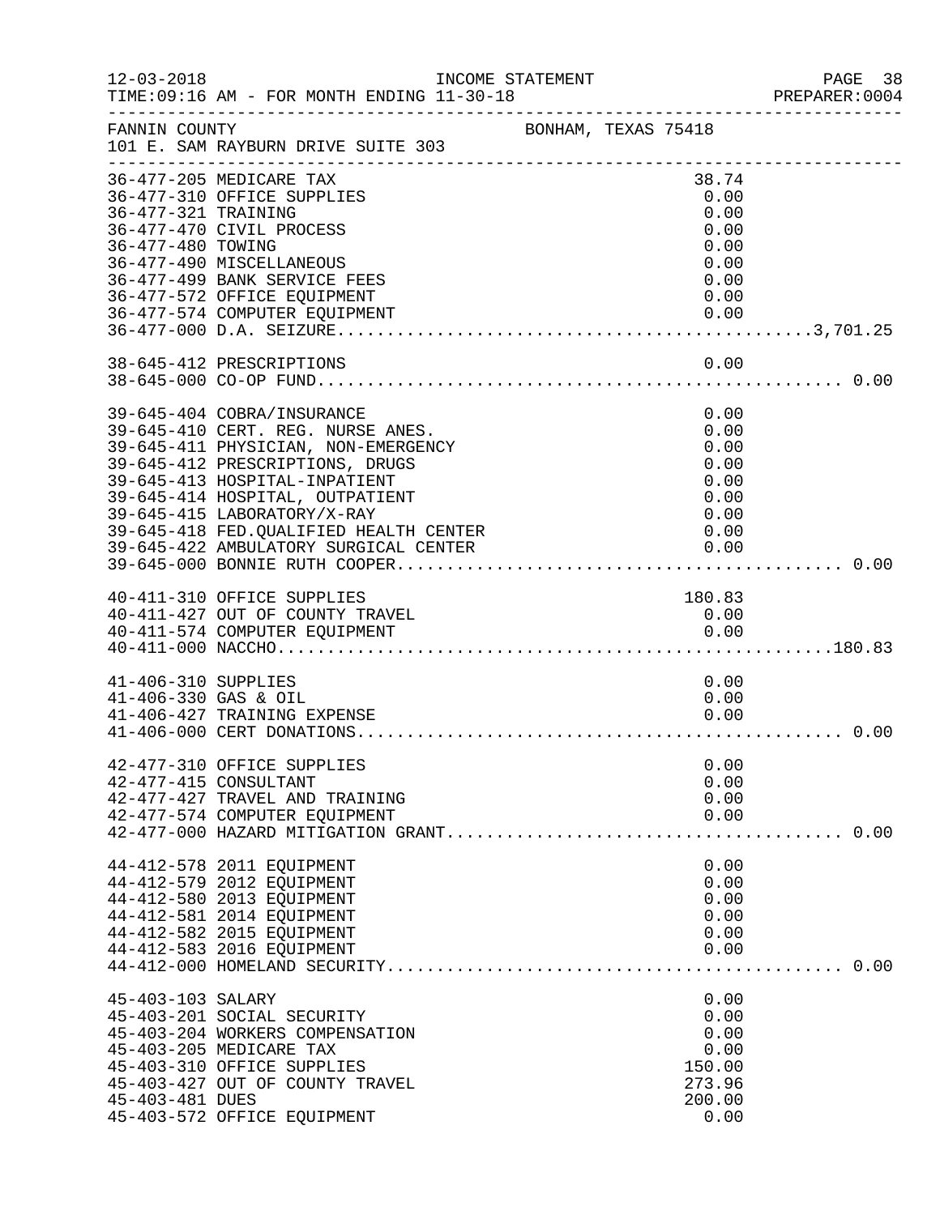FANNIN COUNTY — BONHAM, TEXAS 75418
101 E. SAM RAYBURN DRIVE SUITE 303

INCOME STATEMENT
TIME:09:16 AM - FOR MONTH ENDING 11-30-18

| Account | Description | Amount | Total |
|---|---|---|---|
| 36-477-205 | MEDICARE TAX | 38.74 | |
| 36-477-310 | OFFICE SUPPLIES | 0.00 | |
| 36-477-321 | TRAINING | 0.00 | |
| 36-477-470 | CIVIL PROCESS | 0.00 | |
| 36-477-480 | TOWING | 0.00 | |
| 36-477-490 | MISCELLANEOUS | 0.00 | |
| 36-477-499 | BANK SERVICE FEES | 0.00 | |
| 36-477-572 | OFFICE EQUIPMENT | 0.00 | |
| 36-477-574 | COMPUTER EQUIPMENT | 0.00 | |
| 36-477-000 | D.A. SEIZURE | | 3,701.25 |
| 38-645-412 | PRESCRIPTIONS | 0.00 | |
| 38-645-000 | CO-OP FUND | | 0.00 |
| 39-645-404 | COBRA/INSURANCE | 0.00 | |
| 39-645-410 | CERT. REG. NURSE ANES. | 0.00 | |
| 39-645-411 | PHYSICIAN, NON-EMERGENCY | 0.00 | |
| 39-645-412 | PRESCRIPTIONS, DRUGS | 0.00 | |
| 39-645-413 | HOSPITAL-INPATIENT | 0.00 | |
| 39-645-414 | HOSPITAL, OUTPATIENT | 0.00 | |
| 39-645-415 | LABORATORY/X-RAY | 0.00 | |
| 39-645-418 | FED.QUALIFIED HEALTH CENTER | 0.00 | |
| 39-645-422 | AMBULATORY SURGICAL CENTER | 0.00 | |
| 39-645-000 | BONNIE RUTH COOPER | | 0.00 |
| 40-411-310 | OFFICE SUPPLIES | 180.83 | |
| 40-411-427 | OUT OF COUNTY TRAVEL | 0.00 | |
| 40-411-574 | COMPUTER EQUIPMENT | 0.00 | |
| 40-411-000 | NACCHO | | 180.83 |
| 41-406-310 | SUPPLIES | 0.00 | |
| 41-406-330 | GAS & OIL | 0.00 | |
| 41-406-427 | TRAINING EXPENSE | 0.00 | |
| 41-406-000 | CERT DONATIONS | | 0.00 |
| 42-477-310 | OFFICE SUPPLIES | 0.00 | |
| 42-477-415 | CONSULTANT | 0.00 | |
| 42-477-427 | TRAVEL AND TRAINING | 0.00 | |
| 42-477-574 | COMPUTER EQUIPMENT | 0.00 | |
| 42-477-000 | HAZARD MITIGATION GRANT | | 0.00 |
| 44-412-578 | 2011 EQUIPMENT | 0.00 | |
| 44-412-579 | 2012 EQUIPMENT | 0.00 | |
| 44-412-580 | 2013 EQUIPMENT | 0.00 | |
| 44-412-581 | 2014 EQUIPMENT | 0.00 | |
| 44-412-582 | 2015 EQUIPMENT | 0.00 | |
| 44-412-583 | 2016 EQUIPMENT | 0.00 | |
| 44-412-000 | HOMELAND SECURITY | | 0.00 |
| 45-403-103 | SALARY | 0.00 | |
| 45-403-201 | SOCIAL SECURITY | 0.00 | |
| 45-403-204 | WORKERS COMPENSATION | 0.00 | |
| 45-403-205 | MEDICARE TAX | 0.00 | |
| 45-403-310 | OFFICE SUPPLIES | 150.00 | |
| 45-403-427 | OUT OF COUNTY TRAVEL | 273.96 | |
| 45-403-481 | DUES | 200.00 | |
| 45-403-572 | OFFICE EQUIPMENT | 0.00 | |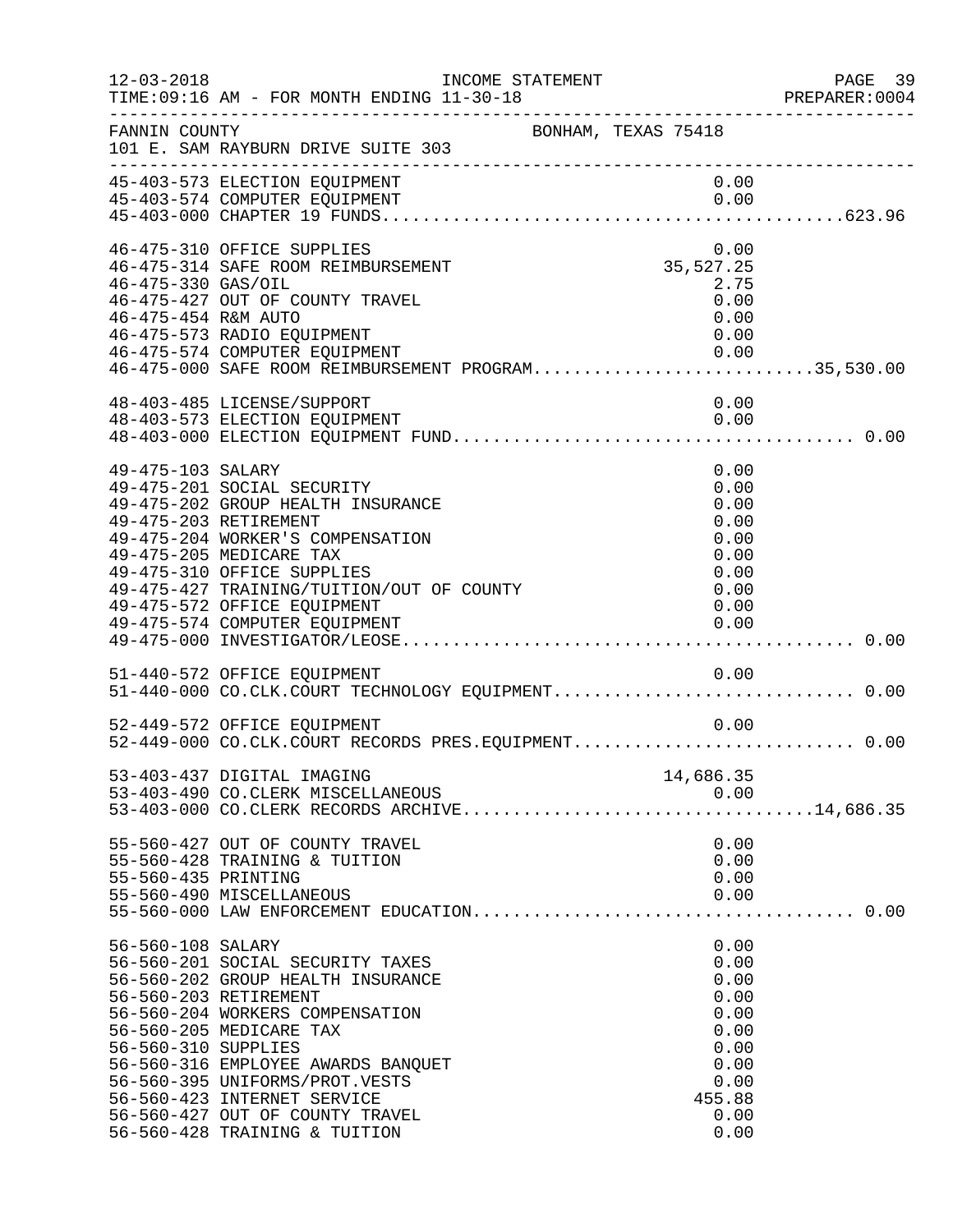FANNIN COUNTY BONHAM, TEXAS 75418
101 E. SAM RAYBURN DRIVE SUITE 303

INCOME STATEMENT
TIME:09:16 AM - FOR MONTH ENDING 11-30-18

| Account | Description | Amount | Total |
|---|---|---|---|
| 45-403-573 | ELECTION EQUIPMENT | 0.00 | |
| 45-403-574 | COMPUTER EQUIPMENT | 0.00 | |
| 45-403-000 | CHAPTER 19 FUNDS | | 623.96 |
| 46-475-310 | OFFICE SUPPLIES | 0.00 | |
| 46-475-314 | SAFE ROOM REIMBURSEMENT | 35,527.25 | |
| 46-475-330 | GAS/OIL | 2.75 | |
| 46-475-427 | OUT OF COUNTY TRAVEL | 0.00 | |
| 46-475-454 | R&M AUTO | 0.00 | |
| 46-475-573 | RADIO EQUIPMENT | 0.00 | |
| 46-475-574 | COMPUTER EQUIPMENT | 0.00 | |
| 46-475-000 | SAFE ROOM REIMBURSEMENT PROGRAM | | 35,530.00 |
| 48-403-485 | LICENSE/SUPPORT | 0.00 | |
| 48-403-573 | ELECTION EQUIPMENT | 0.00 | |
| 48-403-000 | ELECTION EQUIPMENT FUND | | 0.00 |
| 49-475-103 | SALARY | 0.00 | |
| 49-475-201 | SOCIAL SECURITY | 0.00 | |
| 49-475-202 | GROUP HEALTH INSURANCE | 0.00 | |
| 49-475-203 | RETIREMENT | 0.00 | |
| 49-475-204 | WORKER'S COMPENSATION | 0.00 | |
| 49-475-205 | MEDICARE TAX | 0.00 | |
| 49-475-310 | OFFICE SUPPLIES | 0.00 | |
| 49-475-427 | TRAINING/TUITION/OUT OF COUNTY | 0.00 | |
| 49-475-572 | OFFICE EQUIPMENT | 0.00 | |
| 49-475-574 | COMPUTER EQUIPMENT | 0.00 | |
| 49-475-000 | INVESTIGATOR/LEOSE | | 0.00 |
| 51-440-572 | OFFICE EQUIPMENT | 0.00 | |
| 51-440-000 | CO.CLK.COURT TECHNOLOGY EQUIPMENT | | 0.00 |
| 52-449-572 | OFFICE EQUIPMENT | 0.00 | |
| 52-449-000 | CO.CLK.COURT RECORDS PRES.EQUIPMENT | | 0.00 |
| 53-403-437 | DIGITAL IMAGING | 14,686.35 | |
| 53-403-490 | CO.CLERK MISCELLANEOUS | 0.00 | |
| 53-403-000 | CO.CLERK RECORDS ARCHIVE | | 14,686.35 |
| 55-560-427 | OUT OF COUNTY TRAVEL | 0.00 | |
| 55-560-428 | TRAINING & TUITION | 0.00 | |
| 55-560-435 | PRINTING | 0.00 | |
| 55-560-490 | MISCELLANEOUS | 0.00 | |
| 55-560-000 | LAW ENFORCEMENT EDUCATION | | 0.00 |
| 56-560-108 | SALARY | 0.00 | |
| 56-560-201 | SOCIAL SECURITY TAXES | 0.00 | |
| 56-560-202 | GROUP HEALTH INSURANCE | 0.00 | |
| 56-560-203 | RETIREMENT | 0.00 | |
| 56-560-204 | WORKERS COMPENSATION | 0.00 | |
| 56-560-205 | MEDICARE TAX | 0.00 | |
| 56-560-310 | SUPPLIES | 0.00 | |
| 56-560-316 | EMPLOYEE AWARDS BANQUET | 0.00 | |
| 56-560-395 | UNIFORMS/PROT.VESTS | 0.00 | |
| 56-560-423 | INTERNET SERVICE | 455.88 | |
| 56-560-427 | OUT OF COUNTY TRAVEL | 0.00 | |
| 56-560-428 | TRAINING & TUITION | 0.00 | |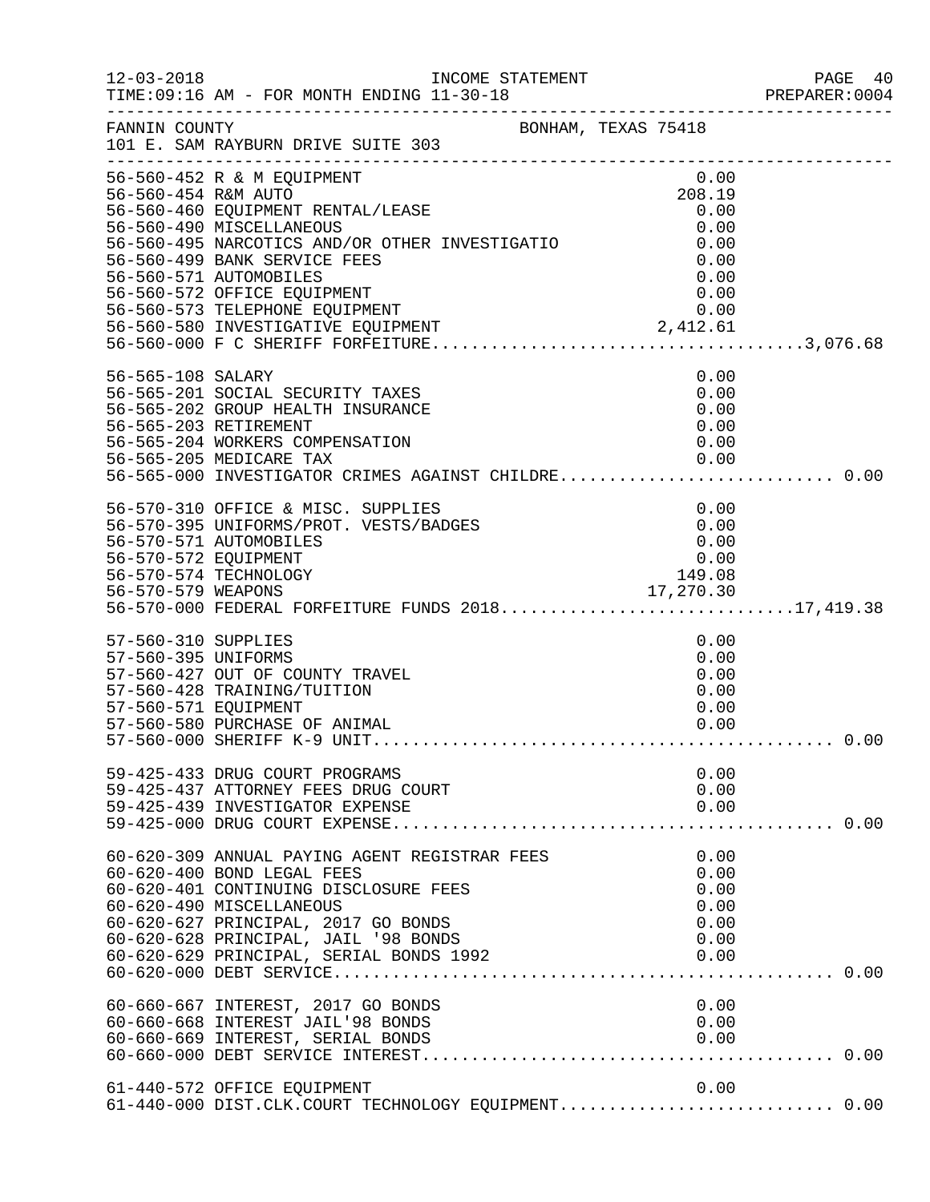FANNIN COUNTY BONHAM, TEXAS 75418
101 E. SAM RAYBURN DRIVE SUITE 303

12-03-2018 INCOME STATEMENT
TIME:09:16 AM - FOR MONTH ENDING 11-30-18

| Account | Description | Amount | Total |
|---|---|---|---|
| 56-560-452 | R & M EQUIPMENT | 0.00 | |
| 56-560-454 | R&M AUTO | 208.19 | |
| 56-560-460 | EQUIPMENT RENTAL/LEASE | 0.00 | |
| 56-560-490 | MISCELLANEOUS | 0.00 | |
| 56-560-495 | NARCOTICS AND/OR OTHER INVESTIGATIO | 0.00 | |
| 56-560-499 | BANK SERVICE FEES | 0.00 | |
| 56-560-571 | AUTOMOBILES | 0.00 | |
| 56-560-572 | OFFICE EQUIPMENT | 0.00 | |
| 56-560-573 | TELEPHONE EQUIPMENT | 0.00 | |
| 56-560-580 | INVESTIGATIVE EQUIPMENT | 2,412.61 | |
| 56-560-000 | F C SHERIFF FORFEITURE | | 3,076.68 |
| 56-565-108 | SALARY | 0.00 | |
| 56-565-201 | SOCIAL SECURITY TAXES | 0.00 | |
| 56-565-202 | GROUP HEALTH INSURANCE | 0.00 | |
| 56-565-203 | RETIREMENT | 0.00 | |
| 56-565-204 | WORKERS COMPENSATION | 0.00 | |
| 56-565-205 | MEDICARE TAX | 0.00 | |
| 56-565-000 | INVESTIGATOR CRIMES AGAINST CHILDRE | | 0.00 |
| 56-570-310 | OFFICE & MISC. SUPPLIES | 0.00 | |
| 56-570-395 | UNIFORMS/PROT. VESTS/BADGES | 0.00 | |
| 56-570-571 | AUTOMOBILES | 0.00 | |
| 56-570-572 | EQUIPMENT | 0.00 | |
| 56-570-574 | TECHNOLOGY | 149.08 | |
| 56-570-579 | WEAPONS | 17,270.30 | |
| 56-570-000 | FEDERAL FORFEITURE FUNDS 2018 | | 17,419.38 |
| 57-560-310 | SUPPLIES | 0.00 | |
| 57-560-395 | UNIFORMS | 0.00 | |
| 57-560-427 | OUT OF COUNTY TRAVEL | 0.00 | |
| 57-560-428 | TRAINING/TUITION | 0.00 | |
| 57-560-571 | EQUIPMENT | 0.00 | |
| 57-560-580 | PURCHASE OF ANIMAL | 0.00 | |
| 57-560-000 | SHERIFF K-9 UNIT | | 0.00 |
| 59-425-433 | DRUG COURT PROGRAMS | 0.00 | |
| 59-425-437 | ATTORNEY FEES DRUG COURT | 0.00 | |
| 59-425-439 | INVESTIGATOR EXPENSE | 0.00 | |
| 59-425-000 | DRUG COURT EXPENSE | | 0.00 |
| 60-620-309 | ANNUAL PAYING AGENT REGISTRAR FEES | 0.00 | |
| 60-620-400 | BOND LEGAL FEES | 0.00 | |
| 60-620-401 | CONTINUING DISCLOSURE FEES | 0.00 | |
| 60-620-490 | MISCELLANEOUS | 0.00 | |
| 60-620-627 | PRINCIPAL, 2017 GO BONDS | 0.00 | |
| 60-620-628 | PRINCIPAL, JAIL '98 BONDS | 0.00 | |
| 60-620-629 | PRINCIPAL, SERIAL BONDS 1992 | 0.00 | |
| 60-620-000 | DEBT SERVICE | | 0.00 |
| 60-660-667 | INTEREST, 2017 GO BONDS | 0.00 | |
| 60-660-668 | INTEREST JAIL'98 BONDS | 0.00 | |
| 60-660-669 | INTEREST, SERIAL BONDS | 0.00 | |
| 60-660-000 | DEBT SERVICE INTEREST | | 0.00 |
| 61-440-572 | OFFICE EQUIPMENT | 0.00 | |
| 61-440-000 | DIST.CLK.COURT TECHNOLOGY EQUIPMENT | | 0.00 |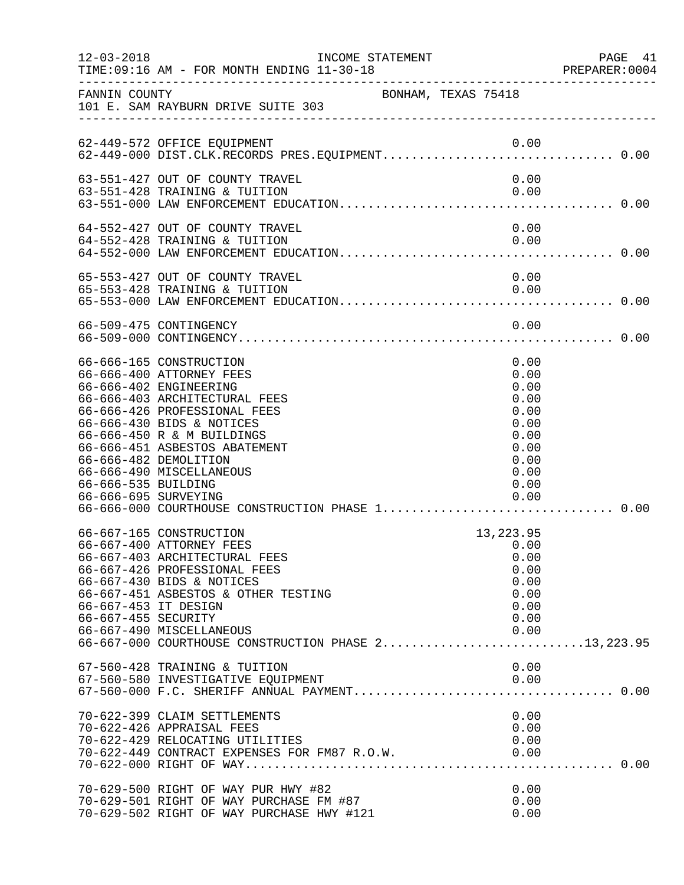FANNIN COUNTY — BONHAM, TEXAS 75418
101 E. SAM RAYBURN DRIVE SUITE 303

INCOME STATEMENT — FOR MONTH ENDING 11-30-18

```
62-449-572 OFFICE EQUIPMENT                                          0.00
62-449-000 DIST.CLK.RECORDS PRES.EQUIPMENT................................ 0.00

63-551-427 OUT OF COUNTY TRAVEL                                      0.00
63-551-428 TRAINING & TUITION                                        0.00
63-551-000 LAW ENFORCEMENT EDUCATION...................................... 0.00

64-552-427 OUT OF COUNTY TRAVEL                                      0.00
64-552-428 TRAINING & TUITION                                        0.00
64-552-000 LAW ENFORCEMENT EDUCATION...................................... 0.00

65-553-427 OUT OF COUNTY TRAVEL                                      0.00
65-553-428 TRAINING & TUITION                                        0.00
65-553-000 LAW ENFORCEMENT EDUCATION...................................... 0.00

66-509-475 CONTINGENCY                                               0.00
66-509-000 CONTINGENCY.................................................... 0.00

66-666-165 CONSTRUCTION                                              0.00
66-666-400 ATTORNEY FEES                                             0.00
66-666-402 ENGINEERING                                               0.00
66-666-403 ARCHITECTURAL FEES                                        0.00
66-666-426 PROFESSIONAL FEES                                         0.00
66-666-430 BIDS & NOTICES                                            0.00
66-666-450 R & M BUILDINGS                                           0.00
66-666-451 ASBESTOS ABATEMENT                                        0.00
66-666-482 DEMOLITION                                                0.00
66-666-490 MISCELLANEOUS                                             0.00
66-666-535 BUILDING                                                  0.00
66-666-695 SURVEYING                                                 0.00
66-666-000 COURTHOUSE CONSTRUCTION PHASE 1................................ 0.00

66-667-165 CONSTRUCTION                                         13,223.95
66-667-400 ATTORNEY FEES                                             0.00
66-667-403 ARCHITECTURAL FEES                                        0.00
66-667-426 PROFESSIONAL FEES                                         0.00
66-667-430 BIDS & NOTICES                                            0.00
66-667-451 ASBESTOS & OTHER TESTING                                  0.00
66-667-453 IT DESIGN                                                 0.00
66-667-455 SECURITY                                                  0.00
66-667-490 MISCELLANEOUS                                             0.00
66-667-000 COURTHOUSE CONSTRUCTION PHASE 2............................13,223.95

67-560-428 TRAINING & TUITION                                        0.00
67-560-580 INVESTIGATIVE EQUIPMENT                                   0.00
67-560-000 F.C. SHERIFF ANNUAL PAYMENT.................................... 0.00

70-622-399 CLAIM SETTLEMENTS                                         0.00
70-622-426 APPRAISAL FEES                                            0.00
70-622-429 RELOCATING UTILITIES                                      0.00
70-622-449 CONTRACT EXPENSES FOR FM87 R.O.W.                         0.00
70-622-000 RIGHT OF WAY................................................... 0.00

70-629-500 RIGHT OF WAY PUR HWY #82                                  0.00
70-629-501 RIGHT OF WAY PURCHASE FM #87                              0.00
70-629-502 RIGHT OF WAY PURCHASE HWY #121                            0.00
```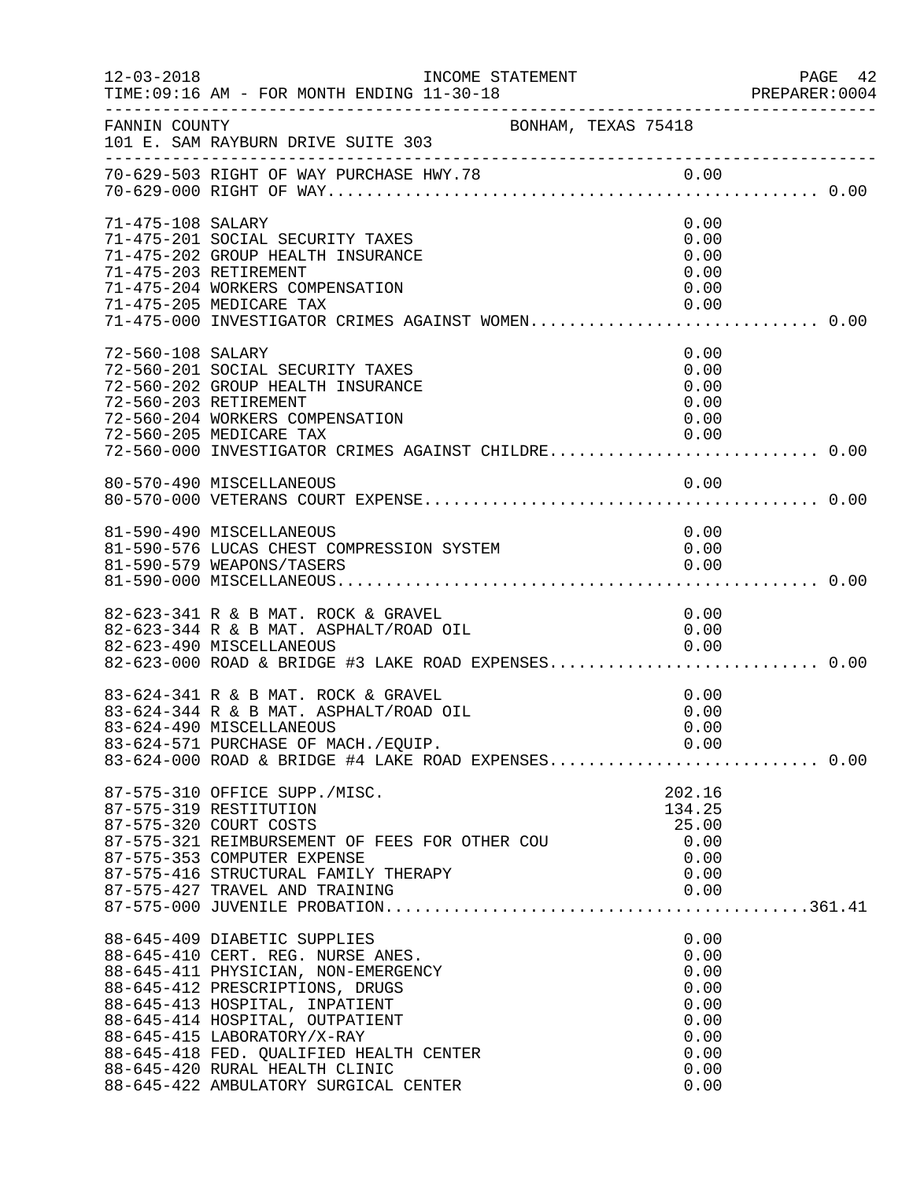FANNIN COUNTY BONHAM, TEXAS 75418
101 E. SAM RAYBURN DRIVE SUITE 303

INCOME STATEMENT
TIME:09:16 AM - FOR MONTH ENDING 11-30-18

| Account | Description | Amount | Total |
|---|---|---|---|
| 70-629-503 | RIGHT OF WAY PURCHASE HWY.78 | 0.00 | |
| 70-629-000 | RIGHT OF WAY | | 0.00 |
| 71-475-108 | SALARY | 0.00 | |
| 71-475-201 | SOCIAL SECURITY TAXES | 0.00 | |
| 71-475-202 | GROUP HEALTH INSURANCE | 0.00 | |
| 71-475-203 | RETIREMENT | 0.00 | |
| 71-475-204 | WORKERS COMPENSATION | 0.00 | |
| 71-475-205 | MEDICARE TAX | 0.00 | |
| 71-475-000 | INVESTIGATOR CRIMES AGAINST WOMEN | | 0.00 |
| 72-560-108 | SALARY | 0.00 | |
| 72-560-201 | SOCIAL SECURITY TAXES | 0.00 | |
| 72-560-202 | GROUP HEALTH INSURANCE | 0.00 | |
| 72-560-203 | RETIREMENT | 0.00 | |
| 72-560-204 | WORKERS COMPENSATION | 0.00 | |
| 72-560-205 | MEDICARE TAX | 0.00 | |
| 72-560-000 | INVESTIGATOR CRIMES AGAINST CHILDRE | | 0.00 |
| 80-570-490 | MISCELLANEOUS | 0.00 | |
| 80-570-000 | VETERANS COURT EXPENSE | | 0.00 |
| 81-590-490 | MISCELLANEOUS | 0.00 | |
| 81-590-576 | LUCAS CHEST COMPRESSION SYSTEM | 0.00 | |
| 81-590-579 | WEAPONS/TASERS | 0.00 | |
| 81-590-000 | MISCELLANEOUS | | 0.00 |
| 82-623-341 | R & B MAT. ROCK & GRAVEL | 0.00 | |
| 82-623-344 | R & B MAT. ASPHALT/ROAD OIL | 0.00 | |
| 82-623-490 | MISCELLANEOUS | 0.00 | |
| 82-623-000 | ROAD & BRIDGE #3 LAKE ROAD EXPENSES | | 0.00 |
| 83-624-341 | R & B MAT. ROCK & GRAVEL | 0.00 | |
| 83-624-344 | R & B MAT. ASPHALT/ROAD OIL | 0.00 | |
| 83-624-490 | MISCELLANEOUS | 0.00 | |
| 83-624-571 | PURCHASE OF MACH./EQUIP. | 0.00 | |
| 83-624-000 | ROAD & BRIDGE #4 LAKE ROAD EXPENSES | | 0.00 |
| 87-575-310 | OFFICE SUPP./MISC. | 202.16 | |
| 87-575-319 | RESTITUTION | 134.25 | |
| 87-575-320 | COURT COSTS | 25.00 | |
| 87-575-321 | REIMBURSEMENT OF FEES FOR OTHER COU | 0.00 | |
| 87-575-353 | COMPUTER EXPENSE | 0.00 | |
| 87-575-416 | STRUCTURAL FAMILY THERAPY | 0.00 | |
| 87-575-427 | TRAVEL AND TRAINING | 0.00 | |
| 87-575-000 | JUVENILE PROBATION | | 361.41 |
| 88-645-409 | DIABETIC SUPPLIES | 0.00 | |
| 88-645-410 | CERT. REG. NURSE ANES. | 0.00 | |
| 88-645-411 | PHYSICIAN, NON-EMERGENCY | 0.00 | |
| 88-645-412 | PRESCRIPTIONS, DRUGS | 0.00 | |
| 88-645-413 | HOSPITAL, INPATIENT | 0.00 | |
| 88-645-414 | HOSPITAL, OUTPATIENT | 0.00 | |
| 88-645-415 | LABORATORY/X-RAY | 0.00 | |
| 88-645-418 | FED. QUALIFIED HEALTH CENTER | 0.00 | |
| 88-645-420 | RURAL HEALTH CLINIC | 0.00 | |
| 88-645-422 | AMBULATORY SURGICAL CENTER | 0.00 | |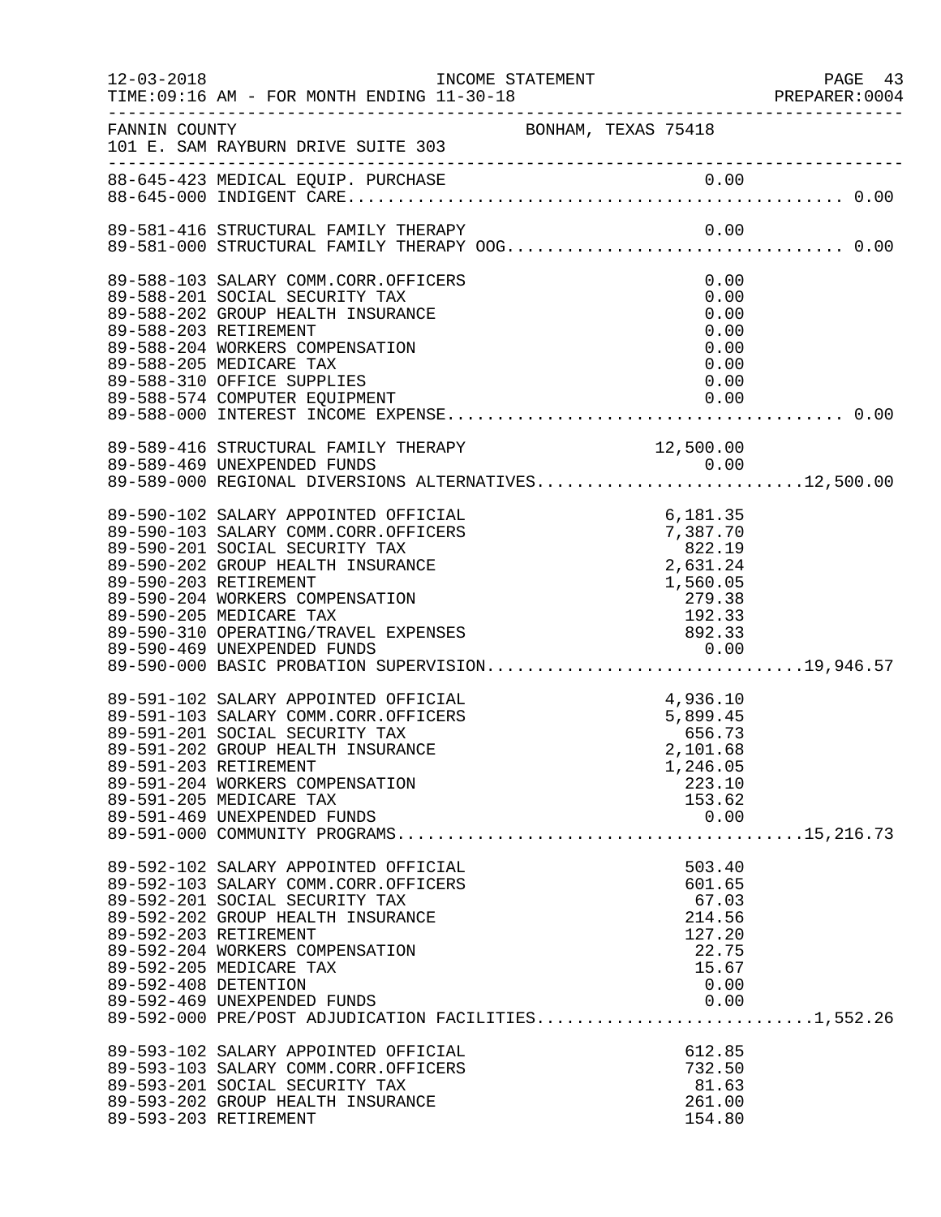12-03-2018 INCOME STATEMENT PAGE 43
TIME:09:16 AM - FOR MONTH ENDING 11-30-18 PREPARER:0004

FANNIN COUNTY BONHAM, TEXAS 75418
101 E. SAM RAYBURN DRIVE SUITE 303

| Account | Description | Amount | Total |
|---|---|---|---|
| 88-645-423 | MEDICAL EQUIP. PURCHASE | 0.00 | |
| 88-645-000 | INDIGENT CARE | | 0.00 |
| 89-581-416 | STRUCTURAL FAMILY THERAPY | 0.00 | |
| 89-581-000 | STRUCTURAL FAMILY THERAPY OOG | | 0.00 |
| 89-588-103 | SALARY COMM.CORR.OFFICERS | 0.00 | |
| 89-588-201 | SOCIAL SECURITY TAX | 0.00 | |
| 89-588-202 | GROUP HEALTH INSURANCE | 0.00 | |
| 89-588-203 | RETIREMENT | 0.00 | |
| 89-588-204 | WORKERS COMPENSATION | 0.00 | |
| 89-588-205 | MEDICARE TAX | 0.00 | |
| 89-588-310 | OFFICE SUPPLIES | 0.00 | |
| 89-588-574 | COMPUTER EQUIPMENT | 0.00 | |
| 89-588-000 | INTEREST INCOME EXPENSE | | 0.00 |
| 89-589-416 | STRUCTURAL FAMILY THERAPY | 12,500.00 | |
| 89-589-469 | UNEXPENDED FUNDS | 0.00 | |
| 89-589-000 | REGIONAL DIVERSIONS ALTERNATIVES | | 12,500.00 |
| 89-590-102 | SALARY APPOINTED OFFICIAL | 6,181.35 | |
| 89-590-103 | SALARY COMM.CORR.OFFICERS | 7,387.70 | |
| 89-590-201 | SOCIAL SECURITY TAX | 822.19 | |
| 89-590-202 | GROUP HEALTH INSURANCE | 2,631.24 | |
| 89-590-203 | RETIREMENT | 1,560.05 | |
| 89-590-204 | WORKERS COMPENSATION | 279.38 | |
| 89-590-205 | MEDICARE TAX | 192.33 | |
| 89-590-310 | OPERATING/TRAVEL EXPENSES | 892.33 | |
| 89-590-469 | UNEXPENDED FUNDS | 0.00 | |
| 89-590-000 | BASIC PROBATION SUPERVISION | | 19,946.57 |
| 89-591-102 | SALARY APPOINTED OFFICIAL | 4,936.10 | |
| 89-591-103 | SALARY COMM.CORR.OFFICERS | 5,899.45 | |
| 89-591-201 | SOCIAL SECURITY TAX | 656.73 | |
| 89-591-202 | GROUP HEALTH INSURANCE | 2,101.68 | |
| 89-591-203 | RETIREMENT | 1,246.05 | |
| 89-591-204 | WORKERS COMPENSATION | 223.10 | |
| 89-591-205 | MEDICARE TAX | 153.62 | |
| 89-591-469 | UNEXPENDED FUNDS | 0.00 | |
| 89-591-000 | COMMUNITY PROGRAMS | | 15,216.73 |
| 89-592-102 | SALARY APPOINTED OFFICIAL | 503.40 | |
| 89-592-103 | SALARY COMM.CORR.OFFICERS | 601.65 | |
| 89-592-201 | SOCIAL SECURITY TAX | 67.03 | |
| 89-592-202 | GROUP HEALTH INSURANCE | 214.56 | |
| 89-592-203 | RETIREMENT | 127.20 | |
| 89-592-204 | WORKERS COMPENSATION | 22.75 | |
| 89-592-205 | MEDICARE TAX | 15.67 | |
| 89-592-408 | DETENTION | 0.00 | |
| 89-592-469 | UNEXPENDED FUNDS | 0.00 | |
| 89-592-000 | PRE/POST ADJUDICATION FACILITIES | | 1,552.26 |
| 89-593-102 | SALARY APPOINTED OFFICIAL | 612.85 | |
| 89-593-103 | SALARY COMM.CORR.OFFICERS | 732.50 | |
| 89-593-201 | SOCIAL SECURITY TAX | 81.63 | |
| 89-593-202 | GROUP HEALTH INSURANCE | 261.00 | |
| 89-593-203 | RETIREMENT | 154.80 | |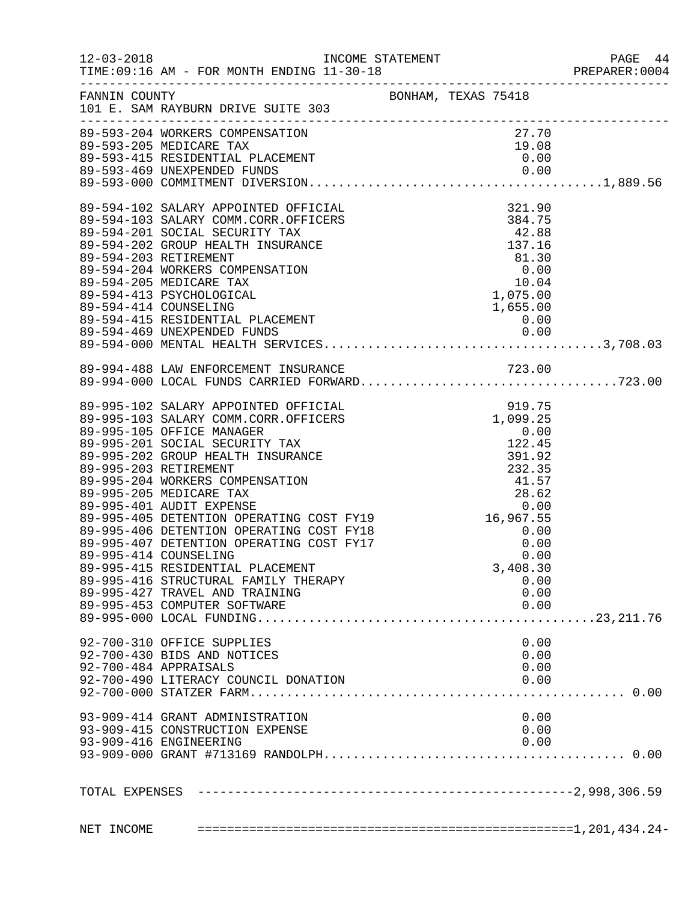FANNIN COUNTY — BONHAM, TEXAS 75418
101 E. SAM RAYBURN DRIVE SUITE 303

INCOME STATEMENT
12-03-2018
TIME:09:16 AM - FOR MONTH ENDING 11-30-18

| Account | Description | Amount | Total |
|---|---|---|---|
| 89-593-204 | WORKERS COMPENSATION | 27.70 | |
| 89-593-205 | MEDICARE TAX | 19.08 | |
| 89-593-415 | RESIDENTIAL PLACEMENT | 0.00 | |
| 89-593-469 | UNEXPENDED FUNDS | 0.00 | |
| 89-593-000 | COMMITMENT DIVERSION | | 1,889.56 |
| 89-594-102 | SALARY APPOINTED OFFICIAL | 321.90 | |
| 89-594-103 | SALARY COMM.CORR.OFFICERS | 384.75 | |
| 89-594-201 | SOCIAL SECURITY TAX | 42.88 | |
| 89-594-202 | GROUP HEALTH INSURANCE | 137.16 | |
| 89-594-203 | RETIREMENT | 81.30 | |
| 89-594-204 | WORKERS COMPENSATION | 0.00 | |
| 89-594-205 | MEDICARE TAX | 10.04 | |
| 89-594-413 | PSYCHOLOGICAL | 1,075.00 | |
| 89-594-414 | COUNSELING | 1,655.00 | |
| 89-594-415 | RESIDENTIAL PLACEMENT | 0.00 | |
| 89-594-469 | UNEXPENDED FUNDS | 0.00 | |
| 89-594-000 | MENTAL HEALTH SERVICES | | 3,708.03 |
| 89-994-488 | LAW ENFORCEMENT INSURANCE | 723.00 | |
| 89-994-000 | LOCAL FUNDS CARRIED FORWARD | | 723.00 |
| 89-995-102 | SALARY APPOINTED OFFICIAL | 919.75 | |
| 89-995-103 | SALARY COMM.CORR.OFFICERS | 1,099.25 | |
| 89-995-105 | OFFICE MANAGER | 0.00 | |
| 89-995-201 | SOCIAL SECURITY TAX | 122.45 | |
| 89-995-202 | GROUP HEALTH INSURANCE | 391.92 | |
| 89-995-203 | RETIREMENT | 232.35 | |
| 89-995-204 | WORKERS COMPENSATION | 41.57 | |
| 89-995-205 | MEDICARE TAX | 28.62 | |
| 89-995-401 | AUDIT EXPENSE | 0.00 | |
| 89-995-405 | DETENTION OPERATING COST FY19 | 16,967.55 | |
| 89-995-406 | DETENTION OPERATING COST FY18 | 0.00 | |
| 89-995-407 | DETENTION OPERATING COST FY17 | 0.00 | |
| 89-995-414 | COUNSELING | 0.00 | |
| 89-995-415 | RESIDENTIAL PLACEMENT | 3,408.30 | |
| 89-995-416 | STRUCTURAL FAMILY THERAPY | 0.00 | |
| 89-995-427 | TRAVEL AND TRAINING | 0.00 | |
| 89-995-453 | COMPUTER SOFTWARE | 0.00 | |
| 89-995-000 | LOCAL FUNDING | | 23,211.76 |
| 92-700-310 | OFFICE SUPPLIES | 0.00 | |
| 92-700-430 | BIDS AND NOTICES | 0.00 | |
| 92-700-484 | APPRAISALS | 0.00 | |
| 92-700-490 | LITERACY COUNCIL DONATION | 0.00 | |
| 92-700-000 | STATZER FARM | | 0.00 |
| 93-909-414 | GRANT ADMINISTRATION | 0.00 | |
| 93-909-415 | CONSTRUCTION EXPENSE | 0.00 | |
| 93-909-416 | ENGINEERING | 0.00 | |
| 93-909-000 | GRANT #713169 RANDOLPH | | 0.00 |
| | TOTAL EXPENSES | | 2,998,306.59 |
| | NET INCOME | | 1,201,434.24- |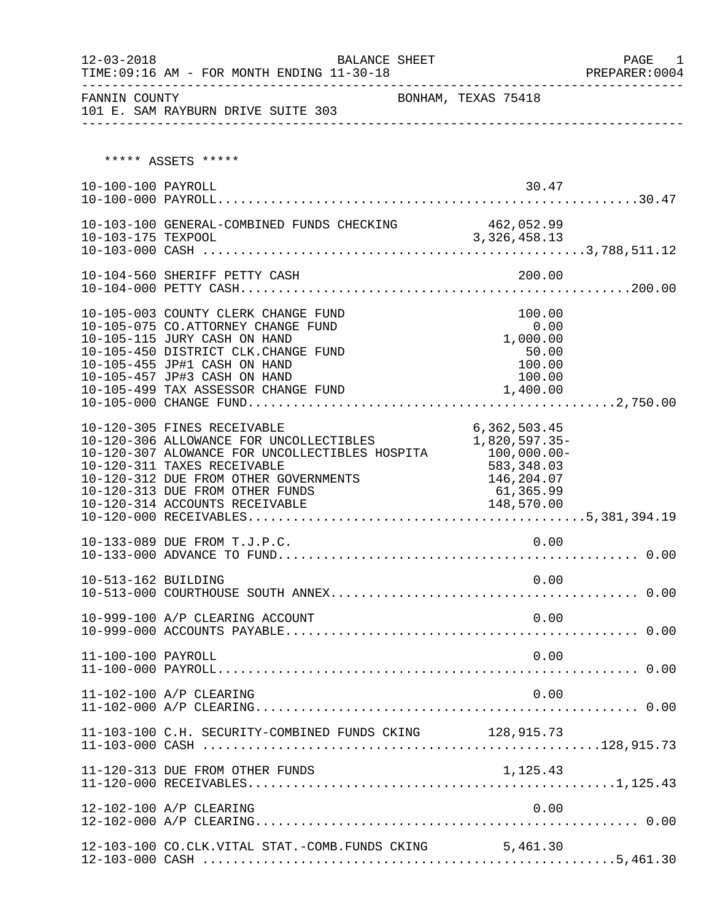12-03-2018 BALANCE SHEET PAGE 1
TIME:09:16 AM - FOR MONTH ENDING 11-30-18 PREPARER:0004

FANNIN COUNTY BONHAM, TEXAS 75418
101 E. SAM RAYBURN DRIVE SUITE 303

***** ASSETS *****

| Account | Description | Amount | Total |
|---|---|---|---|
| 10-100-100 | PAYROLL | 30.47 | |
| 10-100-000 | PAYROLL | | 30.47 |
| 10-103-100 | GENERAL-COMBINED FUNDS CHECKING | 462,052.99 | |
| 10-103-175 | TEXPOOL | 3,326,458.13 | |
| 10-103-000 | CASH | | 3,788,511.12 |
| 10-104-560 | SHERIFF PETTY CASH | 200.00 | |
| 10-104-000 | PETTY CASH | | 200.00 |
| 10-105-003 | COUNTY CLERK CHANGE FUND | 100.00 | |
| 10-105-075 | CO.ATTORNEY CHANGE FUND | 0.00 | |
| 10-105-115 | JURY CASH ON HAND | 1,000.00 | |
| 10-105-450 | DISTRICT CLK.CHANGE FUND | 50.00 | |
| 10-105-455 | JP#1 CASH ON HAND | 100.00 | |
| 10-105-457 | JP#3 CASH ON HAND | 100.00 | |
| 10-105-499 | TAX ASSESSOR CHANGE FUND | 1,400.00 | |
| 10-105-000 | CHANGE FUND | | 2,750.00 |
| 10-120-305 | FINES RECEIVABLE | 6,362,503.45 | |
| 10-120-306 | ALLOWANCE FOR UNCOLLECTIBLES | 1,820,597.35- | |
| 10-120-307 | ALOWANCE FOR UNCOLLECTIBLES HOSPITA | 100,000.00- | |
| 10-120-311 | TAXES RECEIVABLE | 583,348.03 | |
| 10-120-312 | DUE FROM OTHER GOVERNMENTS | 146,204.07 | |
| 10-120-313 | DUE FROM OTHER FUNDS | 61,365.99 | |
| 10-120-314 | ACCOUNTS RECEIVABLE | 148,570.00 | |
| 10-120-000 | RECEIVABLES | | 5,381,394.19 |
| 10-133-089 | DUE FROM T.J.P.C. | 0.00 | |
| 10-133-000 | ADVANCE TO FUND | | 0.00 |
| 10-513-162 | BUILDING | 0.00 | |
| 10-513-000 | COURTHOUSE SOUTH ANNEX | | 0.00 |
| 10-999-100 | A/P CLEARING ACCOUNT | 0.00 | |
| 10-999-000 | ACCOUNTS PAYABLE | | 0.00 |
| 11-100-100 | PAYROLL | 0.00 | |
| 11-100-000 | PAYROLL | | 0.00 |
| 11-102-100 | A/P CLEARING | 0.00 | |
| 11-102-000 | A/P CLEARING | | 0.00 |
| 11-103-100 | C.H. SECURITY-COMBINED FUNDS CKING | 128,915.73 | |
| 11-103-000 | CASH | | 128,915.73 |
| 11-120-313 | DUE FROM OTHER FUNDS | 1,125.43 | |
| 11-120-000 | RECEIVABLES | | 1,125.43 |
| 12-102-100 | A/P CLEARING | 0.00 | |
| 12-102-000 | A/P CLEARING | | 0.00 |
| 12-103-100 | CO.CLK.VITAL STAT.-COMB.FUNDS CKING | 5,461.30 | |
| 12-103-000 | CASH | | 5,461.30 |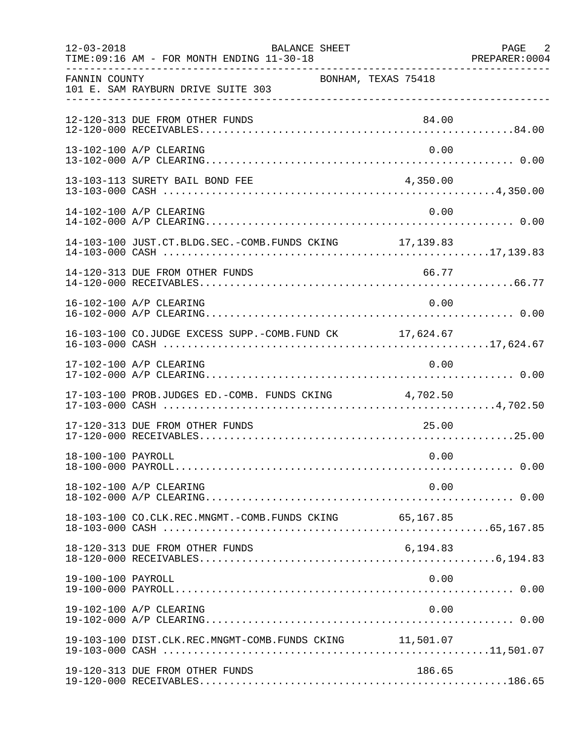FANNIN COUNTY BONHAM, TEXAS 75418
101 E. SAM RAYBURN DRIVE SUITE 303

| Account | Description | Amount | Total |
|---|---|---|---|
| 12-120-313 | DUE FROM OTHER FUNDS | 84.00 | |
| 12-120-000 | RECEIVABLES | | 84.00 |
| 13-102-100 | A/P CLEARING | 0.00 | |
| 13-102-000 | A/P CLEARING | | 0.00 |
| 13-103-113 | SURETY BAIL BOND FEE | 4,350.00 | |
| 13-103-000 | CASH | | 4,350.00 |
| 14-102-100 | A/P CLEARING | 0.00 | |
| 14-102-000 | A/P CLEARING | | 0.00 |
| 14-103-100 | JUST.CT.BLDG.SEC.-COMB.FUNDS CKING | 17,139.83 | |
| 14-103-000 | CASH | | 17,139.83 |
| 14-120-313 | DUE FROM OTHER FUNDS | 66.77 | |
| 14-120-000 | RECEIVABLES | | 66.77 |
| 16-102-100 | A/P CLEARING | 0.00 | |
| 16-102-000 | A/P CLEARING | | 0.00 |
| 16-103-100 | CO.JUDGE EXCESS SUPP.-COMB.FUND CK | 17,624.67 | |
| 16-103-000 | CASH | | 17,624.67 |
| 17-102-100 | A/P CLEARING | 0.00 | |
| 17-102-000 | A/P CLEARING | | 0.00 |
| 17-103-100 | PROB.JUDGES ED.-COMB. FUNDS CKING | 4,702.50 | |
| 17-103-000 | CASH | | 4,702.50 |
| 17-120-313 | DUE FROM OTHER FUNDS | 25.00 | |
| 17-120-000 | RECEIVABLES | | 25.00 |
| 18-100-100 | PAYROLL | 0.00 | |
| 18-100-000 | PAYROLL | | 0.00 |
| 18-102-100 | A/P CLEARING | 0.00 | |
| 18-102-000 | A/P CLEARING | | 0.00 |
| 18-103-100 | CO.CLK.REC.MNGMT.-COMB.FUNDS CKING | 65,167.85 | |
| 18-103-000 | CASH | | 65,167.85 |
| 18-120-313 | DUE FROM OTHER FUNDS | 6,194.83 | |
| 18-120-000 | RECEIVABLES | | 6,194.83 |
| 19-100-100 | PAYROLL | 0.00 | |
| 19-100-000 | PAYROLL | | 0.00 |
| 19-102-100 | A/P CLEARING | 0.00 | |
| 19-102-000 | A/P CLEARING | | 0.00 |
| 19-103-100 | DIST.CLK.REC.MNGMT-COMB.FUNDS CKING | 11,501.07 | |
| 19-103-000 | CASH | | 11,501.07 |
| 19-120-313 | DUE FROM OTHER FUNDS | 186.65 | |
| 19-120-000 | RECEIVABLES | | 186.65 |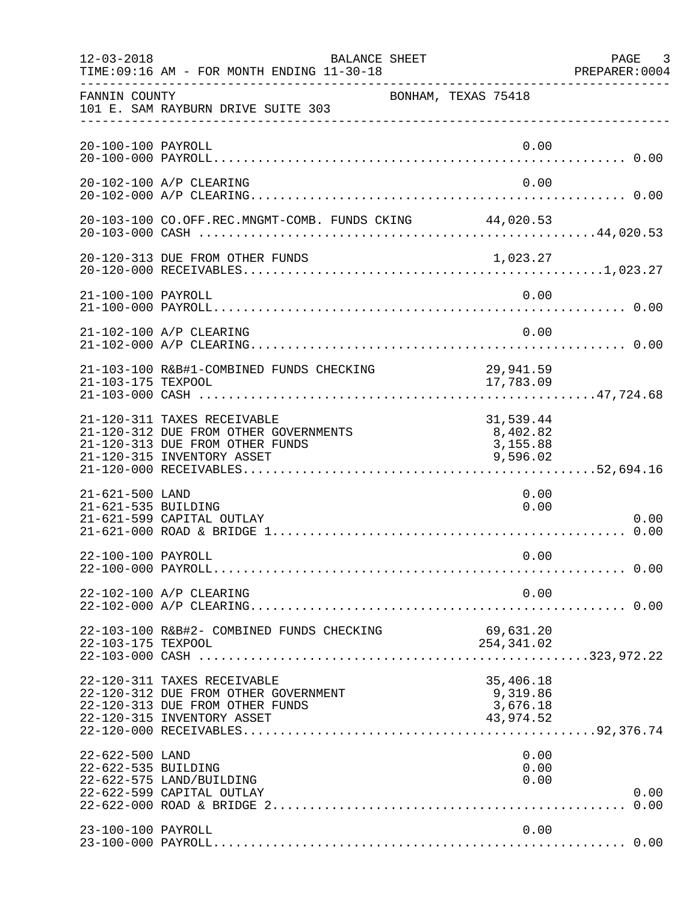12-03-2018 BALANCE SHEET
TIME:09:16 AM - FOR MONTH ENDING 11-30-18

FANNIN COUNTY BONHAM, TEXAS 75418
101 E. SAM RAYBURN DRIVE SUITE 303

| Account | Description | Detail | Total |
|---|---|---|---|
| 20-100-100 | PAYROLL | 0.00 | |
| 20-100-000 | PAYROLL | | 0.00 |
| 20-102-100 | A/P CLEARING | 0.00 | |
| 20-102-000 | A/P CLEARING | | 0.00 |
| 20-103-100 | CO.OFF.REC.MNGMT-COMB. FUNDS CKING | 44,020.53 | |
| 20-103-000 | CASH | | 44,020.53 |
| 20-120-313 | DUE FROM OTHER FUNDS | 1,023.27 | |
| 20-120-000 | RECEIVABLES | | 1,023.27 |
| 21-100-100 | PAYROLL | 0.00 | |
| 21-100-000 | PAYROLL | | 0.00 |
| 21-102-100 | A/P CLEARING | 0.00 | |
| 21-102-000 | A/P CLEARING | | 0.00 |
| 21-103-100 | R&B#1-COMBINED FUNDS CHECKING | 29,941.59 | |
| 21-103-175 | TEXPOOL | 17,783.09 | |
| 21-103-000 | CASH | | 47,724.68 |
| 21-120-311 | TAXES RECEIVABLE | 31,539.44 | |
| 21-120-312 | DUE FROM OTHER GOVERNMENTS | 8,402.82 | |
| 21-120-313 | DUE FROM OTHER FUNDS | 3,155.88 | |
| 21-120-315 | INVENTORY ASSET | 9,596.02 | |
| 21-120-000 | RECEIVABLES | | 52,694.16 |
| 21-621-500 | LAND | 0.00 | |
| 21-621-535 | BUILDING | 0.00 | |
| 21-621-599 | CAPITAL OUTLAY | | 0.00 |
| 21-621-000 | ROAD & BRIDGE 1 | | 0.00 |
| 22-100-100 | PAYROLL | 0.00 | |
| 22-100-000 | PAYROLL | | 0.00 |
| 22-102-100 | A/P CLEARING | 0.00 | |
| 22-102-000 | A/P CLEARING | | 0.00 |
| 22-103-100 | R&B#2- COMBINED FUNDS CHECKING | 69,631.20 | |
| 22-103-175 | TEXPOOL | 254,341.02 | |
| 22-103-000 | CASH | | 323,972.22 |
| 22-120-311 | TAXES RECEIVABLE | 35,406.18 | |
| 22-120-312 | DUE FROM OTHER GOVERNMENT | 9,319.86 | |
| 22-120-313 | DUE FROM OTHER FUNDS | 3,676.18 | |
| 22-120-315 | INVENTORY ASSET | 43,974.52 | |
| 22-120-000 | RECEIVABLES | | 92,376.74 |
| 22-622-500 | LAND | 0.00 | |
| 22-622-535 | BUILDING | 0.00 | |
| 22-622-575 | LAND/BUILDING | 0.00 | |
| 22-622-599 | CAPITAL OUTLAY | | 0.00 |
| 22-622-000 | ROAD & BRIDGE 2 | | 0.00 |
| 23-100-100 | PAYROLL | 0.00 | |
| 23-100-000 | PAYROLL | | 0.00 |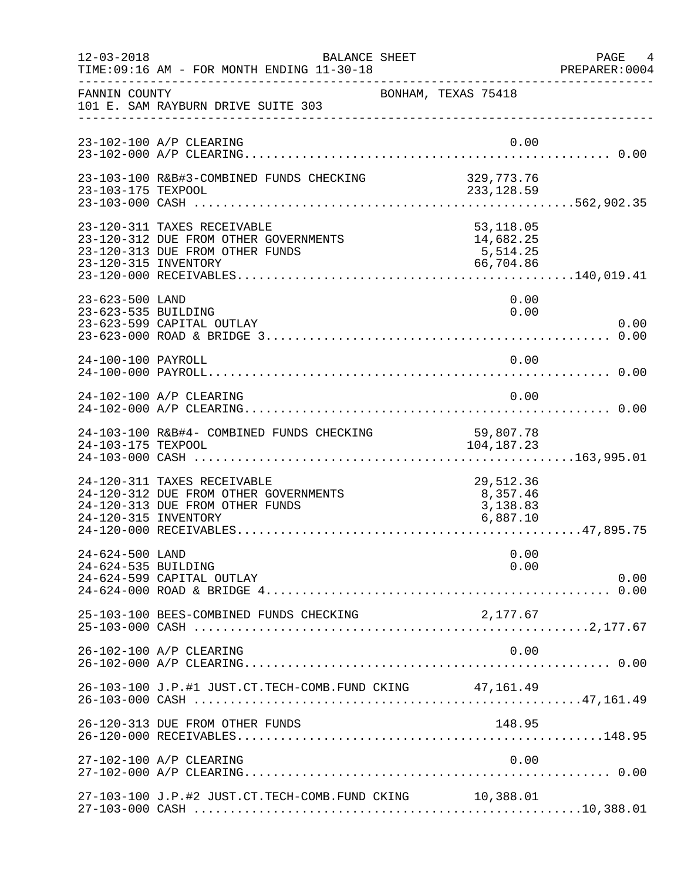FANNIN COUNTY — BONHAM, TEXAS 75418
101 E. SAM RAYBURN DRIVE SUITE 303

BALANCE SHEET — FOR MONTH ENDING 11-30-18

| Account | Description | Amount | Total |
|---|---|---|---|
| 23-102-100 | A/P CLEARING | 0.00 | |
| 23-102-000 | A/P CLEARING | | 0.00 |
| 23-103-100 | R&B#3-COMBINED FUNDS CHECKING | 329,773.76 | |
| 23-103-175 | TEXPOOL | 233,128.59 | |
| 23-103-000 | CASH | | 562,902.35 |
| 23-120-311 | TAXES RECEIVABLE | 53,118.05 | |
| 23-120-312 | DUE FROM OTHER GOVERNMENTS | 14,682.25 | |
| 23-120-313 | DUE FROM OTHER FUNDS | 5,514.25 | |
| 23-120-315 | INVENTORY | 66,704.86 | |
| 23-120-000 | RECEIVABLES | | 140,019.41 |
| 23-623-500 | LAND | 0.00 | |
| 23-623-535 | BUILDING | 0.00 | |
| 23-623-599 | CAPITAL OUTLAY | | 0.00 |
| 23-623-000 | ROAD & BRIDGE 3 | | 0.00 |
| 24-100-100 | PAYROLL | 0.00 | |
| 24-100-000 | PAYROLL | | 0.00 |
| 24-102-100 | A/P CLEARING | 0.00 | |
| 24-102-000 | A/P CLEARING | | 0.00 |
| 24-103-100 | R&B#4- COMBINED FUNDS CHECKING | 59,807.78 | |
| 24-103-175 | TEXPOOL | 104,187.23 | |
| 24-103-000 | CASH | | 163,995.01 |
| 24-120-311 | TAXES RECEIVABLE | 29,512.36 | |
| 24-120-312 | DUE FROM OTHER GOVERNMENTS | 8,357.46 | |
| 24-120-313 | DUE FROM OTHER FUNDS | 3,138.83 | |
| 24-120-315 | INVENTORY | 6,887.10 | |
| 24-120-000 | RECEIVABLES | | 47,895.75 |
| 24-624-500 | LAND | 0.00 | |
| 24-624-535 | BUILDING | 0.00 | |
| 24-624-599 | CAPITAL OUTLAY | | 0.00 |
| 24-624-000 | ROAD & BRIDGE 4 | | 0.00 |
| 25-103-100 | BEES-COMBINED FUNDS CHECKING | 2,177.67 | |
| 25-103-000 | CASH | | 2,177.67 |
| 26-102-100 | A/P CLEARING | 0.00 | |
| 26-102-000 | A/P CLEARING | | 0.00 |
| 26-103-100 | J.P.#1 JUST.CT.TECH-COMB.FUND CKING | 47,161.49 | |
| 26-103-000 | CASH | | 47,161.49 |
| 26-120-313 | DUE FROM OTHER FUNDS | 148.95 | |
| 26-120-000 | RECEIVABLES | | 148.95 |
| 27-102-100 | A/P CLEARING | 0.00 | |
| 27-102-000 | A/P CLEARING | | 0.00 |
| 27-103-100 | J.P.#2 JUST.CT.TECH-COMB.FUND CKING | 10,388.01 | |
| 27-103-000 | CASH | | 10,388.01 |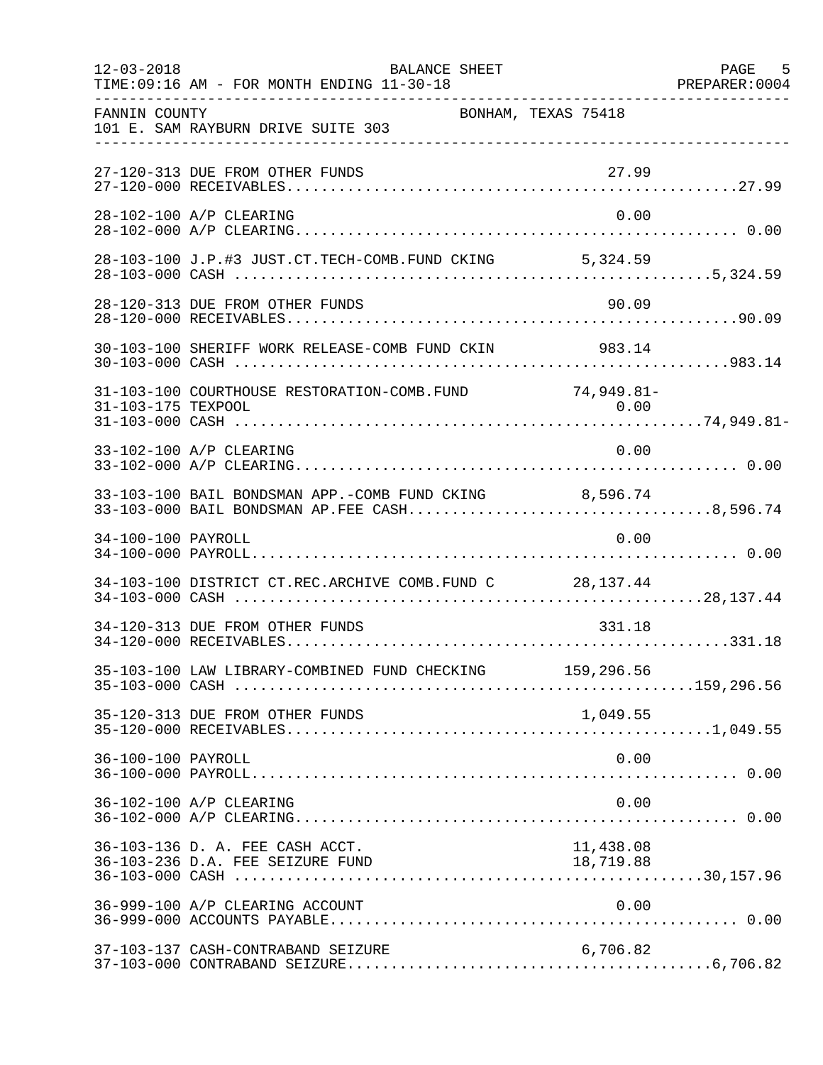FANNIN COUNTY BONHAM, TEXAS 75418
101 E. SAM RAYBURN DRIVE SUITE 303

| Account | Description | Detail | Total |
|---|---|---|---|
| 27-120-313 | DUE FROM OTHER FUNDS | 27.99 | |
| 27-120-000 | RECEIVABLES | | 27.99 |
| 28-102-100 | A/P CLEARING | 0.00 | |
| 28-102-000 | A/P CLEARING | | 0.00 |
| 28-103-100 | J.P.#3 JUST.CT.TECH-COMB.FUND CKING | 5,324.59 | |
| 28-103-000 | CASH | | 5,324.59 |
| 28-120-313 | DUE FROM OTHER FUNDS | 90.09 | |
| 28-120-000 | RECEIVABLES | | 90.09 |
| 30-103-100 | SHERIFF WORK RELEASE-COMB FUND CKIN | 983.14 | |
| 30-103-000 | CASH | | 983.14 |
| 31-103-100 | COURTHOUSE RESTORATION-COMB.FUND | 74,949.81- | |
| 31-103-175 | TEXPOOL | 0.00 | |
| 31-103-000 | CASH | | 74,949.81- |
| 33-102-100 | A/P CLEARING | 0.00 | |
| 33-102-000 | A/P CLEARING | | 0.00 |
| 33-103-100 | BAIL BONDSMAN APP.-COMB FUND CKING | 8,596.74 | |
| 33-103-000 | BAIL BONDSMAN AP.FEE CASH | | 8,596.74 |
| 34-100-100 | PAYROLL | 0.00 | |
| 34-100-000 | PAYROLL | | 0.00 |
| 34-103-100 | DISTRICT CT.REC.ARCHIVE COMB.FUND C | 28,137.44 | |
| 34-103-000 | CASH | | 28,137.44 |
| 34-120-313 | DUE FROM OTHER FUNDS | 331.18 | |
| 34-120-000 | RECEIVABLES | | 331.18 |
| 35-103-100 | LAW LIBRARY-COMBINED FUND CHECKING | 159,296.56 | |
| 35-103-000 | CASH | | 159,296.56 |
| 35-120-313 | DUE FROM OTHER FUNDS | 1,049.55 | |
| 35-120-000 | RECEIVABLES | | 1,049.55 |
| 36-100-100 | PAYROLL | 0.00 | |
| 36-100-000 | PAYROLL | | 0.00 |
| 36-102-100 | A/P CLEARING | 0.00 | |
| 36-102-000 | A/P CLEARING | | 0.00 |
| 36-103-136 | D. A. FEE CASH ACCT. | 11,438.08 | |
| 36-103-236 | D.A. FEE SEIZURE FUND | 18,719.88 | |
| 36-103-000 | CASH | | 30,157.96 |
| 36-999-100 | A/P CLEARING ACCOUNT | 0.00 | |
| 36-999-000 | ACCOUNTS PAYABLE | | 0.00 |
| 37-103-137 | CASH-CONTRABAND SEIZURE | 6,706.82 | |
| 37-103-000 | CONTRABAND SEIZURE | | 6,706.82 |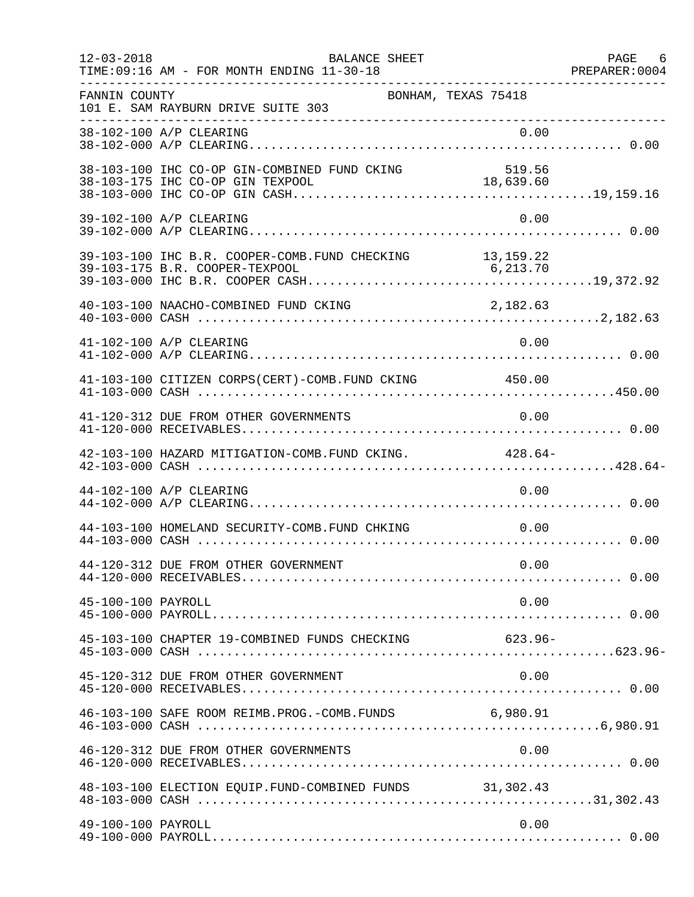FANNIN COUNTY — BONHAM, TEXAS 75418
101 E. SAM RAYBURN DRIVE SUITE 303

BALANCE SHEET
TIME:09:16 AM - FOR MONTH ENDING 11-30-18

| Account | Description | Detail | Total |
|---|---|---|---|
| 38-102-100 | A/P CLEARING | 0.00 | |
| 38-102-000 | A/P CLEARING | | 0.00 |
| 38-103-100 | IHC CO-OP GIN-COMBINED FUND CKING | 519.56 | |
| 38-103-175 | IHC CO-OP GIN TEXPOOL | 18,639.60 | |
| 38-103-000 | IHC CO-OP GIN CASH | | 19,159.16 |
| 39-102-100 | A/P CLEARING | 0.00 | |
| 39-102-000 | A/P CLEARING | | 0.00 |
| 39-103-100 | IHC B.R. COOPER-COMB.FUND CHECKING | 13,159.22 | |
| 39-103-175 | B.R. COOPER-TEXPOOL | 6,213.70 | |
| 39-103-000 | IHC B.R. COOPER CASH | | 19,372.92 |
| 40-103-100 | NAACHO-COMBINED FUND CKING | 2,182.63 | |
| 40-103-000 | CASH | | 2,182.63 |
| 41-102-100 | A/P CLEARING | 0.00 | |
| 41-102-000 | A/P CLEARING | | 0.00 |
| 41-103-100 | CITIZEN CORPS(CERT)-COMB.FUND CKING | 450.00 | |
| 41-103-000 | CASH | | 450.00 |
| 41-120-312 | DUE FROM OTHER GOVERNMENTS | 0.00 | |
| 41-120-000 | RECEIVABLES | | 0.00 |
| 42-103-100 | HAZARD MITIGATION-COMB.FUND CKING. | 428.64- | |
| 42-103-000 | CASH | | 428.64- |
| 44-102-100 | A/P CLEARING | 0.00 | |
| 44-102-000 | A/P CLEARING | | 0.00 |
| 44-103-100 | HOMELAND SECURITY-COMB.FUND CHKING | 0.00 | |
| 44-103-000 | CASH | | 0.00 |
| 44-120-312 | DUE FROM OTHER GOVERNMENT | 0.00 | |
| 44-120-000 | RECEIVABLES | | 0.00 |
| 45-100-100 | PAYROLL | 0.00 | |
| 45-100-000 | PAYROLL | | 0.00 |
| 45-103-100 | CHAPTER 19-COMBINED FUNDS CHECKING | 623.96- | |
| 45-103-000 | CASH | | 623.96- |
| 45-120-312 | DUE FROM OTHER GOVERNMENT | 0.00 | |
| 45-120-000 | RECEIVABLES | | 0.00 |
| 46-103-100 | SAFE ROOM REIMB.PROG.-COMB.FUNDS | 6,980.91 | |
| 46-103-000 | CASH | | 6,980.91 |
| 46-120-312 | DUE FROM OTHER GOVERNMENTS | 0.00 | |
| 46-120-000 | RECEIVABLES | | 0.00 |
| 48-103-100 | ELECTION EQUIP.FUND-COMBINED FUNDS | 31,302.43 | |
| 48-103-000 | CASH | | 31,302.43 |
| 49-100-100 | PAYROLL | 0.00 | |
| 49-100-000 | PAYROLL | | 0.00 |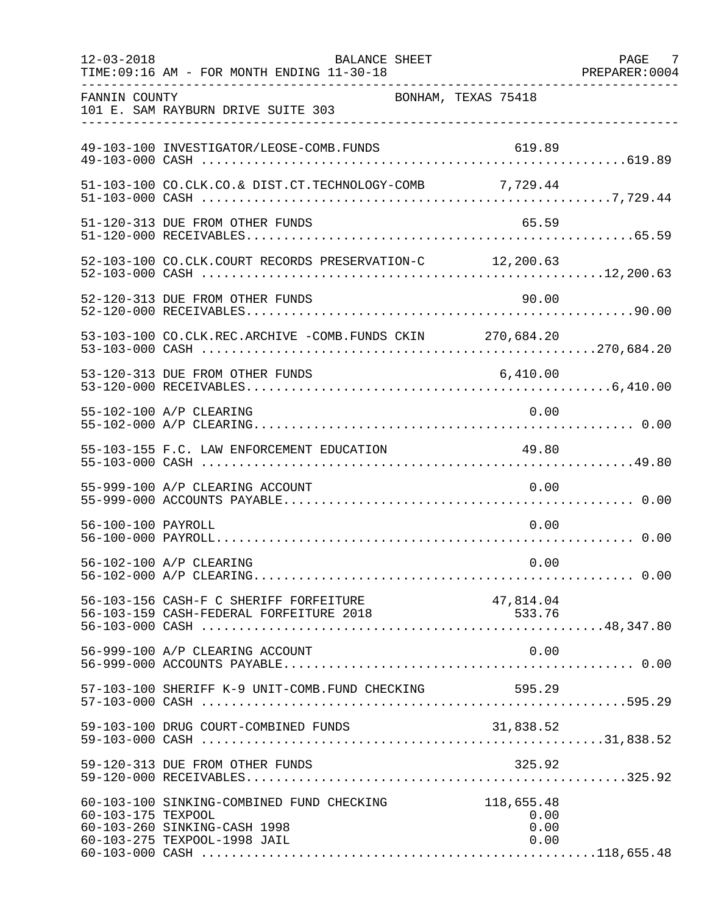FANNIN COUNTY BONHAM, TEXAS 75418
101 E. SAM RAYBURN DRIVE SUITE 303

BALANCE SHEET
TIME:09:16 AM - FOR MONTH ENDING 11-30-18

| Account | Description | Detail | Total |
|---|---|---|---|
| 49-103-100 | INVESTIGATOR/LEOSE-COMB.FUNDS | 619.89 | |
| 49-103-000 | CASH | | 619.89 |
| 51-103-100 | CO.CLK.CO.& DIST.CT.TECHNOLOGY-COMB | 7,729.44 | |
| 51-103-000 | CASH | | 7,729.44 |
| 51-120-313 | DUE FROM OTHER FUNDS | 65.59 | |
| 51-120-000 | RECEIVABLES | | 65.59 |
| 52-103-100 | CO.CLK.COURT RECORDS PRESERVATION-C | 12,200.63 | |
| 52-103-000 | CASH | | 12,200.63 |
| 52-120-313 | DUE FROM OTHER FUNDS | 90.00 | |
| 52-120-000 | RECEIVABLES | | 90.00 |
| 53-103-100 | CO.CLK.REC.ARCHIVE -COMB.FUNDS CKIN | 270,684.20 | |
| 53-103-000 | CASH | | 270,684.20 |
| 53-120-313 | DUE FROM OTHER FUNDS | 6,410.00 | |
| 53-120-000 | RECEIVABLES | | 6,410.00 |
| 55-102-100 | A/P CLEARING | 0.00 | |
| 55-102-000 | A/P CLEARING | | 0.00 |
| 55-103-155 | F.C. LAW ENFORCEMENT EDUCATION | 49.80 | |
| 55-103-000 | CASH | | 49.80 |
| 55-999-100 | A/P CLEARING ACCOUNT | 0.00 | |
| 55-999-000 | ACCOUNTS PAYABLE | | 0.00 |
| 56-100-100 | PAYROLL | 0.00 | |
| 56-100-000 | PAYROLL | | 0.00 |
| 56-102-100 | A/P CLEARING | 0.00 | |
| 56-102-000 | A/P CLEARING | | 0.00 |
| 56-103-156 | CASH-F C SHERIFF FORFEITURE | 47,814.04 | |
| 56-103-159 | CASH-FEDERAL FORFEITURE 2018 | 533.76 | |
| 56-103-000 | CASH | | 48,347.80 |
| 56-999-100 | A/P CLEARING ACCOUNT | 0.00 | |
| 56-999-000 | ACCOUNTS PAYABLE | | 0.00 |
| 57-103-100 | SHERIFF K-9 UNIT-COMB.FUND CHECKING | 595.29 | |
| 57-103-000 | CASH | | 595.29 |
| 59-103-100 | DRUG COURT-COMBINED FUNDS | 31,838.52 | |
| 59-103-000 | CASH | | 31,838.52 |
| 59-120-313 | DUE FROM OTHER FUNDS | 325.92 | |
| 59-120-000 | RECEIVABLES | | 325.92 |
| 60-103-100 | SINKING-COMBINED FUND CHECKING | 118,655.48 | |
| 60-103-175 | TEXPOOL | 0.00 | |
| 60-103-260 | SINKING-CASH 1998 | 0.00 | |
| 60-103-275 | TEXPOOL-1998 JAIL | 0.00 | |
| 60-103-000 | CASH | | 118,655.48 |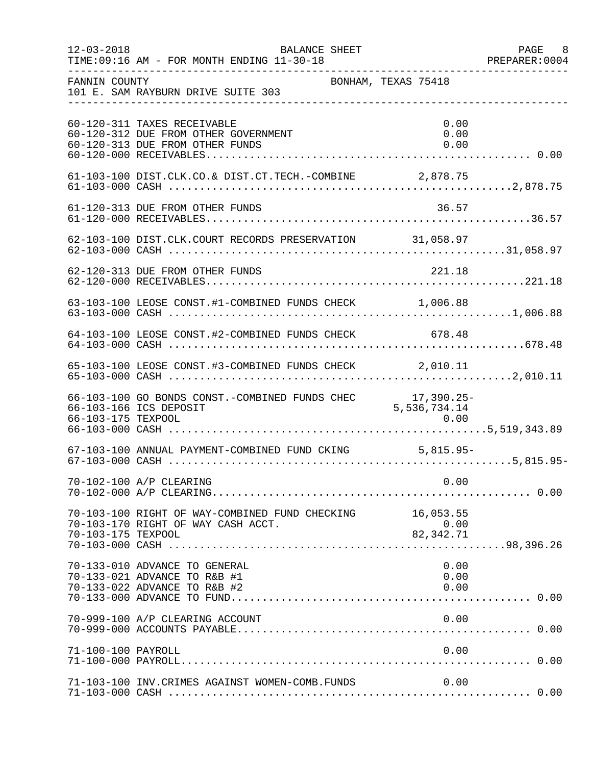FANNIN COUNTY — BONHAM, TEXAS 75418
101 E. SAM RAYBURN DRIVE SUITE 303

BALANCE SHEET
TIME:09:16 AM - FOR MONTH ENDING 11-30-18

| Account | Description | Amount | Total |
|---|---|---|---|
| 60-120-311 | TAXES RECEIVABLE | 0.00 | |
| 60-120-312 | DUE FROM OTHER GOVERNMENT | 0.00 | |
| 60-120-313 | DUE FROM OTHER FUNDS | 0.00 | |
| 60-120-000 | RECEIVABLES | | 0.00 |
| 61-103-100 | DIST.CLK.CO.& DIST.CT.TECH.-COMBINE | 2,878.75 | |
| 61-103-000 | CASH | | 2,878.75 |
| 61-120-313 | DUE FROM OTHER FUNDS | 36.57 | |
| 61-120-000 | RECEIVABLES | | 36.57 |
| 62-103-100 | DIST.CLK.COURT RECORDS PRESERVATION | 31,058.97 | |
| 62-103-000 | CASH | | 31,058.97 |
| 62-120-313 | DUE FROM OTHER FUNDS | 221.18 | |
| 62-120-000 | RECEIVABLES | | 221.18 |
| 63-103-100 | LEOSE CONST.#1-COMBINED FUNDS CHECK | 1,006.88 | |
| 63-103-000 | CASH | | 1,006.88 |
| 64-103-100 | LEOSE CONST.#2-COMBINED FUNDS CHECK | 678.48 | |
| 64-103-000 | CASH | | 678.48 |
| 65-103-100 | LEOSE CONST.#3-COMBINED FUNDS CHECK | 2,010.11 | |
| 65-103-000 | CASH | | 2,010.11 |
| 66-103-100 | GO BONDS CONST.-COMBINED FUNDS CHEC | 17,390.25- | |
| 66-103-166 | ICS DEPOSIT | 5,536,734.14 | |
| 66-103-175 | TEXPOOL | 0.00 | |
| 66-103-000 | CASH | | 5,519,343.89 |
| 67-103-100 | ANNUAL PAYMENT-COMBINED FUND CKING | 5,815.95- | |
| 67-103-000 | CASH | | 5,815.95- |
| 70-102-100 | A/P CLEARING | 0.00 | |
| 70-102-000 | A/P CLEARING | | 0.00 |
| 70-103-100 | RIGHT OF WAY-COMBINED FUND CHECKING | 16,053.55 | |
| 70-103-170 | RIGHT OF WAY CASH ACCT. | 0.00 | |
| 70-103-175 | TEXPOOL | 82,342.71 | |
| 70-103-000 | CASH | | 98,396.26 |
| 70-133-010 | ADVANCE TO GENERAL | 0.00 | |
| 70-133-021 | ADVANCE TO R&B #1 | 0.00 | |
| 70-133-022 | ADVANCE TO R&B #2 | 0.00 | |
| 70-133-000 | ADVANCE TO FUND | | 0.00 |
| 70-999-100 | A/P CLEARING ACCOUNT | 0.00 | |
| 70-999-000 | ACCOUNTS PAYABLE | | 0.00 |
| 71-100-100 | PAYROLL | 0.00 | |
| 71-100-000 | PAYROLL | | 0.00 |
| 71-103-100 | INV.CRIMES AGAINST WOMEN-COMB.FUNDS | 0.00 | |
| 71-103-000 | CASH | | 0.00 |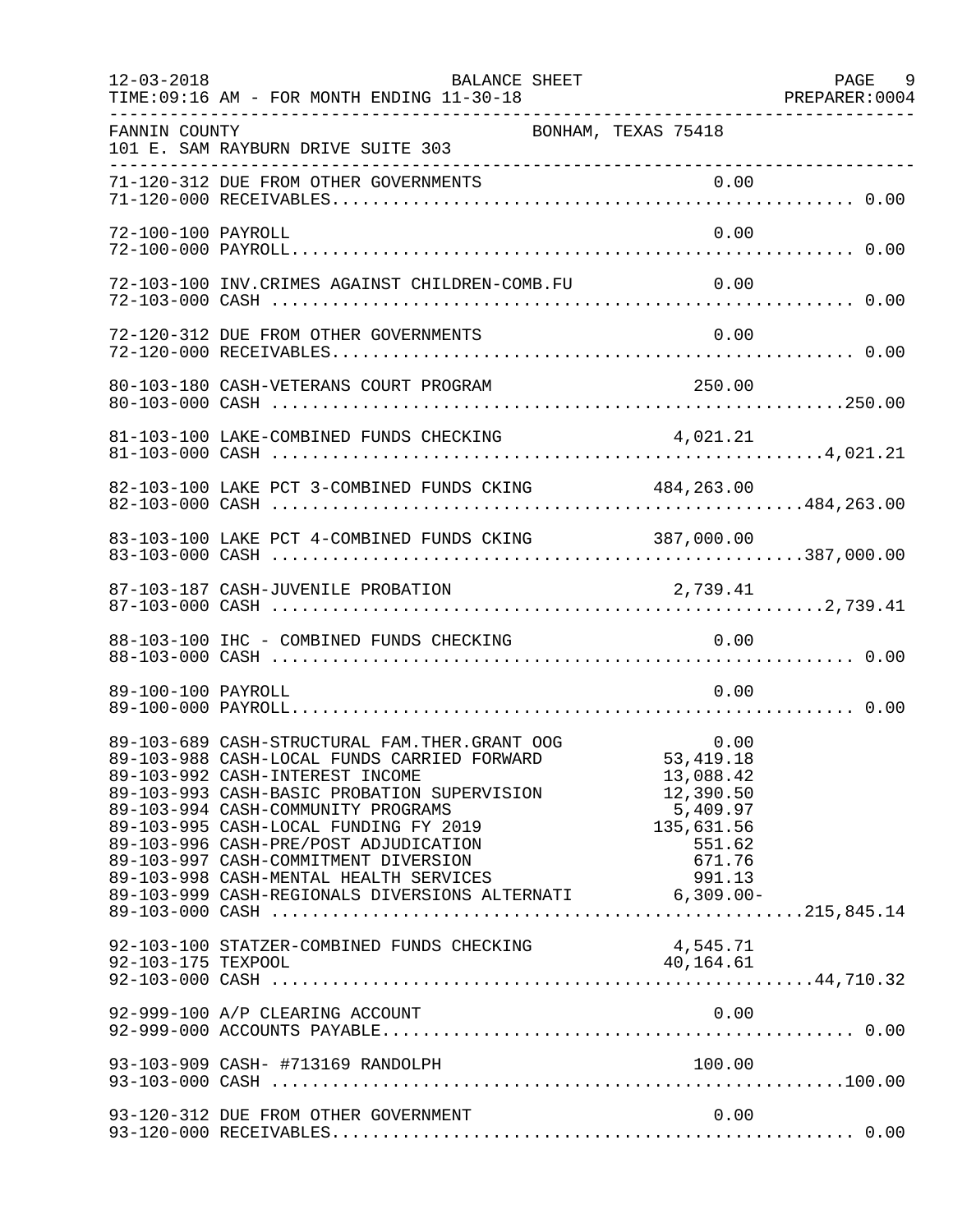FANNIN COUNTY — BONHAM, TEXAS 75418
101 E. SAM RAYBURN DRIVE SUITE 303

BALANCE SHEET — FOR MONTH ENDING 11-30-18

| Account | Description | Amount | Total |
|---|---|---|---|
| 71-120-312 | DUE FROM OTHER GOVERNMENTS | 0.00 | |
| 71-120-000 | RECEIVABLES | | 0.00 |
| 72-100-100 | PAYROLL | 0.00 | |
| 72-100-000 | PAYROLL | | 0.00 |
| 72-103-100 | INV.CRIMES AGAINST CHILDREN-COMB.FU | 0.00 | |
| 72-103-000 | CASH | | 0.00 |
| 72-120-312 | DUE FROM OTHER GOVERNMENTS | 0.00 | |
| 72-120-000 | RECEIVABLES | | 0.00 |
| 80-103-180 | CASH-VETERANS COURT PROGRAM | 250.00 | |
| 80-103-000 | CASH | | 250.00 |
| 81-103-100 | LAKE-COMBINED FUNDS CHECKING | 4,021.21 | |
| 81-103-000 | CASH | | 4,021.21 |
| 82-103-100 | LAKE PCT 3-COMBINED FUNDS CKING | 484,263.00 | |
| 82-103-000 | CASH | | 484,263.00 |
| 83-103-100 | LAKE PCT 4-COMBINED FUNDS CKING | 387,000.00 | |
| 83-103-000 | CASH | | 387,000.00 |
| 87-103-187 | CASH-JUVENILE PROBATION | 2,739.41 | |
| 87-103-000 | CASH | | 2,739.41 |
| 88-103-100 | IHC - COMBINED FUNDS CHECKING | 0.00 | |
| 88-103-000 | CASH | | 0.00 |
| 89-100-100 | PAYROLL | 0.00 | |
| 89-100-000 | PAYROLL | | 0.00 |
| 89-103-689 | CASH-STRUCTURAL FAM.THER.GRANT OOG | 0.00 | |
| 89-103-988 | CASH-LOCAL FUNDS CARRIED FORWARD | 53,419.18 | |
| 89-103-992 | CASH-INTEREST INCOME | 13,088.42 | |
| 89-103-993 | CASH-BASIC PROBATION SUPERVISION | 12,390.50 | |
| 89-103-994 | CASH-COMMUNITY PROGRAMS | 5,409.97 | |
| 89-103-995 | CASH-LOCAL FUNDING FY 2019 | 135,631.56 | |
| 89-103-996 | CASH-PRE/POST ADJUDICATION | 551.62 | |
| 89-103-997 | CASH-COMMITMENT DIVERSION | 671.76 | |
| 89-103-998 | CASH-MENTAL HEALTH SERVICES | 991.13 | |
| 89-103-999 | CASH-REGIONALS DIVERSIONS ALTERNATI | 6,309.00- | |
| 89-103-000 | CASH | | 215,845.14 |
| 92-103-100 | STATZER-COMBINED FUNDS CHECKING | 4,545.71 | |
| 92-103-175 | TEXPOOL | 40,164.61 | |
| 92-103-000 | CASH | | 44,710.32 |
| 92-999-100 | A/P CLEARING ACCOUNT | 0.00 | |
| 92-999-000 | ACCOUNTS PAYABLE | | 0.00 |
| 93-103-909 | CASH- #713169 RANDOLPH | 100.00 | |
| 93-103-000 | CASH | | 100.00 |
| 93-120-312 | DUE FROM OTHER GOVERNMENT | 0.00 | |
| 93-120-000 | RECEIVABLES | | 0.00 |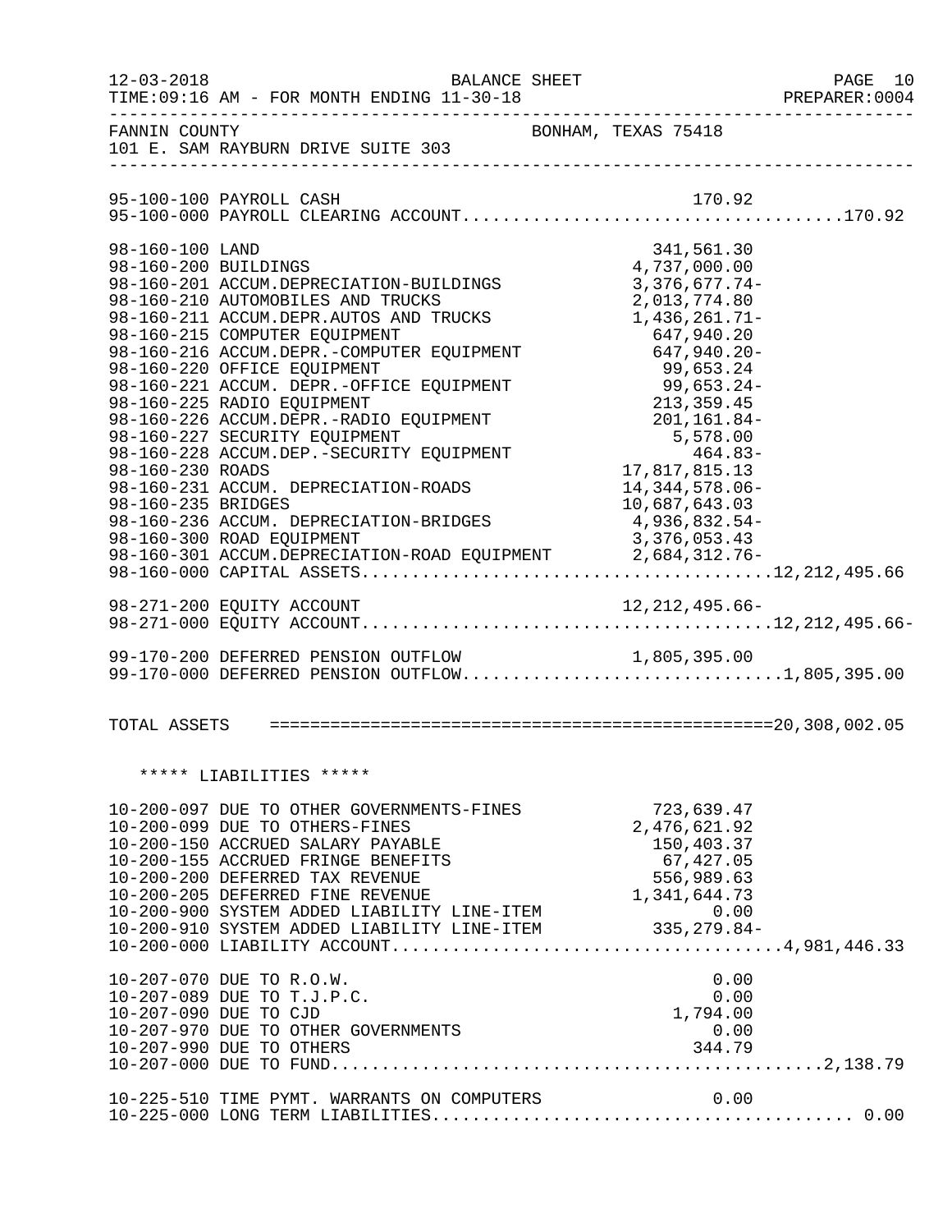FANNIN COUNTY  BONHAM, TEXAS 75418
101 E. SAM RAYBURN DRIVE SUITE 303

BALANCE SHEET
FOR MONTH ENDING 11-30-18

| Account | Description | Detail | Total |
|---|---|---|---|
| 95-100-100 | PAYROLL CASH | 170.92 | |
| 95-100-000 | PAYROLL CLEARING ACCOUNT | | 170.92 |
| 98-160-100 | LAND | 341,561.30 | |
| 98-160-200 | BUILDINGS | 4,737,000.00 | |
| 98-160-201 | ACCUM.DEPRECIATION-BUILDINGS | 3,376,677.74- | |
| 98-160-210 | AUTOMOBILES AND TRUCKS | 2,013,774.80 | |
| 98-160-211 | ACCUM.DEPR.AUTOS AND TRUCKS | 1,436,261.71- | |
| 98-160-215 | COMPUTER EQUIPMENT | 647,940.20 | |
| 98-160-216 | ACCUM.DEPR.-COMPUTER EQUIPMENT | 647,940.20- | |
| 98-160-220 | OFFICE EQUIPMENT | 99,653.24 | |
| 98-160-221 | ACCUM. DEPR.-OFFICE EQUIPMENT | 99,653.24- | |
| 98-160-225 | RADIO EQUIPMENT | 213,359.45 | |
| 98-160-226 | ACCUM.DEPR.-RADIO EQUIPMENT | 201,161.84- | |
| 98-160-227 | SECURITY EQUIPMENT | 5,578.00 | |
| 98-160-228 | ACCUM.DEP.-SECURITY EQUIPMENT | 464.83- | |
| 98-160-230 | ROADS | 17,817,815.13 | |
| 98-160-231 | ACCUM. DEPRECIATION-ROADS | 14,344,578.06- | |
| 98-160-235 | BRIDGES | 10,687,643.03 | |
| 98-160-236 | ACCUM. DEPRECIATION-BRIDGES | 4,936,832.54- | |
| 98-160-300 | ROAD EQUIPMENT | 3,376,053.43 | |
| 98-160-301 | ACCUM.DEPRECIATION-ROAD EQUIPMENT | 2,684,312.76- | |
| 98-160-000 | CAPITAL ASSETS | | 12,212,495.66 |
| 98-271-200 | EQUITY ACCOUNT | 12,212,495.66- | |
| 98-271-000 | EQUITY ACCOUNT | | 12,212,495.66- |
| 99-170-200 | DEFERRED PENSION OUTFLOW | 1,805,395.00 | |
| 99-170-000 | DEFERRED PENSION OUTFLOW | | 1,805,395.00 |
| | **TOTAL ASSETS** | | **20,308,002.05** |

***** LIABILITIES *****

| Account | Description | Detail | Total |
|---|---|---|---|
| 10-200-097 | DUE TO OTHER GOVERNMENTS-FINES | 723,639.47 | |
| 10-200-099 | DUE TO OTHERS-FINES | 2,476,621.92 | |
| 10-200-150 | ACCRUED SALARY PAYABLE | 150,403.37 | |
| 10-200-155 | ACCRUED FRINGE BENEFITS | 67,427.05 | |
| 10-200-200 | DEFERRED TAX REVENUE | 556,989.63 | |
| 10-200-205 | DEFERRED FINE REVENUE | 1,341,644.73 | |
| 10-200-900 | SYSTEM ADDED LIABILITY LINE-ITEM | 0.00 | |
| 10-200-910 | SYSTEM ADDED LIABILITY LINE-ITEM | 335,279.84- | |
| 10-200-000 | LIABILITY ACCOUNT | | 4,981,446.33 |
| 10-207-070 | DUE TO R.O.W. | 0.00 | |
| 10-207-089 | DUE TO T.J.P.C. | 0.00 | |
| 10-207-090 | DUE TO CJD | 1,794.00 | |
| 10-207-970 | DUE TO OTHER GOVERNMENTS | 0.00 | |
| 10-207-990 | DUE TO OTHERS | 344.79 | |
| 10-207-000 | DUE TO FUND | | 2,138.79 |
| 10-225-510 | TIME PYMT. WARRANTS ON COMPUTERS | 0.00 | |
| 10-225-000 | LONG TERM LIABILITIES | | 0.00 |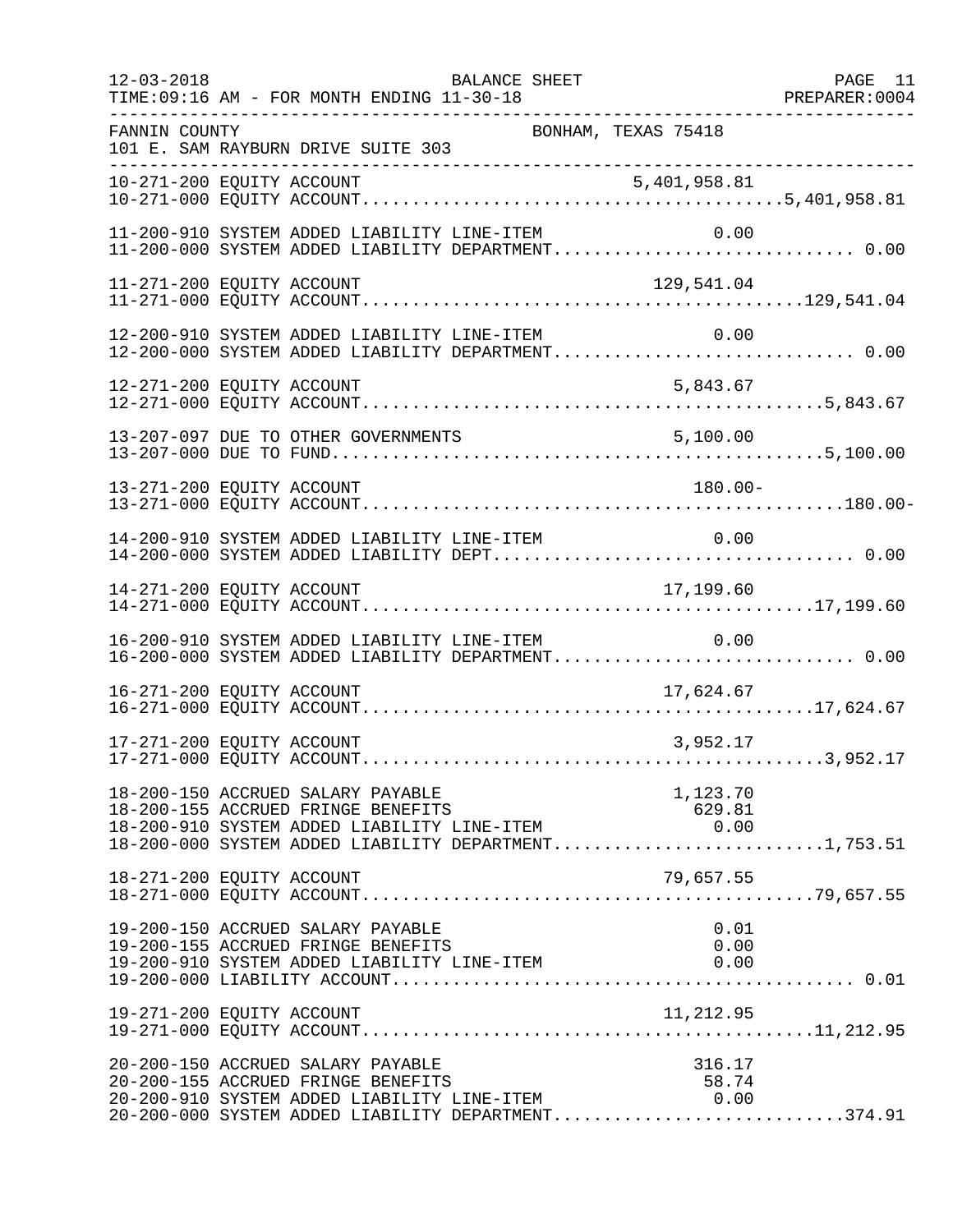12-03-2018 BALANCE SHEET PAGE 11
TIME:09:16 AM - FOR MONTH ENDING 11-30-18 PREPARER:0004

FANNIN COUNTY BONHAM, TEXAS 75418
101 E. SAM RAYBURN DRIVE SUITE 303

| Account | Line Item | Total |
|---|---|---|
| 10-271-200 EQUITY ACCOUNT | 5,401,958.81 | |
| 10-271-000 EQUITY ACCOUNT | | 5,401,958.81 |
| 11-200-910 SYSTEM ADDED LIABILITY LINE-ITEM | 0.00 | |
| 11-200-000 SYSTEM ADDED LIABILITY DEPARTMENT | | 0.00 |
| 11-271-200 EQUITY ACCOUNT | 129,541.04 | |
| 11-271-000 EQUITY ACCOUNT | | 129,541.04 |
| 12-200-910 SYSTEM ADDED LIABILITY LINE-ITEM | 0.00 | |
| 12-200-000 SYSTEM ADDED LIABILITY DEPARTMENT | | 0.00 |
| 12-271-200 EQUITY ACCOUNT | 5,843.67 | |
| 12-271-000 EQUITY ACCOUNT | | 5,843.67 |
| 13-207-097 DUE TO OTHER GOVERNMENTS | 5,100.00 | |
| 13-207-000 DUE TO FUND | | 5,100.00 |
| 13-271-200 EQUITY ACCOUNT | 180.00- | |
| 13-271-000 EQUITY ACCOUNT | | 180.00- |
| 14-200-910 SYSTEM ADDED LIABILITY LINE-ITEM | 0.00 | |
| 14-200-000 SYSTEM ADDED LIABILITY DEPT | | 0.00 |
| 14-271-200 EQUITY ACCOUNT | 17,199.60 | |
| 14-271-000 EQUITY ACCOUNT | | 17,199.60 |
| 16-200-910 SYSTEM ADDED LIABILITY LINE-ITEM | 0.00 | |
| 16-200-000 SYSTEM ADDED LIABILITY DEPARTMENT | | 0.00 |
| 16-271-200 EQUITY ACCOUNT | 17,624.67 | |
| 16-271-000 EQUITY ACCOUNT | | 17,624.67 |
| 17-271-200 EQUITY ACCOUNT | 3,952.17 | |
| 17-271-000 EQUITY ACCOUNT | | 3,952.17 |
| 18-200-150 ACCRUED SALARY PAYABLE | 1,123.70 | |
| 18-200-155 ACCRUED FRINGE BENEFITS | 629.81 | |
| 18-200-910 SYSTEM ADDED LIABILITY LINE-ITEM | 0.00 | |
| 18-200-000 SYSTEM ADDED LIABILITY DEPARTMENT | | 1,753.51 |
| 18-271-200 EQUITY ACCOUNT | 79,657.55 | |
| 18-271-000 EQUITY ACCOUNT | | 79,657.55 |
| 19-200-150 ACCRUED SALARY PAYABLE | 0.01 | |
| 19-200-155 ACCRUED FRINGE BENEFITS | 0.00 | |
| 19-200-910 SYSTEM ADDED LIABILITY LINE-ITEM | 0.00 | |
| 19-200-000 LIABILITY ACCOUNT | | 0.01 |
| 19-271-200 EQUITY ACCOUNT | 11,212.95 | |
| 19-271-000 EQUITY ACCOUNT | | 11,212.95 |
| 20-200-150 ACCRUED SALARY PAYABLE | 316.17 | |
| 20-200-155 ACCRUED FRINGE BENEFITS | 58.74 | |
| 20-200-910 SYSTEM ADDED LIABILITY LINE-ITEM | 0.00 | |
| 20-200-000 SYSTEM ADDED LIABILITY DEPARTMENT | | 374.91 |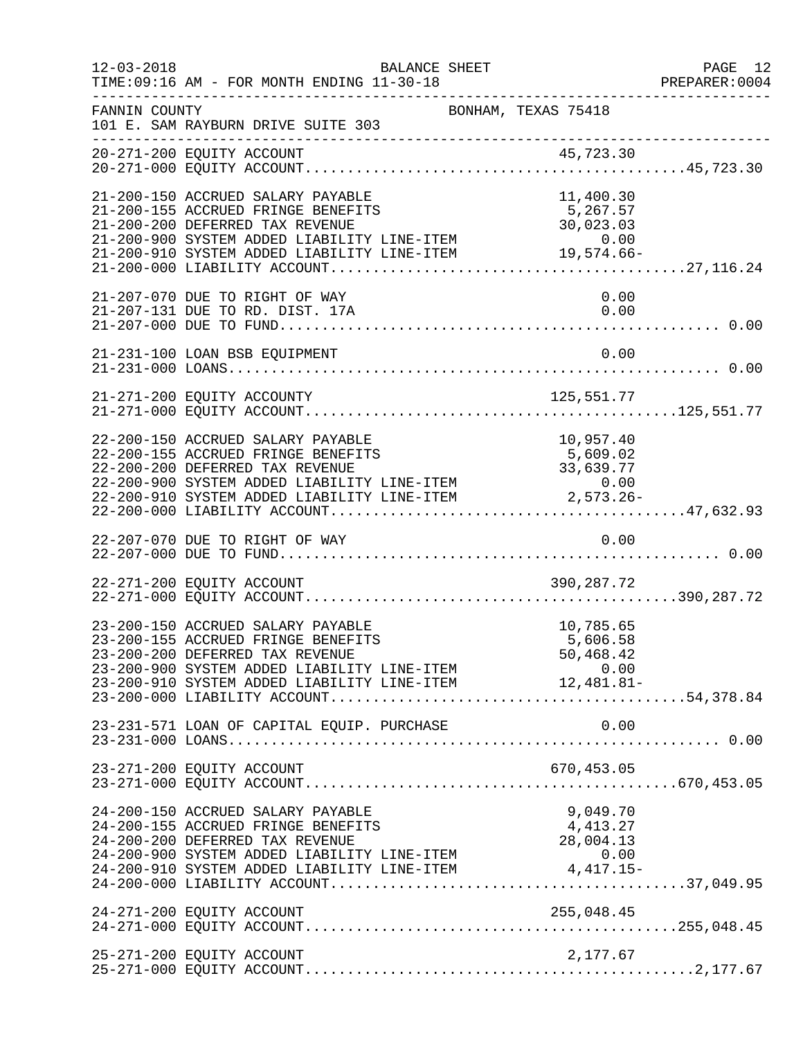12-03-2018 BALANCE SHEET
TIME:09:16 AM - FOR MONTH ENDING 11-30-18

FANNIN COUNTY BONHAM, TEXAS 75418
101 E. SAM RAYBURN DRIVE SUITE 303

| Account | Description | Amount | Total |
|---|---|---|---|
| 20-271-200 | EQUITY ACCOUNT | 45,723.30 | |
| 20-271-000 | EQUITY ACCOUNT | | 45,723.30 |
| 21-200-150 | ACCRUED SALARY PAYABLE | 11,400.30 | |
| 21-200-155 | ACCRUED FRINGE BENEFITS | 5,267.57 | |
| 21-200-200 | DEFERRED TAX REVENUE | 30,023.03 | |
| 21-200-900 | SYSTEM ADDED LIABILITY LINE-ITEM | 0.00 | |
| 21-200-910 | SYSTEM ADDED LIABILITY LINE-ITEM | 19,574.66- | |
| 21-200-000 | LIABILITY ACCOUNT | | 27,116.24 |
| 21-207-070 | DUE TO RIGHT OF WAY | 0.00 | |
| 21-207-131 | DUE TO RD. DIST. 17A | 0.00 | |
| 21-207-000 | DUE TO FUND | | 0.00 |
| 21-231-100 | LOAN BSB EQUIPMENT | 0.00 | |
| 21-231-000 | LOANS | | 0.00 |
| 21-271-200 | EQUITY ACCOUNTY | 125,551.77 | |
| 21-271-000 | EQUITY ACCOUNT | | 125,551.77 |
| 22-200-150 | ACCRUED SALARY PAYABLE | 10,957.40 | |
| 22-200-155 | ACCRUED FRINGE BENEFITS | 5,609.02 | |
| 22-200-200 | DEFERRED TAX REVENUE | 33,639.77 | |
| 22-200-900 | SYSTEM ADDED LIABILITY LINE-ITEM | 0.00 | |
| 22-200-910 | SYSTEM ADDED LIABILITY LINE-ITEM | 2,573.26- | |
| 22-200-000 | LIABILITY ACCOUNT | | 47,632.93 |
| 22-207-070 | DUE TO RIGHT OF WAY | 0.00 | |
| 22-207-000 | DUE TO FUND | | 0.00 |
| 22-271-200 | EQUITY ACCOUNT | 390,287.72 | |
| 22-271-000 | EQUITY ACCOUNT | | 390,287.72 |
| 23-200-150 | ACCRUED SALARY PAYABLE | 10,785.65 | |
| 23-200-155 | ACCRUED FRINGE BENEFITS | 5,606.58 | |
| 23-200-200 | DEFERRED TAX REVENUE | 50,468.42 | |
| 23-200-900 | SYSTEM ADDED LIABILITY LINE-ITEM | 0.00 | |
| 23-200-910 | SYSTEM ADDED LIABILITY LINE-ITEM | 12,481.81- | |
| 23-200-000 | LIABILITY ACCOUNT | | 54,378.84 |
| 23-231-571 | LOAN OF CAPITAL EQUIP. PURCHASE | 0.00 | |
| 23-231-000 | LOANS | | 0.00 |
| 23-271-200 | EQUITY ACCOUNT | 670,453.05 | |
| 23-271-000 | EQUITY ACCOUNT | | 670,453.05 |
| 24-200-150 | ACCRUED SALARY PAYABLE | 9,049.70 | |
| 24-200-155 | ACCRUED FRINGE BENEFITS | 4,413.27 | |
| 24-200-200 | DEFERRED TAX REVENUE | 28,004.13 | |
| 24-200-900 | SYSTEM ADDED LIABILITY LINE-ITEM | 0.00 | |
| 24-200-910 | SYSTEM ADDED LIABILITY LINE-ITEM | 4,417.15- | |
| 24-200-000 | LIABILITY ACCOUNT | | 37,049.95 |
| 24-271-200 | EQUITY ACCOUNT | 255,048.45 | |
| 24-271-000 | EQUITY ACCOUNT | | 255,048.45 |
| 25-271-200 | EQUITY ACCOUNT | 2,177.67 | |
| 25-271-000 | EQUITY ACCOUNT | | 2,177.67 |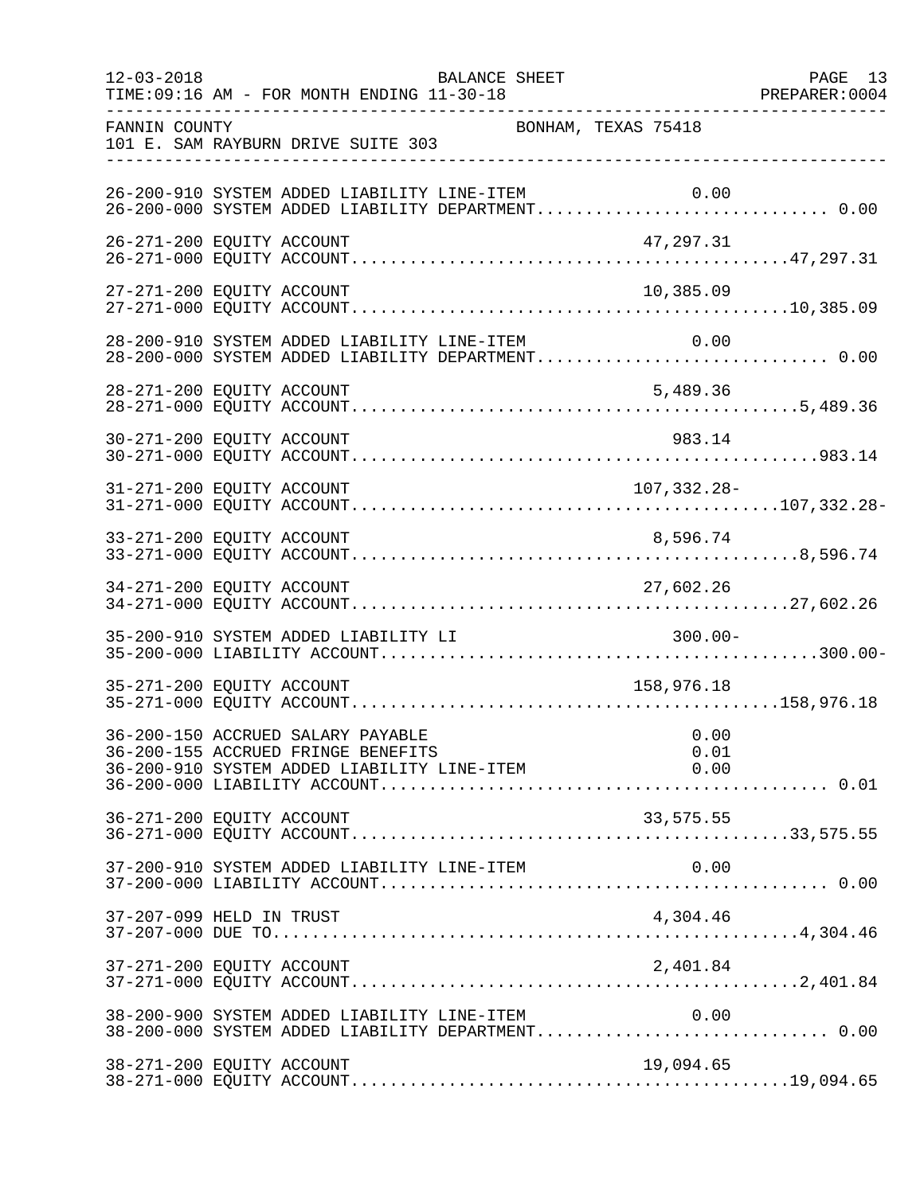FANNIN COUNTY — BONHAM, TEXAS 75418
101 E. SAM RAYBURN DRIVE SUITE 303

BALANCE SHEET
TIME:09:16 AM - FOR MONTH ENDING 11-30-18

| Account | Description | Line Item | Total |
|---|---|---|---|
| 26-200-910 | SYSTEM ADDED LIABILITY LINE-ITEM | 0.00 | |
| 26-200-000 | SYSTEM ADDED LIABILITY DEPARTMENT | | 0.00 |
| 26-271-200 | EQUITY ACCOUNT | 47,297.31 | |
| 26-271-000 | EQUITY ACCOUNT | | 47,297.31 |
| 27-271-200 | EQUITY ACCOUNT | 10,385.09 | |
| 27-271-000 | EQUITY ACCOUNT | | 10,385.09 |
| 28-200-910 | SYSTEM ADDED LIABILITY LINE-ITEM | 0.00 | |
| 28-200-000 | SYSTEM ADDED LIABILITY DEPARTMENT | | 0.00 |
| 28-271-200 | EQUITY ACCOUNT | 5,489.36 | |
| 28-271-000 | EQUITY ACCOUNT | | 5,489.36 |
| 30-271-200 | EQUITY ACCOUNT | 983.14 | |
| 30-271-000 | EQUITY ACCOUNT | | 983.14 |
| 31-271-200 | EQUITY ACCOUNT | 107,332.28- | |
| 31-271-000 | EQUITY ACCOUNT | | 107,332.28- |
| 33-271-200 | EQUITY ACCOUNT | 8,596.74 | |
| 33-271-000 | EQUITY ACCOUNT | | 8,596.74 |
| 34-271-200 | EQUITY ACCOUNT | 27,602.26 | |
| 34-271-000 | EQUITY ACCOUNT | | 27,602.26 |
| 35-200-910 | SYSTEM ADDED LIABILITY LI | 300.00- | |
| 35-200-000 | LIABILITY ACCOUNT | | 300.00- |
| 35-271-200 | EQUITY ACCOUNT | 158,976.18 | |
| 35-271-000 | EQUITY ACCOUNT | | 158,976.18 |
| 36-200-150 | ACCRUED SALARY PAYABLE | 0.00 | |
| 36-200-155 | ACCRUED FRINGE BENEFITS | 0.01 | |
| 36-200-910 | SYSTEM ADDED LIABILITY LINE-ITEM | 0.00 | |
| 36-200-000 | LIABILITY ACCOUNT | | 0.01 |
| 36-271-200 | EQUITY ACCOUNT | 33,575.55 | |
| 36-271-000 | EQUITY ACCOUNT | | 33,575.55 |
| 37-200-910 | SYSTEM ADDED LIABILITY LINE-ITEM | 0.00 | |
| 37-200-000 | LIABILITY ACCOUNT | | 0.00 |
| 37-207-099 | HELD IN TRUST | 4,304.46 | |
| 37-207-000 | DUE TO | | 4,304.46 |
| 37-271-200 | EQUITY ACCOUNT | 2,401.84 | |
| 37-271-000 | EQUITY ACCOUNT | | 2,401.84 |
| 38-200-900 | SYSTEM ADDED LIABILITY LINE-ITEM | 0.00 | |
| 38-200-000 | SYSTEM ADDED LIABILITY DEPARTMENT | | 0.00 |
| 38-271-200 | EQUITY ACCOUNT | 19,094.65 | |
| 38-271-000 | EQUITY ACCOUNT | | 19,094.65 |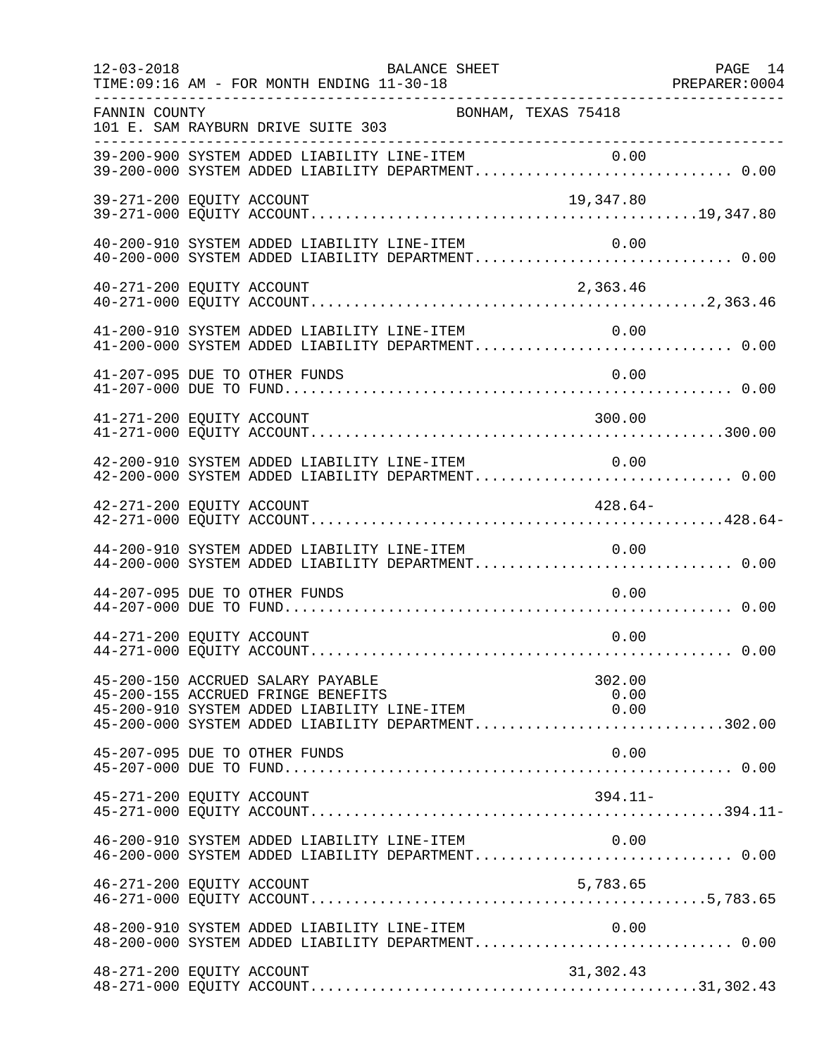FANNIN COUNTY BONHAM, TEXAS 75418
101 E. SAM RAYBURN DRIVE SUITE 303

```
39-200-900 SYSTEM ADDED LIABILITY LINE-ITEM                      0.00
39-200-000 SYSTEM ADDED LIABILITY DEPARTMENT............................. 0.00

39-271-200 EQUITY ACCOUNT                                   19,347.80
39-271-000 EQUITY ACCOUNT...........................................19,347.80

40-200-910 SYSTEM ADDED LIABILITY LINE-ITEM                      0.00
40-200-000 SYSTEM ADDED LIABILITY DEPARTMENT............................. 0.00

40-271-200 EQUITY ACCOUNT                                    2,363.46
40-271-000 EQUITY ACCOUNT............................................2,363.46

41-200-910 SYSTEM ADDED LIABILITY LINE-ITEM                      0.00
41-200-000 SYSTEM ADDED LIABILITY DEPARTMENT............................. 0.00

41-207-095 DUE TO OTHER FUNDS                                    0.00
41-207-000 DUE TO FUND................................................... 0.00

41-271-200 EQUITY ACCOUNT                                      300.00
41-271-000 EQUITY ACCOUNT..............................................300.00

42-200-910 SYSTEM ADDED LIABILITY LINE-ITEM                      0.00
42-200-000 SYSTEM ADDED LIABILITY DEPARTMENT............................. 0.00

42-271-200 EQUITY ACCOUNT                                      428.64-
42-271-000 EQUITY ACCOUNT..............................................428.64-

44-200-910 SYSTEM ADDED LIABILITY LINE-ITEM                      0.00
44-200-000 SYSTEM ADDED LIABILITY DEPARTMENT............................. 0.00

44-207-095 DUE TO OTHER FUNDS                                    0.00
44-207-000 DUE TO FUND................................................... 0.00

44-271-200 EQUITY ACCOUNT                                        0.00
44-271-000 EQUITY ACCOUNT................................................ 0.00

45-200-150 ACCRUED SALARY PAYABLE                              302.00
45-200-155 ACCRUED FRINGE BENEFITS                               0.00
45-200-910 SYSTEM ADDED LIABILITY LINE-ITEM                      0.00
45-200-000 SYSTEM ADDED LIABILITY DEPARTMENT............................302.00

45-207-095 DUE TO OTHER FUNDS                                    0.00
45-207-000 DUE TO FUND................................................... 0.00

45-271-200 EQUITY ACCOUNT                                      394.11-
45-271-000 EQUITY ACCOUNT..............................................394.11-

46-200-910 SYSTEM ADDED LIABILITY LINE-ITEM                      0.00
46-200-000 SYSTEM ADDED LIABILITY DEPARTMENT............................. 0.00

46-271-200 EQUITY ACCOUNT                                    5,783.65
46-271-000 EQUITY ACCOUNT............................................5,783.65

48-200-910 SYSTEM ADDED LIABILITY LINE-ITEM                      0.00
48-200-000 SYSTEM ADDED LIABILITY DEPARTMENT............................. 0.00

48-271-200 EQUITY ACCOUNT                                   31,302.43
48-271-000 EQUITY ACCOUNT...........................................31,302.43
```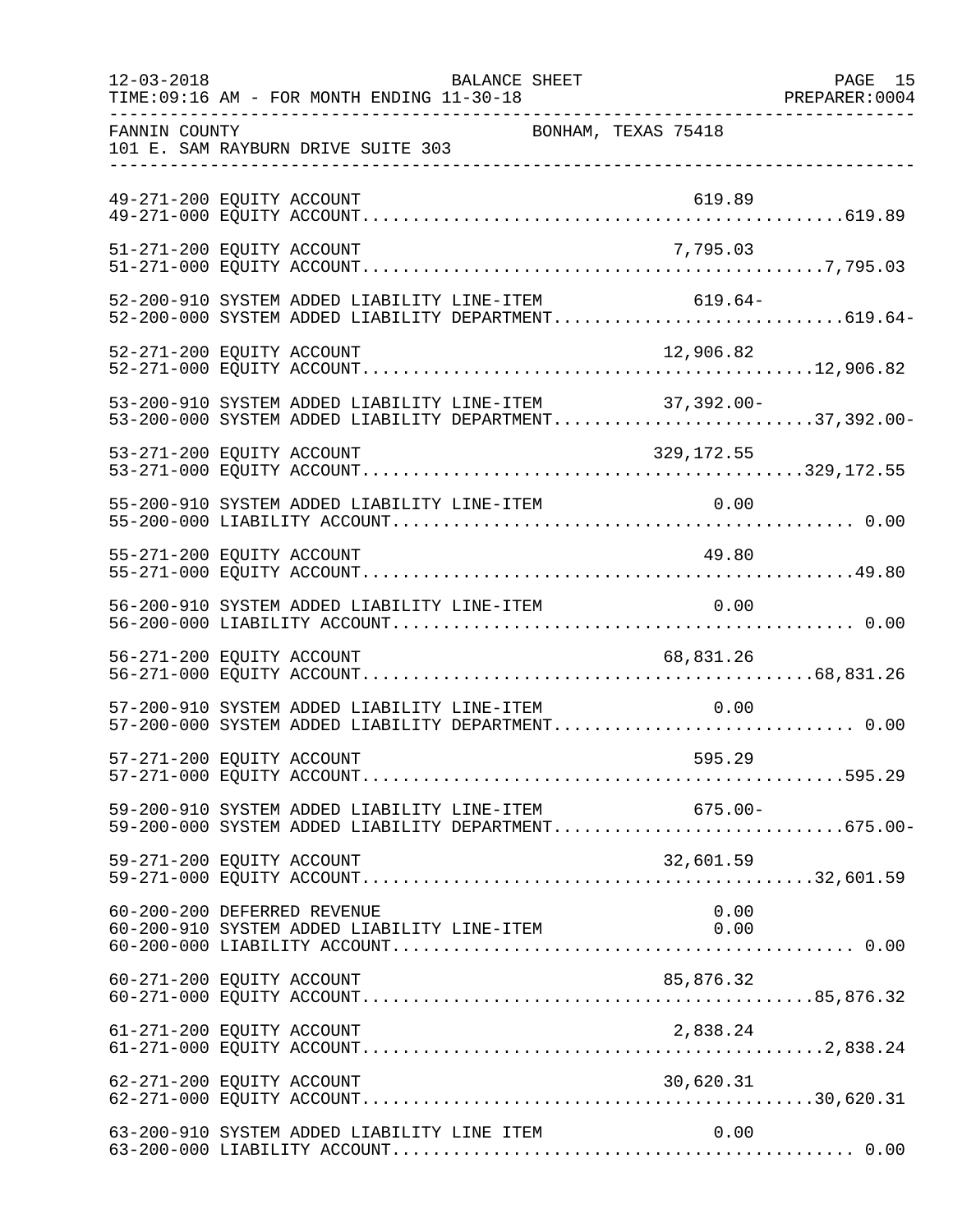FANNIN COUNTY BONHAM, TEXAS 75418
101 E. SAM RAYBURN DRIVE SUITE 303

| Account | Line-Item Amount | Department Total |
|---|---|---|
| 49-271-200 EQUITY ACCOUNT | 619.89 | |
| 49-271-000 EQUITY ACCOUNT | | 619.89 |
| 51-271-200 EQUITY ACCOUNT | 7,795.03 | |
| 51-271-000 EQUITY ACCOUNT | | 7,795.03 |
| 52-200-910 SYSTEM ADDED LIABILITY LINE-ITEM | 619.64- | |
| 52-200-000 SYSTEM ADDED LIABILITY DEPARTMENT | | 619.64- |
| 52-271-200 EQUITY ACCOUNT | 12,906.82 | |
| 52-271-000 EQUITY ACCOUNT | | 12,906.82 |
| 53-200-910 SYSTEM ADDED LIABILITY LINE-ITEM | 37,392.00- | |
| 53-200-000 SYSTEM ADDED LIABILITY DEPARTMENT | | 37,392.00- |
| 53-271-200 EQUITY ACCOUNT | 329,172.55 | |
| 53-271-000 EQUITY ACCOUNT | | 329,172.55 |
| 55-200-910 SYSTEM ADDED LIABILITY LINE-ITEM | 0.00 | |
| 55-200-000 LIABILITY ACCOUNT | | 0.00 |
| 55-271-200 EQUITY ACCOUNT | 49.80 | |
| 55-271-000 EQUITY ACCOUNT | | 49.80 |
| 56-200-910 SYSTEM ADDED LIABILITY LINE-ITEM | 0.00 | |
| 56-200-000 LIABILITY ACCOUNT | | 0.00 |
| 56-271-200 EQUITY ACCOUNT | 68,831.26 | |
| 56-271-000 EQUITY ACCOUNT | | 68,831.26 |
| 57-200-910 SYSTEM ADDED LIABILITY LINE-ITEM | 0.00 | |
| 57-200-000 SYSTEM ADDED LIABILITY DEPARTMENT | | 0.00 |
| 57-271-200 EQUITY ACCOUNT | 595.29 | |
| 57-271-000 EQUITY ACCOUNT | | 595.29 |
| 59-200-910 SYSTEM ADDED LIABILITY LINE-ITEM | 675.00- | |
| 59-200-000 SYSTEM ADDED LIABILITY DEPARTMENT | | 675.00- |
| 59-271-200 EQUITY ACCOUNT | 32,601.59 | |
| 59-271-000 EQUITY ACCOUNT | | 32,601.59 |
| 60-200-200 DEFERRED REVENUE | 0.00 | |
| 60-200-910 SYSTEM ADDED LIABILITY LINE-ITEM | 0.00 | |
| 60-200-000 LIABILITY ACCOUNT | | 0.00 |
| 60-271-200 EQUITY ACCOUNT | 85,876.32 | |
| 60-271-000 EQUITY ACCOUNT | | 85,876.32 |
| 61-271-200 EQUITY ACCOUNT | 2,838.24 | |
| 61-271-000 EQUITY ACCOUNT | | 2,838.24 |
| 62-271-200 EQUITY ACCOUNT | 30,620.31 | |
| 62-271-000 EQUITY ACCOUNT | | 30,620.31 |
| 63-200-910 SYSTEM ADDED LIABILITY LINE ITEM | 0.00 | |
| 63-200-000 LIABILITY ACCOUNT | | 0.00 |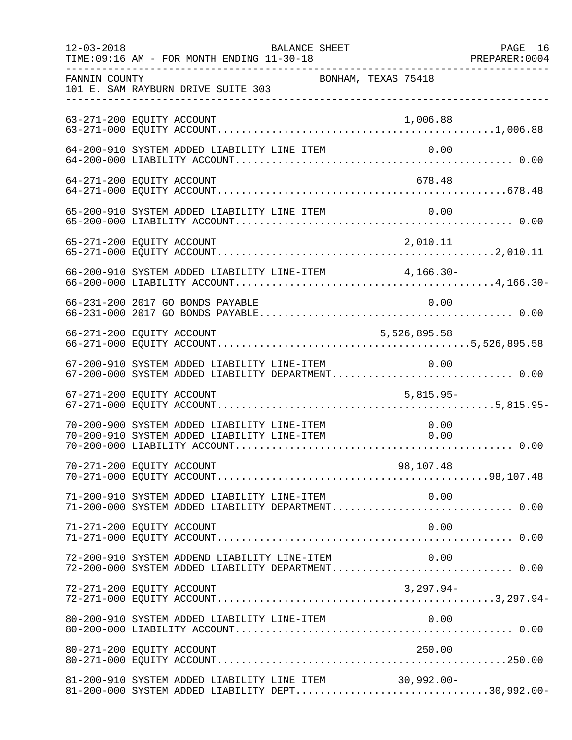FANNIN COUNTY  BONHAM, TEXAS 75418
101 E. SAM RAYBURN DRIVE SUITE 303

| Account | Detail | Total |
|---|---|---|
| 63-271-200 EQUITY ACCOUNT | 1,006.88 | |
| 63-271-000 EQUITY ACCOUNT | | 1,006.88 |
| 64-200-910 SYSTEM ADDED LIABILITY LINE ITEM | 0.00 | |
| 64-200-000 LIABILITY ACCOUNT | | 0.00 |
| 64-271-200 EQUITY ACCOUNT | 678.48 | |
| 64-271-000 EQUITY ACCOUNT | | 678.48 |
| 65-200-910 SYSTEM ADDED LIABILITY LINE ITEM | 0.00 | |
| 65-200-000 LIABILITY ACCOUNT | | 0.00 |
| 65-271-200 EQUITY ACCOUNT | 2,010.11 | |
| 65-271-000 EQUITY ACCOUNT | | 2,010.11 |
| 66-200-910 SYSTEM ADDED LIABILITY LINE-ITEM | 4,166.30- | |
| 66-200-000 LIABILITY ACCOUNT | | 4,166.30- |
| 66-231-200 2017 GO BONDS PAYABLE | 0.00 | |
| 66-231-000 2017 GO BONDS PAYABLE | | 0.00 |
| 66-271-200 EQUITY ACCOUNT | 5,526,895.58 | |
| 66-271-000 EQUITY ACCOUNT | | 5,526,895.58 |
| 67-200-910 SYSTEM ADDED LIABILITY LINE-ITEM | 0.00 | |
| 67-200-000 SYSTEM ADDED LIABILITY DEPARTMENT | | 0.00 |
| 67-271-200 EQUITY ACCOUNT | 5,815.95- | |
| 67-271-000 EQUITY ACCOUNT | | 5,815.95- |
| 70-200-900 SYSTEM ADDED LIABILITY LINE-ITEM | 0.00 | |
| 70-200-910 SYSTEM ADDED LIABILITY LINE-ITEM | 0.00 | |
| 70-200-000 LIABILITY ACCOUNT | | 0.00 |
| 70-271-200 EQUITY ACCOUNT | 98,107.48 | |
| 70-271-000 EQUITY ACCOUNT | | 98,107.48 |
| 71-200-910 SYSTEM ADDED LIABILITY LINE-ITEM | 0.00 | |
| 71-200-000 SYSTEM ADDED LIABILITY DEPARTMENT | | 0.00 |
| 71-271-200 EQUITY ACCOUNT | 0.00 | |
| 71-271-000 EQUITY ACCOUNT | | 0.00 |
| 72-200-910 SYSTEM ADDEND LIABILITY LINE-ITEM | 0.00 | |
| 72-200-000 SYSTEM ADDED LIABILITY DEPARTMENT | | 0.00 |
| 72-271-200 EQUITY ACCOUNT | 3,297.94- | |
| 72-271-000 EQUITY ACCOUNT | | 3,297.94- |
| 80-200-910 SYSTEM ADDED LIABILITY LINE-ITEM | 0.00 | |
| 80-200-000 LIABILITY ACCOUNT | | 0.00 |
| 80-271-200 EQUITY ACCOUNT | 250.00 | |
| 80-271-000 EQUITY ACCOUNT | | 250.00 |
| 81-200-910 SYSTEM ADDED LIABILITY LINE ITEM | 30,992.00- | |
| 81-200-000 SYSTEM ADDED LIABILITY DEPT | | 30,992.00- |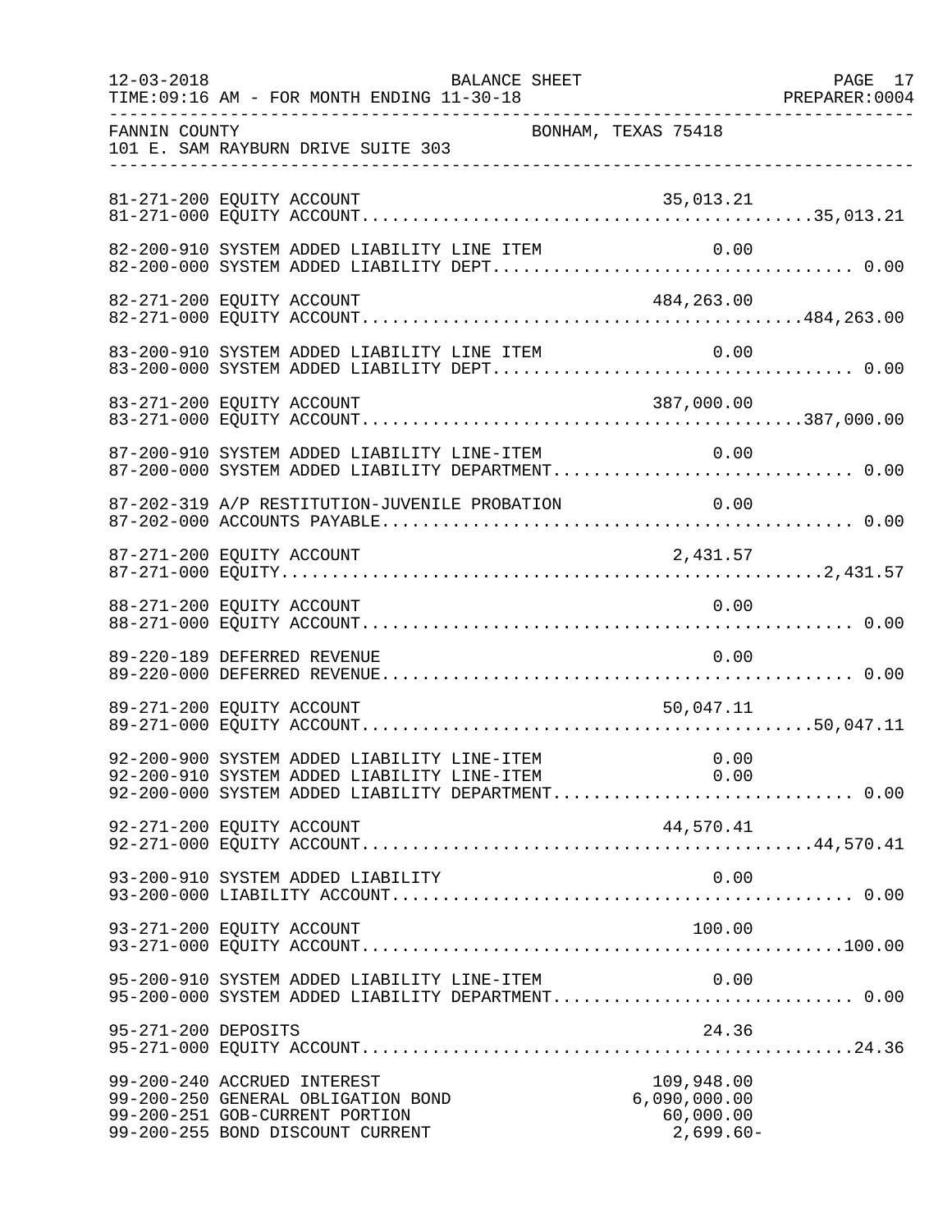FANNIN COUNTY BONHAM, TEXAS 75418
101 E. SAM RAYBURN DRIVE SUITE 303

| Account | Description | Amount | Total |
|---|---|---|---|
| 81-271-200 | EQUITY ACCOUNT | 35,013.21 | |
| 81-271-000 | EQUITY ACCOUNT | | 35,013.21 |
| 82-200-910 | SYSTEM ADDED LIABILITY LINE ITEM | 0.00 | |
| 82-200-000 | SYSTEM ADDED LIABILITY DEPT | | 0.00 |
| 82-271-200 | EQUITY ACCOUNT | 484,263.00 | |
| 82-271-000 | EQUITY ACCOUNT | | 484,263.00 |
| 83-200-910 | SYSTEM ADDED LIABILITY LINE ITEM | 0.00 | |
| 83-200-000 | SYSTEM ADDED LIABILITY DEPT | | 0.00 |
| 83-271-200 | EQUITY ACCOUNT | 387,000.00 | |
| 83-271-000 | EQUITY ACCOUNT | | 387,000.00 |
| 87-200-910 | SYSTEM ADDED LIABILITY LINE-ITEM | 0.00 | |
| 87-200-000 | SYSTEM ADDED LIABILITY DEPARTMENT | | 0.00 |
| 87-202-319 | A/P RESTITUTION-JUVENILE PROBATION | 0.00 | |
| 87-202-000 | ACCOUNTS PAYABLE | | 0.00 |
| 87-271-200 | EQUITY ACCOUNT | 2,431.57 | |
| 87-271-000 | EQUITY | | 2,431.57 |
| 88-271-200 | EQUITY ACCOUNT | 0.00 | |
| 88-271-000 | EQUITY ACCOUNT | | 0.00 |
| 89-220-189 | DEFERRED REVENUE | 0.00 | |
| 89-220-000 | DEFERRED REVENUE | | 0.00 |
| 89-271-200 | EQUITY ACCOUNT | 50,047.11 | |
| 89-271-000 | EQUITY ACCOUNT | | 50,047.11 |
| 92-200-900 | SYSTEM ADDED LIABILITY LINE-ITEM | 0.00 | |
| 92-200-910 | SYSTEM ADDED LIABILITY LINE-ITEM | 0.00 | |
| 92-200-000 | SYSTEM ADDED LIABILITY DEPARTMENT | | 0.00 |
| 92-271-200 | EQUITY ACCOUNT | 44,570.41 | |
| 92-271-000 | EQUITY ACCOUNT | | 44,570.41 |
| 93-200-910 | SYSTEM ADDED LIABILITY | 0.00 | |
| 93-200-000 | LIABILITY ACCOUNT | | 0.00 |
| 93-271-200 | EQUITY ACCOUNT | 100.00 | |
| 93-271-000 | EQUITY ACCOUNT | | 100.00 |
| 95-200-910 | SYSTEM ADDED LIABILITY LINE-ITEM | 0.00 | |
| 95-200-000 | SYSTEM ADDED LIABILITY DEPARTMENT | | 0.00 |
| 95-271-200 | DEPOSITS | 24.36 | |
| 95-271-000 | EQUITY ACCOUNT | | 24.36 |
| 99-200-240 | ACCRUED INTEREST | 109,948.00 | |
| 99-200-250 | GENERAL OBLIGATION BOND | 6,090,000.00 | |
| 99-200-251 | GOB-CURRENT PORTION | 60,000.00 | |
| 99-200-255 | BOND DISCOUNT CURRENT | 2,699.60- | |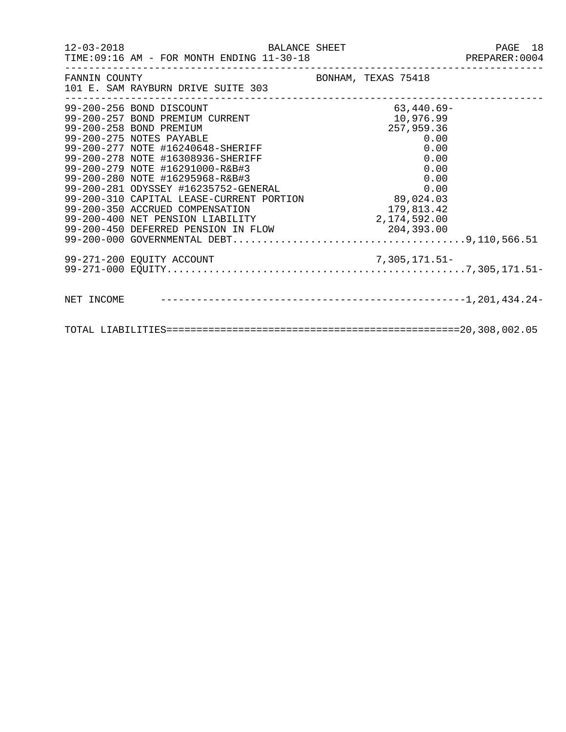12-03-2018 BALANCE SHEET PAGE 18
TIME:09:16 AM - FOR MONTH ENDING 11-30-18 PREPARER:0004

FANNIN COUNTY BONHAM, TEXAS 75418
101 E. SAM RAYBURN DRIVE SUITE 303

| | | |
|---|---|---|
| 99-200-256 BOND DISCOUNT | 63,440.69- | |
| 99-200-257 BOND PREMIUM CURRENT | 10,976.99 | |
| 99-200-258 BOND PREMIUM | 257,959.36 | |
| 99-200-275 NOTES PAYABLE | 0.00 | |
| 99-200-277 NOTE #16240648-SHERIFF | 0.00 | |
| 99-200-278 NOTE #16308936-SHERIFF | 0.00 | |
| 99-200-279 NOTE #16291000-R&B#3 | 0.00 | |
| 99-200-280 NOTE #16295968-R&B#3 | 0.00 | |
| 99-200-281 ODYSSEY #16235752-GENERAL | 0.00 | |
| 99-200-310 CAPITAL LEASE-CURRENT PORTION | 89,024.03 | |
| 99-200-350 ACCRUED COMPENSATION | 179,813.42 | |
| 99-200-400 NET PENSION LIABILITY | 2,174,592.00 | |
| 99-200-450 DEFERRED PENSION IN FLOW | 204,393.00 | |
| 99-200-000 GOVERNMENTAL DEBT | | 9,110,566.51 |
| 99-271-200 EQUITY ACCOUNT | 7,305,171.51- | |
| 99-271-000 EQUITY | | 7,305,171.51- |
| NET INCOME | | 1,201,434.24- |
| TOTAL LIABILITIES | | 20,308,002.05 |